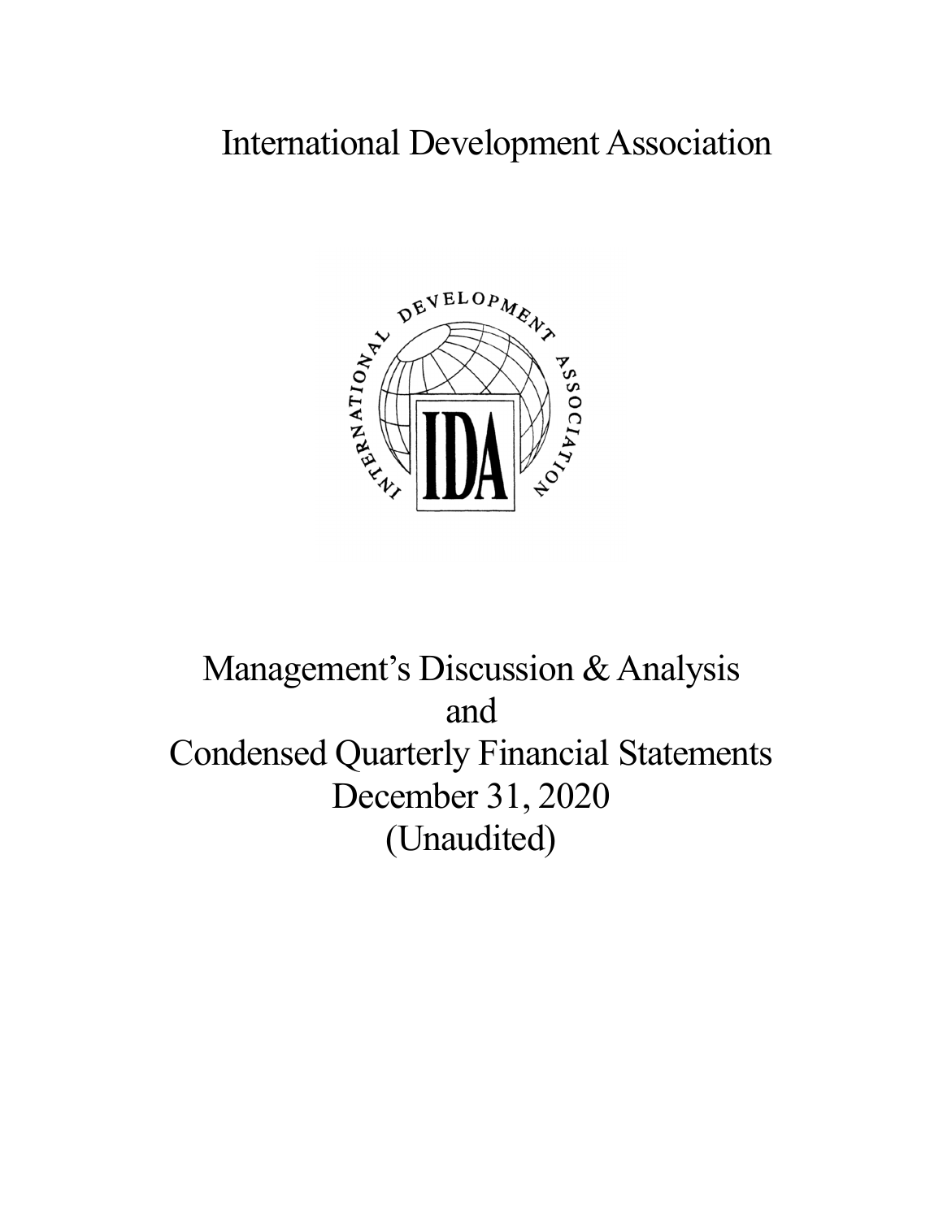# International Development Association

# Management's Discussion & Analysis
# and
# Condensed Quarterly Financial Statements
# December 31, 2020
# (Unaudited)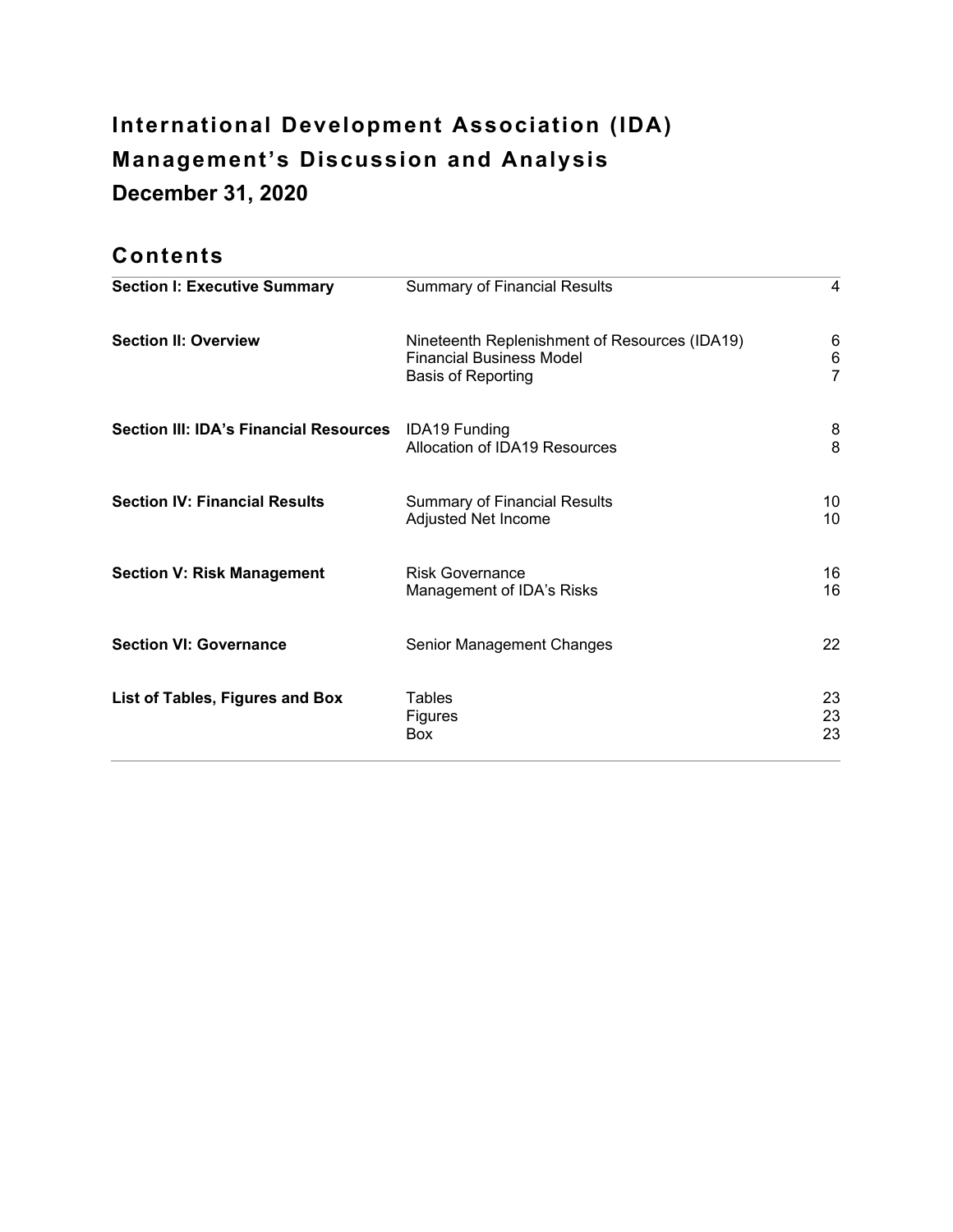# International Development Association (IDA)
# Management's Discussion and Analysis
## December 31, 2020

## Contents

| | | |
|---|---|---|
| **Section I: Executive Summary** | Summary of Financial Results | 4 |
| **Section II: Overview** | Nineteenth Replenishment of Resources (IDA19) | 6 |
| | Financial Business Model | 6 |
| | Basis of Reporting | 7 |
| **Section III: IDA's Financial Resources** | IDA19 Funding | 8 |
| | Allocation of IDA19 Resources | 8 |
| **Section IV: Financial Results** | Summary of Financial Results | 10 |
| | Adjusted Net Income | 10 |
| **Section V: Risk Management** | Risk Governance | 16 |
| | Management of IDA's Risks | 16 |
| **Section VI: Governance** | Senior Management Changes | 22 |
| **List of Tables, Figures and Box** | Tables | 23 |
| | Figures | 23 |
| | Box | 23 |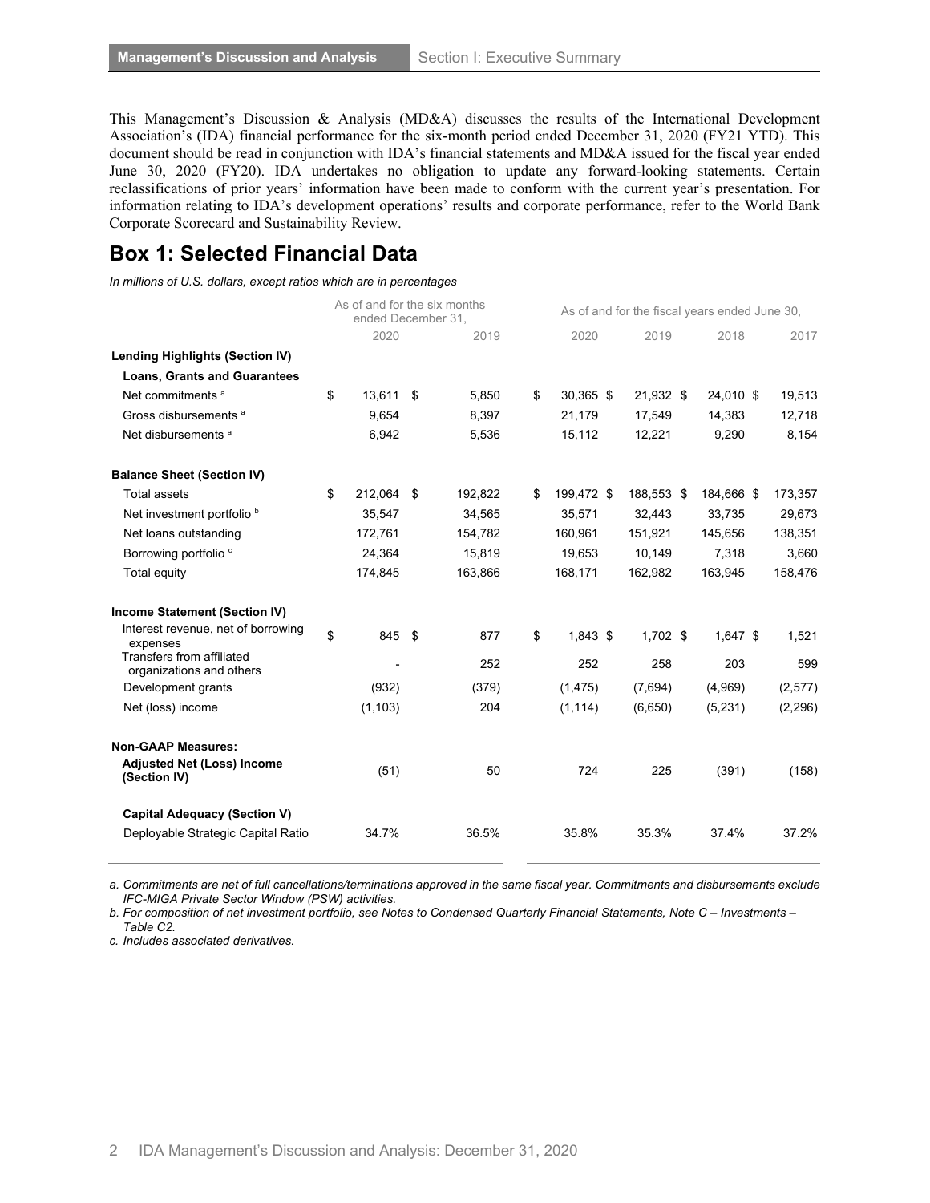This Management's Discussion & Analysis (MD&A) discusses the results of the International Development Association's (IDA) financial performance for the six-month period ended December 31, 2020 (FY21 YTD). This document should be read in conjunction with IDA's financial statements and MD&A issued for the fiscal year ended June 30, 2020 (FY20). IDA undertakes no obligation to update any forward-looking statements. Certain reclassifications of prior years' information have been made to conform with the current year's presentation. For information relating to IDA's development operations' results and corporate performance, refer to the World Bank Corporate Scorecard and Sustainability Review.

## Box 1: Selected Financial Data

*In millions of U.S. dollars, except ratios which are in percentages*

| | As of and for the six months ended December 31, | | As of and for the fiscal years ended June 30, | | | |
|---|---|---|---|---|---|---|
| | 2020 | 2019 | 2020 | 2019 | 2018 | 2017 |
| **Lending Highlights (Section IV)** | | | | | | |
| **Loans, Grants and Guarantees** | | | | | | |
| Net commitments [a] | $ 13,611 | $ 5,850 | $ 30,365 | $ 21,932 | $ 24,010 | $ 19,513 |
| Gross disbursements [a] | 9,654 | 8,397 | 21,179 | 17,549 | 14,383 | 12,718 |
| Net disbursements [a] | 6,942 | 5,536 | 15,112 | 12,221 | 9,290 | 8,154 |
| **Balance Sheet (Section IV)** | | | | | | |
| Total assets | $ 212,064 | $ 192,822 | $ 199,472 | $ 188,553 | $ 184,666 | $ 173,357 |
| Net investment portfolio [b] | 35,547 | 34,565 | 35,571 | 32,443 | 33,735 | 29,673 |
| Net loans outstanding | 172,761 | 154,782 | 160,961 | 151,921 | 145,656 | 138,351 |
| Borrowing portfolio [c] | 24,364 | 15,819 | 19,653 | 10,149 | 7,318 | 3,660 |
| Total equity | 174,845 | 163,866 | 168,171 | 162,982 | 163,945 | 158,476 |
| **Income Statement (Section IV)** | | | | | | |
| Interest revenue, net of borrowing expenses | $ 845 | $ 877 | $ 1,843 | $ 1,702 | $ 1,647 | $ 1,521 |
| Transfers from affiliated organizations and others | - | 252 | 252 | 258 | 203 | 599 |
| Development grants | (932) | (379) | (1,475) | (7,694) | (4,969) | (2,577) |
| Net (loss) income | (1,103) | 204 | (1,114) | (6,650) | (5,231) | (2,296) |
| **Non-GAAP Measures:** | | | | | | |
| **Adjusted Net (Loss) Income (Section IV)** | (51) | 50 | 724 | 225 | (391) | (158) |
| **Capital Adequacy (Section V)** | | | | | | |
| Deployable Strategic Capital Ratio | 34.7% | 36.5% | 35.8% | 35.3% | 37.4% | 37.2% |

*a. Commitments are net of full cancellations/terminations approved in the same fiscal year. Commitments and disbursements exclude IFC-MIGA Private Sector Window (PSW) activities.*

*b. For composition of net investment portfolio, see Notes to Condensed Quarterly Financial Statements, Note C – Investments – Table C2.*

*c. Includes associated derivatives.*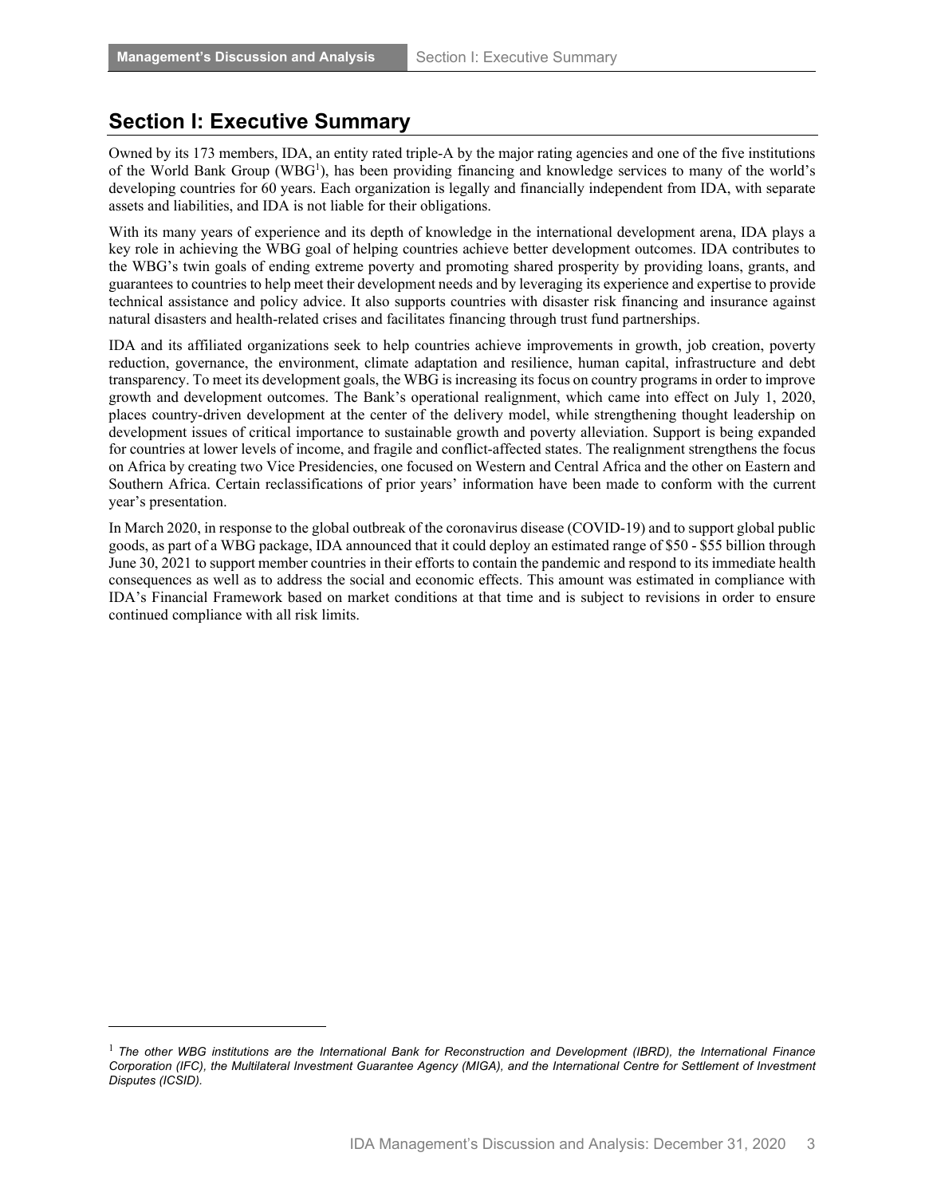# Section I: Executive Summary

Owned by its 173 members, IDA, an entity rated triple-A by the major rating agencies and one of the five institutions of the World Bank Group (WBG[1]), has been providing financing and knowledge services to many of the world's developing countries for 60 years. Each organization is legally and financially independent from IDA, with separate assets and liabilities, and IDA is not liable for their obligations.

With its many years of experience and its depth of knowledge in the international development arena, IDA plays a key role in achieving the WBG goal of helping countries achieve better development outcomes. IDA contributes to the WBG's twin goals of ending extreme poverty and promoting shared prosperity by providing loans, grants, and guarantees to countries to help meet their development needs and by leveraging its experience and expertise to provide technical assistance and policy advice. It also supports countries with disaster risk financing and insurance against natural disasters and health-related crises and facilitates financing through trust fund partnerships.

IDA and its affiliated organizations seek to help countries achieve improvements in growth, job creation, poverty reduction, governance, the environment, climate adaptation and resilience, human capital, infrastructure and debt transparency. To meet its development goals, the WBG is increasing its focus on country programs in order to improve growth and development outcomes. The Bank's operational realignment, which came into effect on July 1, 2020, places country-driven development at the center of the delivery model, while strengthening thought leadership on development issues of critical importance to sustainable growth and poverty alleviation. Support is being expanded for countries at lower levels of income, and fragile and conflict-affected states. The realignment strengthens the focus on Africa by creating two Vice Presidencies, one focused on Western and Central Africa and the other on Eastern and Southern Africa. Certain reclassifications of prior years' information have been made to conform with the current year's presentation.

In March 2020, in response to the global outbreak of the coronavirus disease (COVID-19) and to support global public goods, as part of a WBG package, IDA announced that it could deploy an estimated range of $50 - $55 billion through June 30, 2021 to support member countries in their efforts to contain the pandemic and respond to its immediate health consequences as well as to address the social and economic effects. This amount was estimated in compliance with IDA's Financial Framework based on market conditions at that time and is subject to revisions in order to ensure continued compliance with all risk limits.

[1] *The other WBG institutions are the International Bank for Reconstruction and Development (IBRD), the International Finance Corporation (IFC), the Multilateral Investment Guarantee Agency (MIGA), and the International Centre for Settlement of Investment Disputes (ICSID).*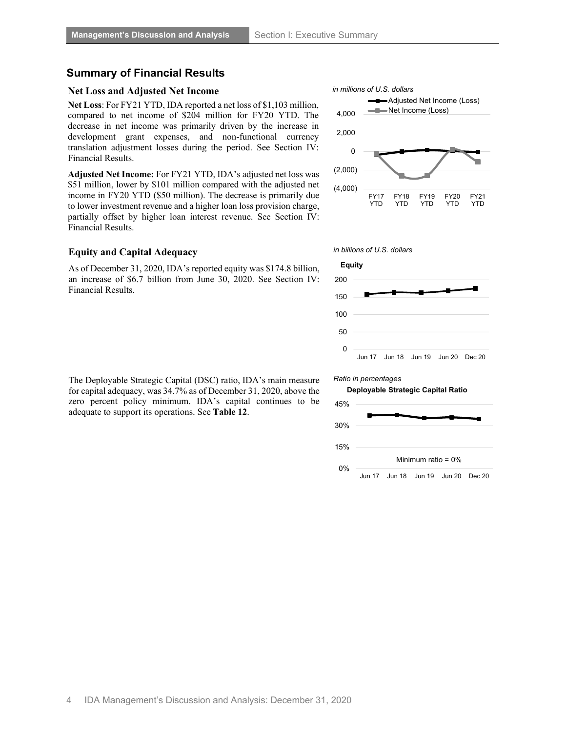## Summary of Financial Results

### Net Loss and Adjusted Net Income

**Net Loss**: For FY21 YTD, IDA reported a net loss of $1,103 million, compared to net income of $204 million for FY20 YTD. The decrease in net income was primarily driven by the increase in development grant expenses, and non-functional currency translation adjustment losses during the period. See Section IV: Financial Results.

**Adjusted Net Income:** For FY21 YTD, IDA's adjusted net loss was $51 million, lower by $101 million compared with the adjusted net income in FY20 YTD ($50 million). The decrease is primarily due to lower investment revenue and a higher loan loss provision charge, partially offset by higher loan interest revenue. See Section IV: Financial Results.

*in millions of U.S. dollars*

### Equity and Capital Adequacy

As of December 31, 2020, IDA's reported equity was $174.8 billion, an increase of $6.7 billion from June 30, 2020. See Section IV: Financial Results.

*in billions of U.S. dollars*

The Deployable Strategic Capital (DSC) ratio, IDA's main measure for capital adequacy, was 34.7% as of December 31, 2020, above the zero percent policy minimum. IDA's capital continues to be adequate to support its operations. See **Table 12**.

*Ratio in percentages*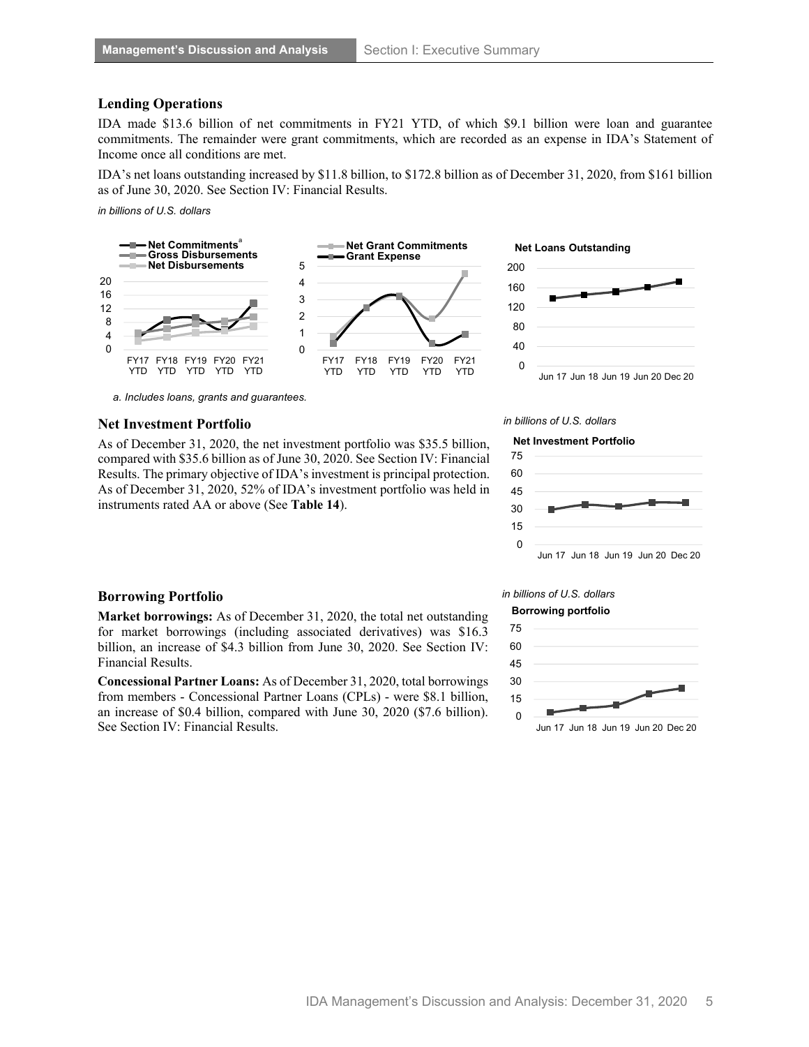## Lending Operations

IDA made $13.6 billion of net commitments in FY21 YTD, of which $9.1 billion were loan and guarantee commitments. The remainder were grant commitments, which are recorded as an expense in IDA's Statement of Income once all conditions are met.

IDA's net loans outstanding increased by $11.8 billion, to $172.8 billion as of December 31, 2020, from $161 billion as of June 30, 2020. See Section IV: Financial Results.

*in billions of U.S. dollars*

*a. Includes loans, grants and guarantees.*

## Net Investment Portfolio

As of December 31, 2020, the net investment portfolio was $35.5 billion, compared with $35.6 billion as of June 30, 2020. See Section IV: Financial Results. The primary objective of IDA's investment is principal protection. As of December 31, 2020, 52% of IDA's investment portfolio was held in instruments rated AA or above (See **Table 14**).

*in billions of U.S. dollars*

## Borrowing Portfolio

**Market borrowings:** As of December 31, 2020, the total net outstanding for market borrowings (including associated derivatives) was $16.3 billion, an increase of $4.3 billion from June 30, 2020. See Section IV: Financial Results.

**Concessional Partner Loans:** As of December 31, 2020, total borrowings from members - Concessional Partner Loans (CPLs) - were $8.1 billion, an increase of $0.4 billion, compared with June 30, 2020 ($7.6 billion). See Section IV: Financial Results.

*in billions of U.S. dollars*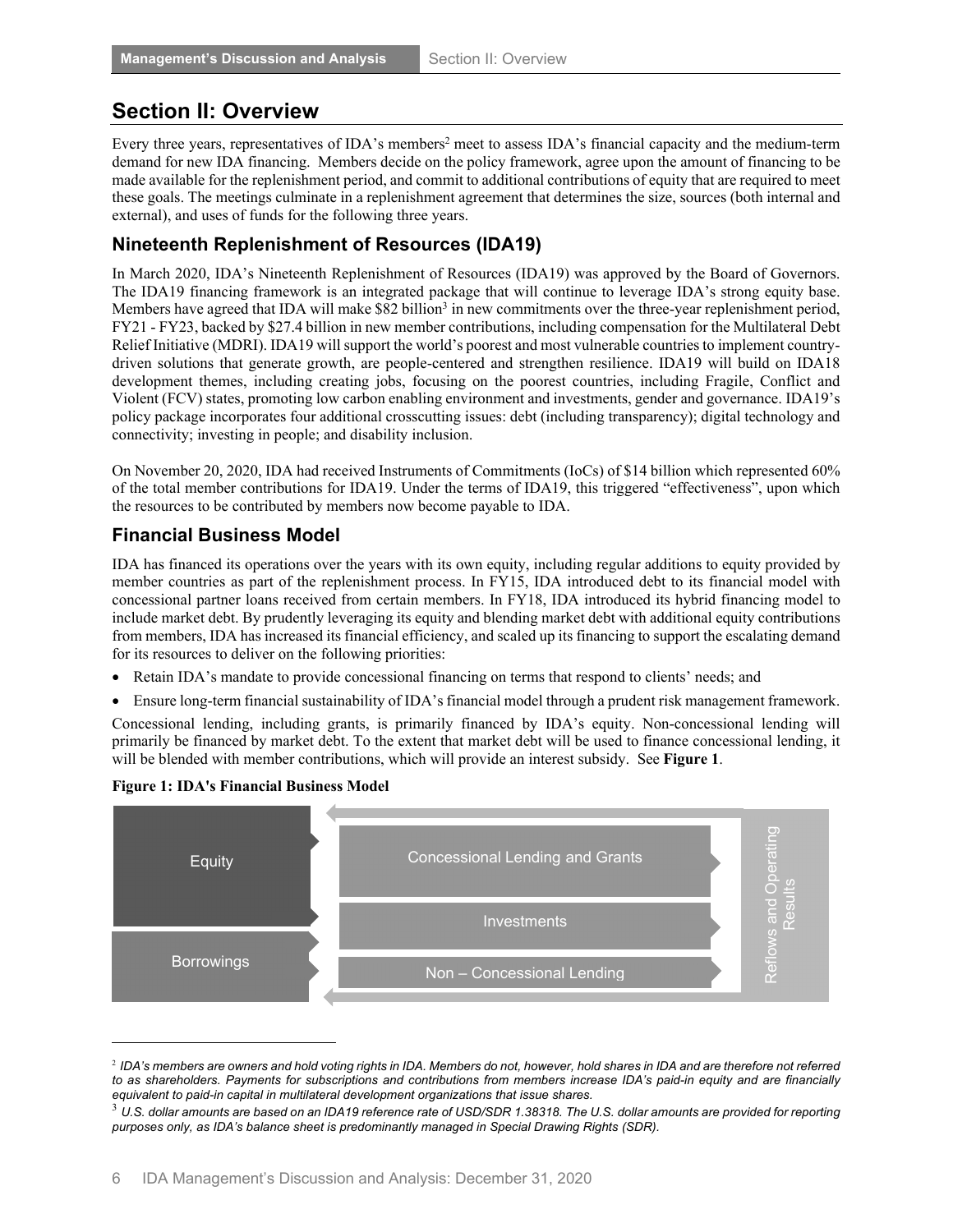# Section II: Overview

Every three years, representatives of IDA's members[2] meet to assess IDA's financial capacity and the medium-term demand for new IDA financing. Members decide on the policy framework, agree upon the amount of financing to be made available for the replenishment period, and commit to additional contributions of equity that are required to meet these goals. The meetings culminate in a replenishment agreement that determines the size, sources (both internal and external), and uses of funds for the following three years.

## Nineteenth Replenishment of Resources (IDA19)

In March 2020, IDA's Nineteenth Replenishment of Resources (IDA19) was approved by the Board of Governors. The IDA19 financing framework is an integrated package that will continue to leverage IDA's strong equity base. Members have agreed that IDA will make $82 billion[3] in new commitments over the three-year replenishment period, FY21 - FY23, backed by $27.4 billion in new member contributions, including compensation for the Multilateral Debt Relief Initiative (MDRI). IDA19 will support the world's poorest and most vulnerable countries to implement country-driven solutions that generate growth, are people-centered and strengthen resilience. IDA19 will build on IDA18 development themes, including creating jobs, focusing on the poorest countries, including Fragile, Conflict and Violent (FCV) states, promoting low carbon enabling environment and investments, gender and governance. IDA19's policy package incorporates four additional crosscutting issues: debt (including transparency); digital technology and connectivity; investing in people; and disability inclusion.

On November 20, 2020, IDA had received Instruments of Commitments (IoCs) of $14 billion which represented 60% of the total member contributions for IDA19. Under the terms of IDA19, this triggered "effectiveness", upon which the resources to be contributed by members now become payable to IDA.

## Financial Business Model

IDA has financed its operations over the years with its own equity, including regular additions to equity provided by member countries as part of the replenishment process. In FY15, IDA introduced debt to its financial model with concessional partner loans received from certain members. In FY18, IDA introduced its hybrid financing model to include market debt. By prudently leveraging its equity and blending market debt with additional equity contributions from members, IDA has increased its financial efficiency, and scaled up its financing to support the escalating demand for its resources to deliver on the following priorities:

- Retain IDA's mandate to provide concessional financing on terms that respond to clients' needs; and
- Ensure long-term financial sustainability of IDA's financial model through a prudent risk management framework.

Concessional lending, including grants, is primarily financed by IDA's equity. Non-concessional lending will primarily be financed by market debt. To the extent that market debt will be used to finance concessional lending, it will be blended with member contributions, which will provide an interest subsidy. See **Figure 1**.

**Figure 1: IDA's Financial Business Model**

Equity | Borrowings | Concessional Lending and Grants | Investments | Non – Concessional Lending | Reflows and Operating Results

---

[2] *IDA's members are owners and hold voting rights in IDA. Members do not, however, hold shares in IDA and are therefore not referred to as shareholders. Payments for subscriptions and contributions from members increase IDA's paid-in equity and are financially equivalent to paid-in capital in multilateral development organizations that issue shares.*

[3] *U.S. dollar amounts are based on an IDA19 reference rate of USD/SDR 1.38318. The U.S. dollar amounts are provided for reporting purposes only, as IDA's balance sheet is predominantly managed in Special Drawing Rights (SDR).*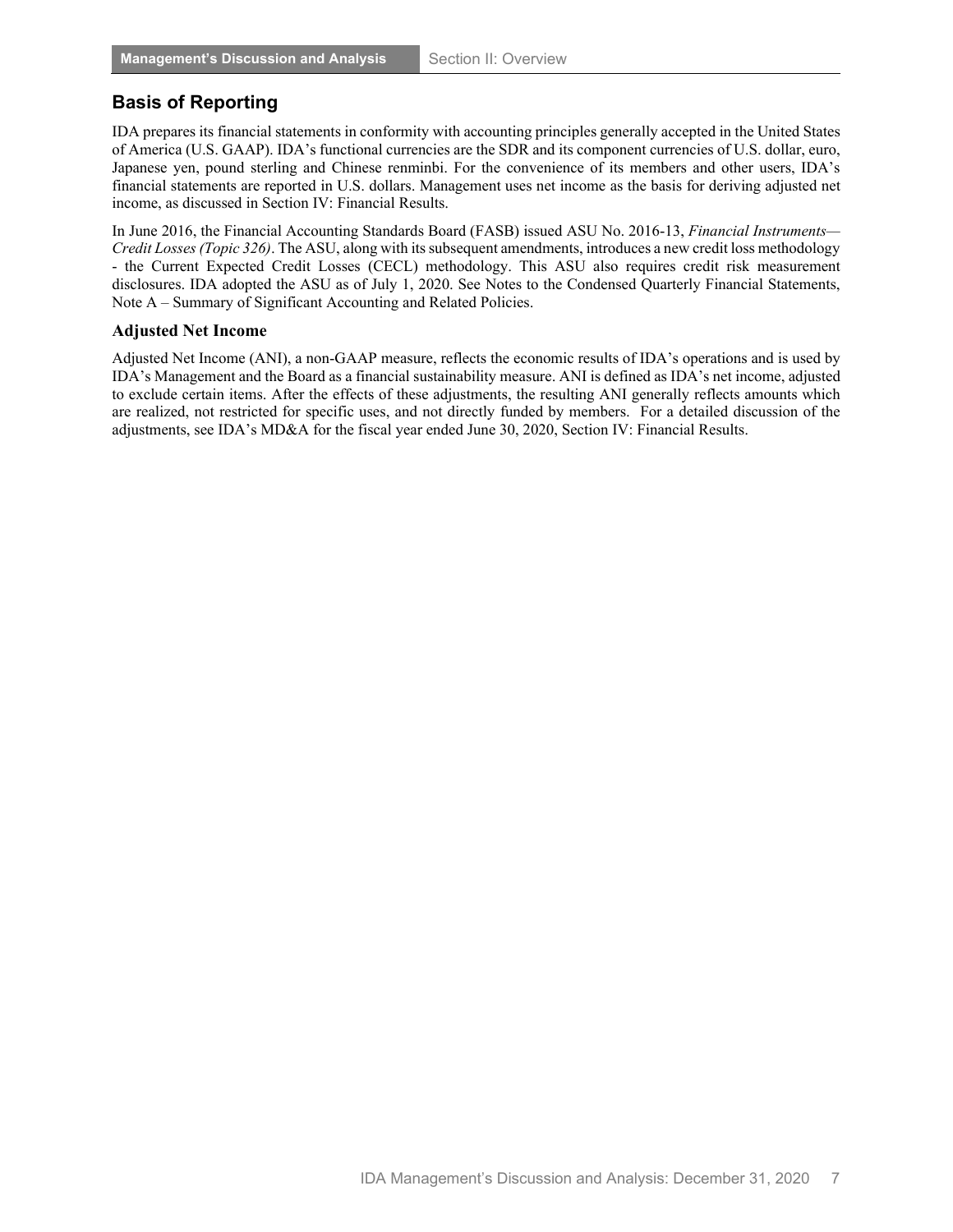## Basis of Reporting

IDA prepares its financial statements in conformity with accounting principles generally accepted in the United States of America (U.S. GAAP). IDA's functional currencies are the SDR and its component currencies of U.S. dollar, euro, Japanese yen, pound sterling and Chinese renminbi. For the convenience of its members and other users, IDA's financial statements are reported in U.S. dollars. Management uses net income as the basis for deriving adjusted net income, as discussed in Section IV: Financial Results.

In June 2016, the Financial Accounting Standards Board (FASB) issued ASU No. 2016-13, *Financial Instruments—Credit Losses (Topic 326)*. The ASU, along with its subsequent amendments, introduces a new credit loss methodology - the Current Expected Credit Losses (CECL) methodology. This ASU also requires credit risk measurement disclosures. IDA adopted the ASU as of July 1, 2020. See Notes to the Condensed Quarterly Financial Statements, Note A – Summary of Significant Accounting and Related Policies.

### Adjusted Net Income

Adjusted Net Income (ANI), a non-GAAP measure, reflects the economic results of IDA's operations and is used by IDA's Management and the Board as a financial sustainability measure. ANI is defined as IDA's net income, adjusted to exclude certain items. After the effects of these adjustments, the resulting ANI generally reflects amounts which are realized, not restricted for specific uses, and not directly funded by members. For a detailed discussion of the adjustments, see IDA's MD&A for the fiscal year ended June 30, 2020, Section IV: Financial Results.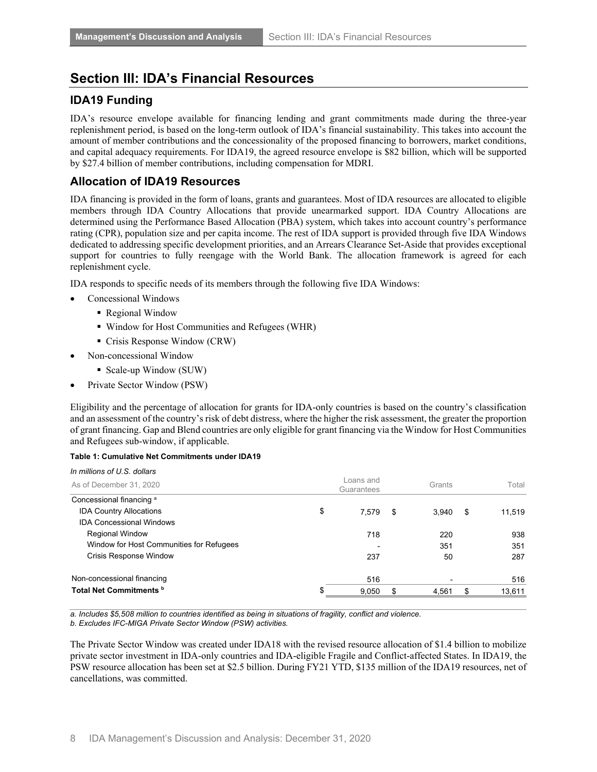# Section III: IDA's Financial Resources

## IDA19 Funding

IDA's resource envelope available for financing lending and grant commitments made during the three-year replenishment period, is based on the long-term outlook of IDA's financial sustainability. This takes into account the amount of member contributions and the concessionality of the proposed financing to borrowers, market conditions, and capital adequacy requirements. For IDA19, the agreed resource envelope is $82 billion, which will be supported by $27.4 billion of member contributions, including compensation for MDRI.

## Allocation of IDA19 Resources

IDA financing is provided in the form of loans, grants and guarantees. Most of IDA resources are allocated to eligible members through IDA Country Allocations that provide unearmarked support. IDA Country Allocations are determined using the Performance Based Allocation (PBA) system, which takes into account country's performance rating (CPR), population size and per capita income. The rest of IDA support is provided through five IDA Windows dedicated to addressing specific development priorities, and an Arrears Clearance Set-Aside that provides exceptional support for countries to fully reengage with the World Bank. The allocation framework is agreed for each replenishment cycle.

IDA responds to specific needs of its members through the following five IDA Windows:

- Concessional Windows
  - Regional Window
  - Window for Host Communities and Refugees (WHR)
  - Crisis Response Window (CRW)
- Non-concessional Window
  - Scale-up Window (SUW)
- Private Sector Window (PSW)

Eligibility and the percentage of allocation for grants for IDA-only countries is based on the country's classification and an assessment of the country's risk of debt distress, where the higher the risk assessment, the greater the proportion of grant financing. Gap and Blend countries are only eligible for grant financing via the Window for Host Communities and Refugees sub-window, if applicable.

**Table 1: Cumulative Net Commitments under IDA19**

*In millions of U.S. dollars*

| As of December 31, 2020 | Loans and Guarantees | Grants | Total |
|---|---|---|---|
| Concessional financing [a] | | | |
| IDA Country Allocations | $ 7,579 | $ 3,940 | $ 11,519 |
| IDA Concessional Windows | | | |
| Regional Window | 718 | 220 | 938 |
| Window for Host Communities for Refugees | - | 351 | 351 |
| Crisis Response Window | 237 | 50 | 287 |
| Non-concessional financing | 516 | - | 516 |
| **Total Net Commitments [b]** | $ 9,050 | $ 4,561 | $ 13,611 |

*a. Includes $5,508 million to countries identified as being in situations of fragility, conflict and violence.*
*b. Excludes IFC-MIGA Private Sector Window (PSW) activities.*

The Private Sector Window was created under IDA18 with the revised resource allocation of $1.4 billion to mobilize private sector investment in IDA-only countries and IDA-eligible Fragile and Conflict-affected States. In IDA19, the PSW resource allocation has been set at $2.5 billion. During FY21 YTD, $135 million of the IDA19 resources, net of cancellations, was committed.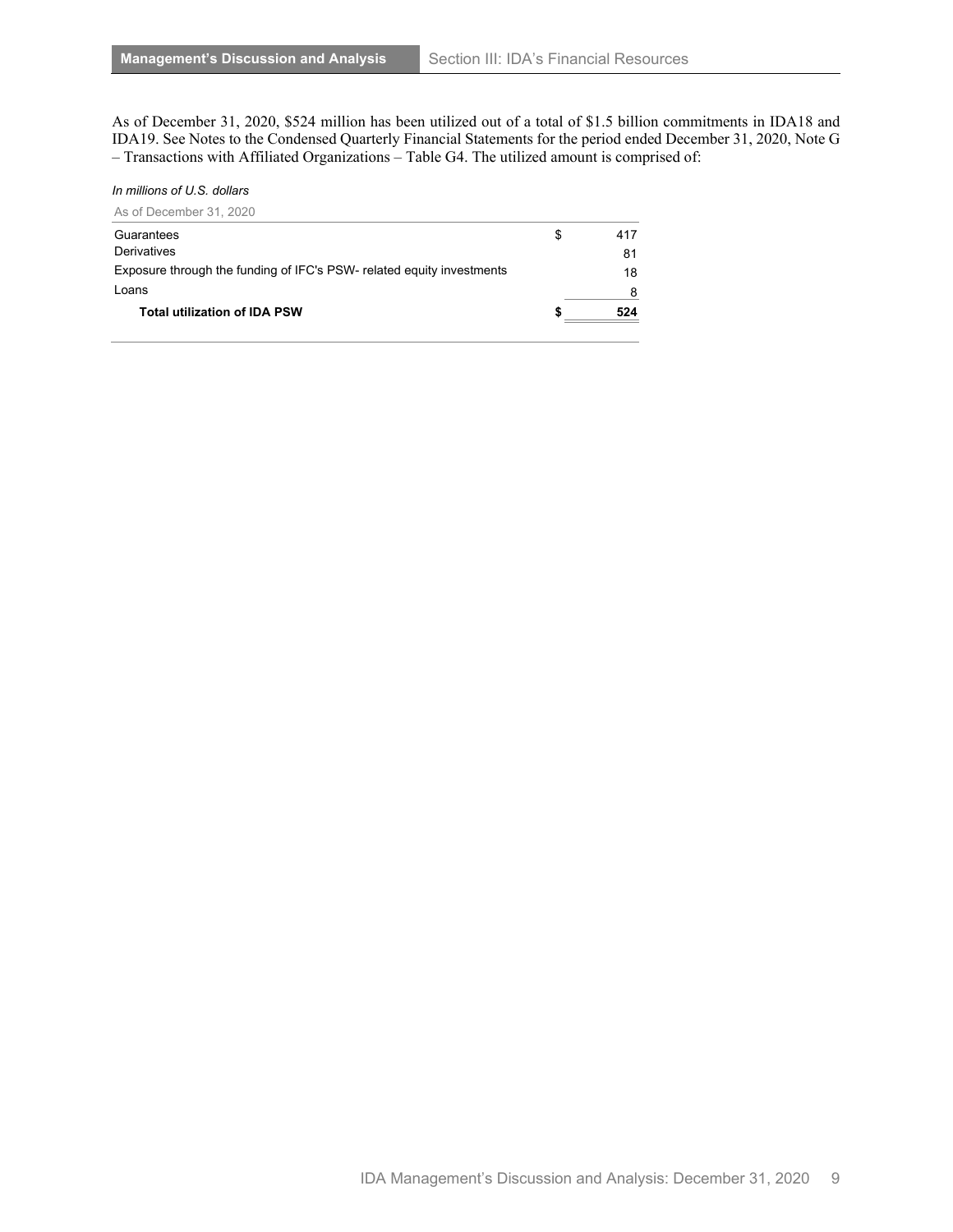As of December 31, 2020, $524 million has been utilized out of a total of $1.5 billion commitments in IDA18 and IDA19. See Notes to the Condensed Quarterly Financial Statements for the period ended December 31, 2020, Note G – Transactions with Affiliated Organizations – Table G4. The utilized amount is comprised of:

*In millions of U.S. dollars*

| As of December 31, 2020 | |
|---|---|
| Guarantees | $ 417 |
| Derivatives | 81 |
| Exposure through the funding of IFC's PSW- related equity investments | 18 |
| Loans | 8 |
| **Total utilization of IDA PSW** | **$ 524** |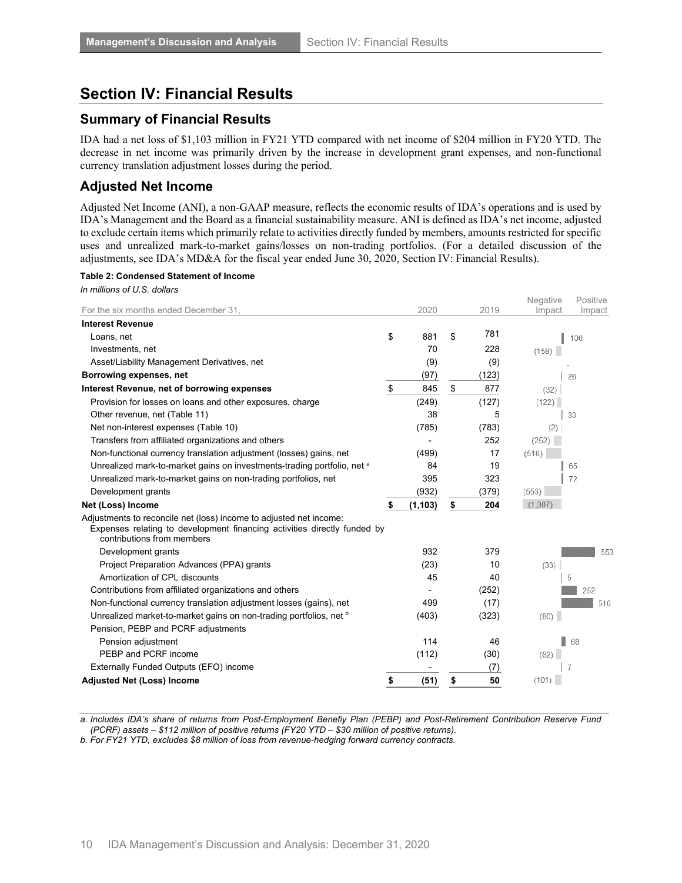# Section IV: Financial Results

## Summary of Financial Results

IDA had a net loss of $1,103 million in FY21 YTD compared with net income of $204 million in FY20 YTD. The decrease in net income was primarily driven by the increase in development grant expenses, and non-functional currency translation adjustment losses during the period.

## Adjusted Net Income

Adjusted Net Income (ANI), a non-GAAP measure, reflects the economic results of IDA's operations and is used by IDA's Management and the Board as a financial sustainability measure. ANI is defined as IDA's net income, adjusted to exclude certain items which primarily relate to activities directly funded by members, amounts restricted for specific uses and unrealized mark-to-market gains/losses on non-trading portfolios. (For a detailed discussion of the adjustments, see IDA's MD&A for the fiscal year ended June 30, 2020, Section IV: Financial Results).

**Table 2: Condensed Statement of Income**

*In millions of U.S. dollars*

| For the six months ended December 31, | 2020 | 2019 | Negative Impact | Positive Impact |
|---|---|---|---|---|
| **Interest Revenue** | | | | |
| Loans, net | $ 881 | $ 781 | | 100 |
| Investments, net | 70 | 228 | (158) | |
| Asset/Liability Management Derivatives, net | (9) | (9) | | - |
| **Borrowing expenses, net** | (97) | (123) | | 26 |
| **Interest Revenue, net of borrowing expenses** | $ 845 | $ 877 | (32) | |
| Provision for losses on loans and other exposures, charge | (249) | (127) | (122) | |
| Other revenue, net (Table 11) | 38 | 5 | | 33 |
| Net non-interest expenses (Table 10) | (785) | (783) | (2) | |
| Transfers from affiliated organizations and others | - | 252 | (252) | |
| Non-functional currency translation adjustment (losses) gains, net | (499) | 17 | (516) | |
| Unrealized mark-to-market gains on investments-trading portfolio, net [a] | 84 | 19 | | 65 |
| Unrealized mark-to-market gains on non-trading portfolios, net | 395 | 323 | | 72 |
| Development grants | (932) | (379) | (553) | |
| **Net (Loss) Income** | **$ (1,103)** | **$ 204** | (1,307) | |
| Adjustments to reconcile net (loss) income to adjusted net income: | | | | |
| Expenses relating to development financing activities directly funded by contributions from members | | | | |
| Development grants | 932 | 379 | | 553 |
| Project Preparation Advances (PPA) grants | (23) | 10 | (33) | |
| Amortization of CPL discounts | 45 | 40 | | 5 |
| Contributions from affiliated organizations and others | - | (252) | | 252 |
| Non-functional currency translation adjustment losses (gains), net | 499 | (17) | | 516 |
| Unrealized mark-to-market gains on non-trading portfolios, net [b] | (403) | (323) | (80) | |
| Pension, PEBP and PCRF adjustments | | | | |
| Pension adjustment | 114 | 46 | | 68 |
| PEBP and PCRF income | (112) | (30) | (82) | |
| Externally Funded Outputs (EFO) income | - | (7) | | 7 |
| **Adjusted Net (Loss) Income** | **$ (51)** | **$ 50** | (101) | |

*a. Includes IDA's share of returns from Post-Employment Benefiy Plan (PEBP) and Post-Retirement Contribution Reserve Fund (PCRF) assets – $112 million of positive returns (FY20 YTD – $30 million of positive returns).*

*b. For FY21 YTD, excludes $8 million of loss from revenue-hedging forward currency contracts.*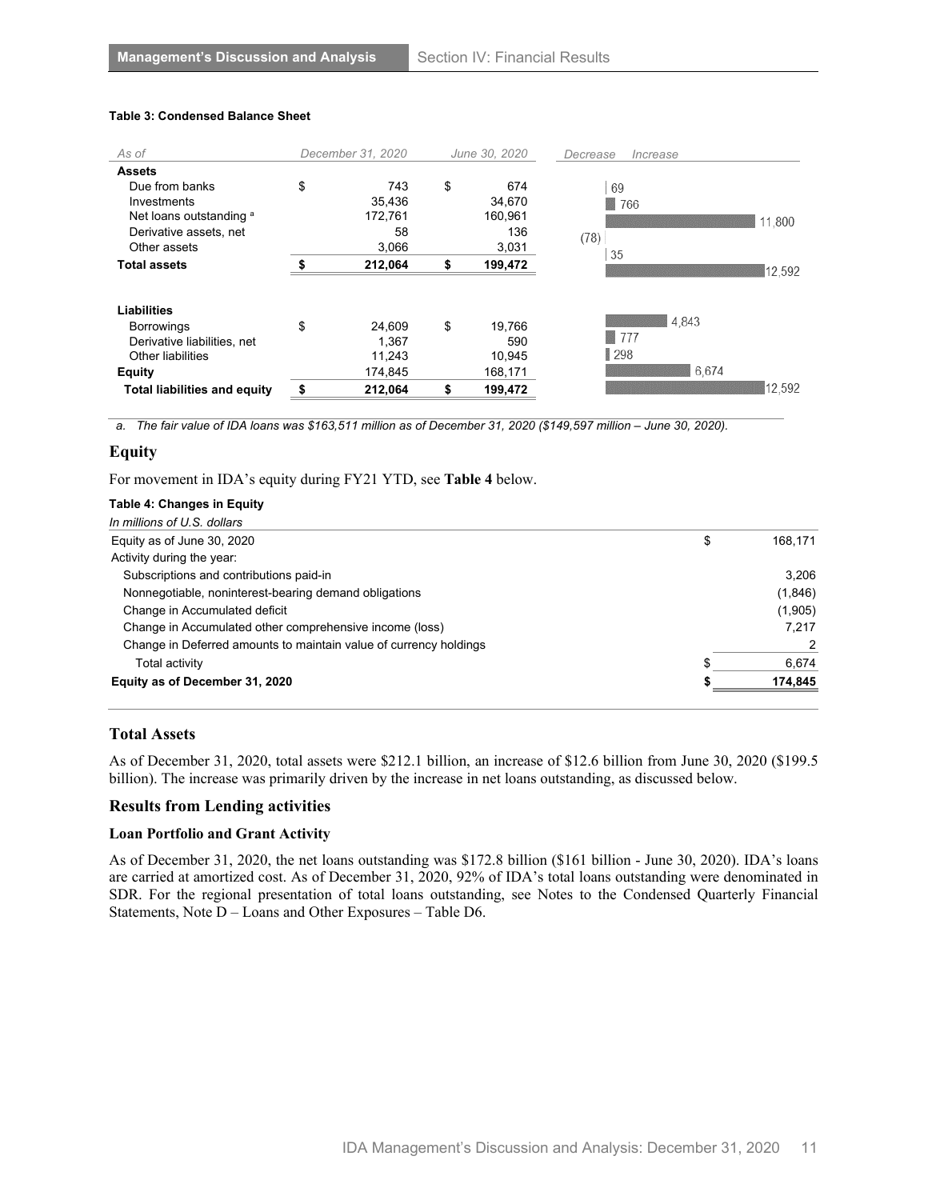**Table 3: Condensed Balance Sheet**

| As of | December 31, 2020 | June 30, 2020 | Decrease / Increase |
|---|---|---|---|
| **Assets** | | | |
| Due from banks | $ 743 | $ 674 | 69 |
| Investments | 35,436 | 34,670 | 766 |
| Net loans outstanding [a] | 172,761 | 160,961 | 11,800 |
| Derivative assets, net | 58 | 136 | (78) |
| Other assets | 3,066 | 3,031 | 35 |
| **Total assets** | **$ 212,064** | **$ 199,472** | 12,592 |
| **Liabilities** | | | |
| Borrowings | $ 24,609 | $ 19,766 | 4,843 |
| Derivative liabilities, net | 1,367 | 590 | 777 |
| Other liabilities | 11,243 | 10,945 | 298 |
| **Equity** | 174,845 | 168,171 | 6,674 |
| **Total liabilities and equity** | **$ 212,064** | **$ 199,472** | 12,592 |

*a. The fair value of IDA loans was $163,511 million as of December 31, 2020 ($149,597 million – June 30, 2020).*

## Equity

For movement in IDA's equity during FY21 YTD, see **Table 4** below.

**Table 4: Changes in Equity**

*In millions of U.S. dollars*

| | |
|---|---|
| Equity as of June 30, 2020 | $ 168,171 |
| Activity during the year: | |
| Subscriptions and contributions paid-in | 3,206 |
| Nonnegotiable, noninterest-bearing demand obligations | (1,846) |
| Change in Accumulated deficit | (1,905) |
| Change in Accumulated other comprehensive income (loss) | 7,217 |
| Change in Deferred amounts to maintain value of currency holdings | 2 |
| Total activity | $ 6,674 |
| **Equity as of December 31, 2020** | **$ 174,845** |

## Total Assets

As of December 31, 2020, total assets were $212.1 billion, an increase of $12.6 billion from June 30, 2020 ($199.5 billion). The increase was primarily driven by the increase in net loans outstanding, as discussed below.

## Results from Lending activities

### Loan Portfolio and Grant Activity

As of December 31, 2020, the net loans outstanding was $172.8 billion ($161 billion - June 30, 2020). IDA's loans are carried at amortized cost. As of December 31, 2020, 92% of IDA's total loans outstanding were denominated in SDR. For the regional presentation of total loans outstanding, see Notes to the Condensed Quarterly Financial Statements, Note D – Loans and Other Exposures – Table D6.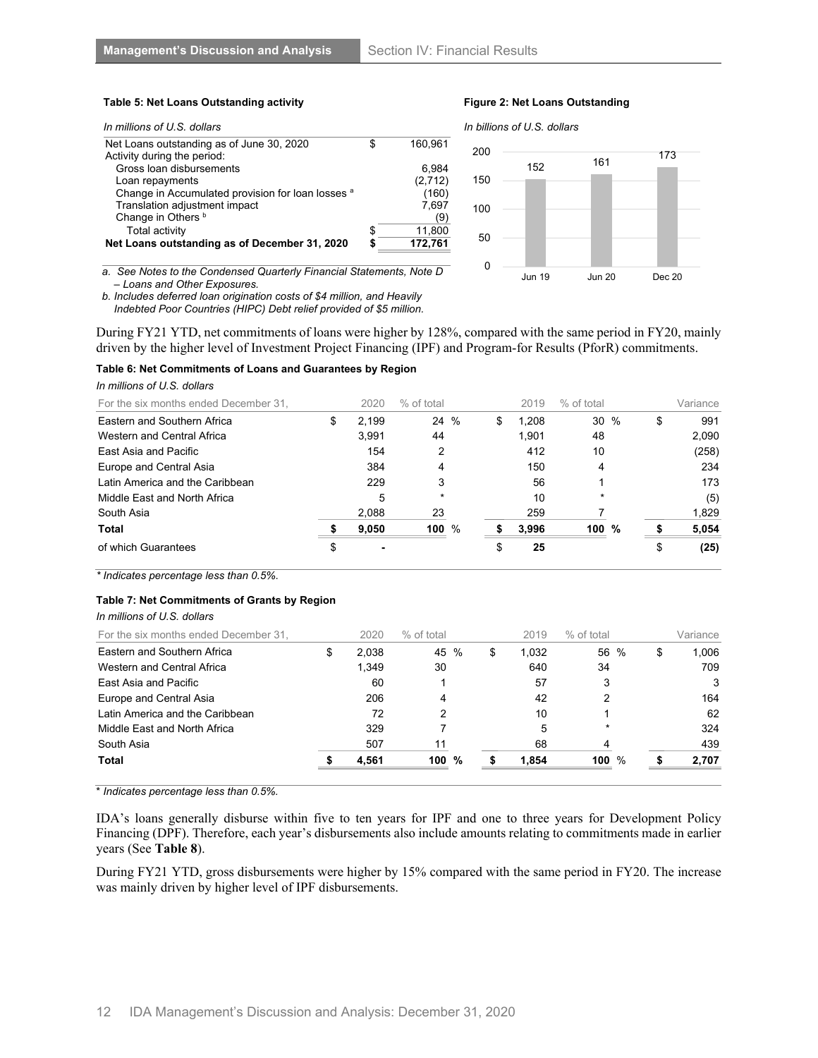**Table 5: Net Loans Outstanding activity**

*In millions of U.S. dollars*

| | | |
|---|---|---|
| Net Loans outstanding as of June 30, 2020 | $ | 160,961 |
| Activity during the period: | | |
| Gross loan disbursements | | 6,984 |
| Loan repayments | | (2,712) |
| Change in Accumulated provision for loan losses [a] | | (160) |
| Translation adjustment impact | | 7,697 |
| Change in Others [b] | | (9) |
| Total activity | $ | 11,800 |
| **Net Loans outstanding as of December 31, 2020** | **$** | **172,761** |

*a. See Notes to the Condensed Quarterly Financial Statements, Note D – Loans and Other Exposures.*

*b. Includes deferred loan origination costs of $4 million, and Heavily Indebted Poor Countries (HIPC) Debt relief provided of $5 million.*

**Figure 2: Net Loans Outstanding**

*In billions of U.S. dollars*

| | Jun 19 | Jun 20 | Dec 20 |
|---|---|---|---|
| Net Loans Outstanding | 152 | 161 | 173 |

During FY21 YTD, net commitments of loans were higher by 128%, compared with the same period in FY20, mainly driven by the higher level of Investment Project Financing (IPF) and Program-for Results (PforR) commitments.

**Table 6: Net Commitments of Loans and Guarantees by Region**

*In millions of U.S. dollars*

| For the six months ended December 31, | 2020 | % of total | 2019 | % of total | Variance |
|---|---|---|---|---|---|
| Eastern and Southern Africa | $ 2,199 | 24 % | $ 1,208 | 30 % | $ 991 |
| Western and Central Africa | 3,991 | 44 | 1,901 | 48 | 2,090 |
| East Asia and Pacific | 154 | 2 | 412 | 10 | (258) |
| Europe and Central Asia | 384 | 4 | 150 | 4 | 234 |
| Latin America and the Caribbean | 229 | 3 | 56 | 1 | 173 |
| Middle East and North Africa | 5 | * | 10 | * | (5) |
| South Asia | 2,088 | 23 | 259 | 7 | 1,829 |
| **Total** | **$ 9,050** | **100 %** | **$ 3,996** | **100 %** | **$ 5,054** |
| of which Guarantees | $ - | | $ 25 | | $ (25) |

*\* Indicates percentage less than 0.5%.*

**Table 7: Net Commitments of Grants by Region**

*In millions of U.S. dollars*

| For the six months ended December 31, | 2020 | % of total | 2019 | % of total | Variance |
|---|---|---|---|---|---|
| Eastern and Southern Africa | $ 2,038 | 45 % | $ 1,032 | 56 % | $ 1,006 |
| Western and Central Africa | 1,349 | 30 | 640 | 34 | 709 |
| East Asia and Pacific | 60 | 1 | 57 | 3 | 3 |
| Europe and Central Asia | 206 | 4 | 42 | 2 | 164 |
| Latin America and the Caribbean | 72 | 2 | 10 | 1 | 62 |
| Middle East and North Africa | 329 | 7 | 5 | * | 324 |
| South Asia | 507 | 11 | 68 | 4 | 439 |
| **Total** | **$ 4,561** | **100 %** | **$ 1,854** | **100 %** | **$ 2,707** |

*\* Indicates percentage less than 0.5%.*

IDA's loans generally disburse within five to ten years for IPF and one to three years for Development Policy Financing (DPF). Therefore, each year's disbursements also include amounts relating to commitments made in earlier years (See **Table 8**).

During FY21 YTD, gross disbursements were higher by 15% compared with the same period in FY20. The increase was mainly driven by higher level of IPF disbursements.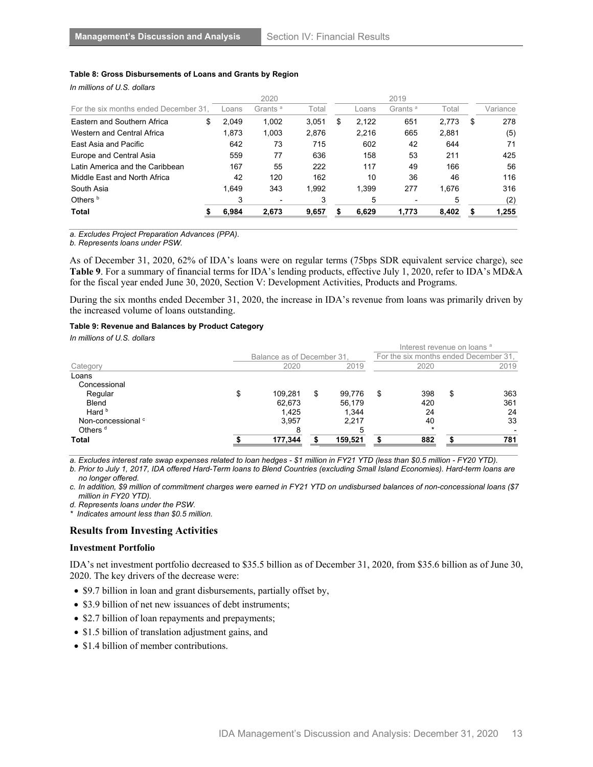**Table 8: Gross Disbursements of Loans and Grants by Region**

*In millions of U.S. dollars*

| | 2020 | | | 2019 | | | |
|---|---|---|---|---|---|---|---|
| For the six months ended December 31, | Loans | Grants [a] | Total | Loans | Grants [a] | Total | Variance |
| Eastern and Southern Africa | $ 2,049 | 1,002 | 3,051 | $ 2,122 | 651 | 2,773 | $ 278 |
| Western and Central Africa | 1,873 | 1,003 | 2,876 | 2,216 | 665 | 2,881 | (5) |
| East Asia and Pacific | 642 | 73 | 715 | 602 | 42 | 644 | 71 |
| Europe and Central Asia | 559 | 77 | 636 | 158 | 53 | 211 | 425 |
| Latin America and the Caribbean | 167 | 55 | 222 | 117 | 49 | 166 | 56 |
| Middle East and North Africa | 42 | 120 | 162 | 10 | 36 | 46 | 116 |
| South Asia | 1,649 | 343 | 1,992 | 1,399 | 277 | 1,676 | 316 |
| Others [b] | 3 | - | 3 | 5 | - | 5 | (2) |
| **Total** | **$ 6,984** | **2,673** | **9,657** | **$ 6,629** | **1,773** | **8,402** | **$ 1,255** |

*a. Excludes Project Preparation Advances (PPA).*
*b. Represents loans under PSW.*

As of December 31, 2020, 62% of IDA's loans were on regular terms (75bps SDR equivalent service charge), see **Table 9**. For a summary of financial terms for IDA's lending products, effective July 1, 2020, refer to IDA's MD&A for the fiscal year ended June 30, 2020, Section V: Development Activities, Products and Programs.

During the six months ended December 31, 2020, the increase in IDA's revenue from loans was primarily driven by the increased volume of loans outstanding.

**Table 9: Revenue and Balances by Product Category**

*In millions of U.S. dollars*

| | Balance as of December 31, | | Interest revenue on loans [a] For the six months ended December 31, | |
|---|---|---|---|---|
| Category | 2020 | 2019 | 2020 | 2019 |
| Loans | | | | |
| Concessional | | | | |
| Regular | $ 109,281 | $ 99,776 | $ 398 | $ 363 |
| Blend | 62,673 | 56,179 | 420 | 361 |
| Hard [b] | 1,425 | 1,344 | 24 | 24 |
| Non-concessional [c] | 3,957 | 2,217 | 40 | 33 |
| Others [d] | 8 | 5 | * | - |
| **Total** | **$ 177,344** | **$ 159,521** | **$ 882** | **$ 781** |

*a. Excludes interest rate swap expenses related to loan hedges - $1 million in FY21 YTD (less than $0.5 million - FY20 YTD).*
*b. Prior to July 1, 2017, IDA offered Hard-Term loans to Blend Countries (excluding Small Island Economies). Hard-term loans are no longer offered.*
*c. In addition, $9 million of commitment charges were earned in FY21 YTD on undisbursed balances of non-concessional loans ($7 million in FY20 YTD).*
*d. Represents loans under the PSW.*
*\* Indicates amount less than $0.5 million.*

## Results from Investing Activities

### Investment Portfolio

IDA's net investment portfolio decreased to $35.5 billion as of December 31, 2020, from $35.6 billion as of June 30, 2020. The key drivers of the decrease were:

- $9.7 billion in loan and grant disbursements, partially offset by,
- $3.9 billion of net new issuances of debt instruments;
- $2.7 billion of loan repayments and prepayments;
- $1.5 billion of translation adjustment gains, and
- $1.4 billion of member contributions.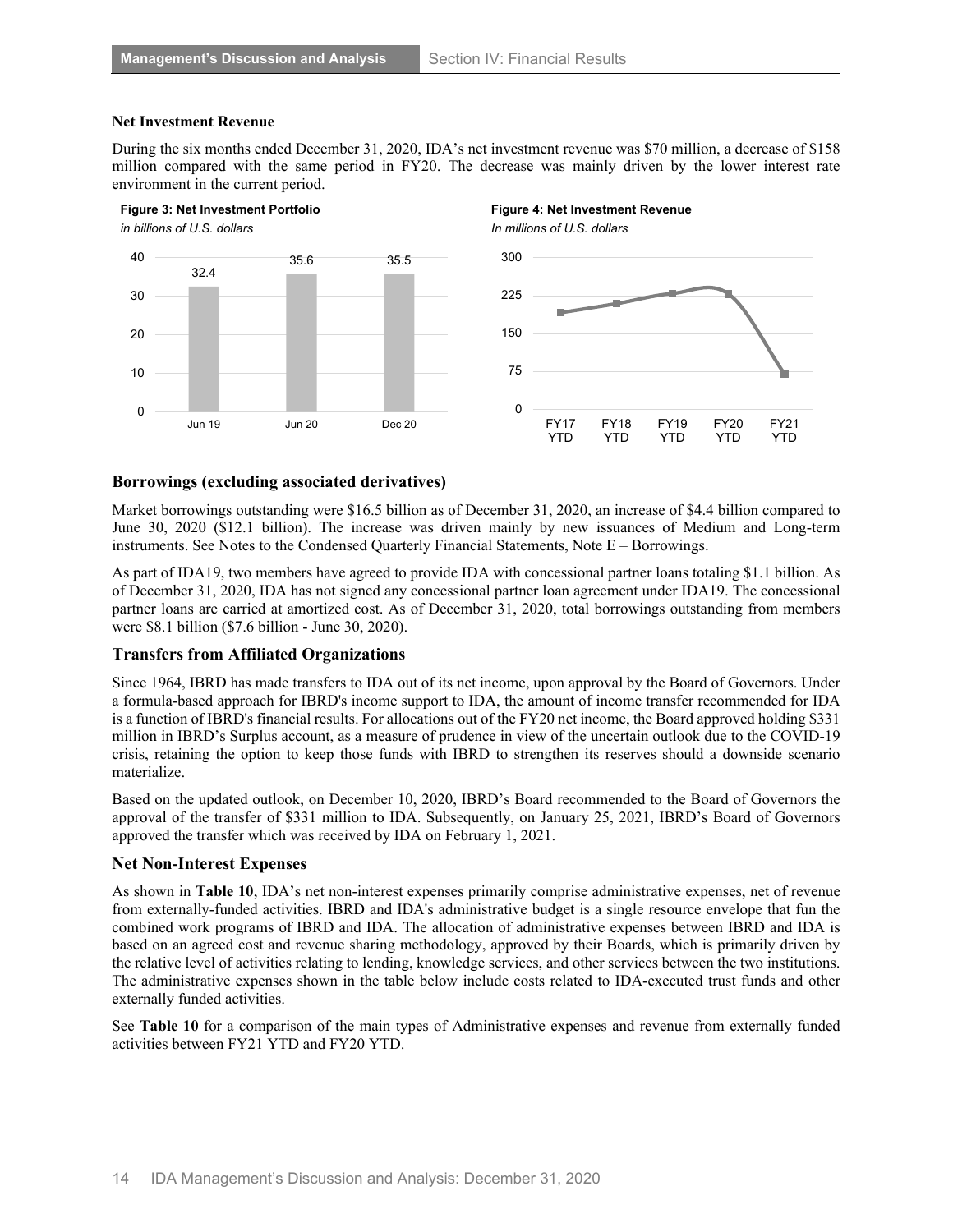### Net Investment Revenue

During the six months ended December 31, 2020, IDA's net investment revenue was $70 million, a decrease of $158 million compared with the same period in FY20. The decrease was mainly driven by the lower interest rate environment in the current period.

**Figure 3: Net Investment Portfolio**
*in billions of U.S. dollars*

| Jun 19 | Jun 20 | Dec 20 |
|---|---|---|
| 32.4 | 35.6 | 35.5 |

**Figure 4: Net Investment Revenue**
*In millions of U.S. dollars*

## Borrowings (excluding associated derivatives)

Market borrowings outstanding were $16.5 billion as of December 31, 2020, an increase of $4.4 billion compared to June 30, 2020 ($12.1 billion). The increase was driven mainly by new issuances of Medium and Long-term instruments. See Notes to the Condensed Quarterly Financial Statements, Note E – Borrowings.

As part of IDA19, two members have agreed to provide IDA with concessional partner loans totaling $1.1 billion. As of December 31, 2020, IDA has not signed any concessional partner loan agreement under IDA19. The concessional partner loans are carried at amortized cost. As of December 31, 2020, total borrowings outstanding from members were $8.1 billion ($7.6 billion - June 30, 2020).

## Transfers from Affiliated Organizations

Since 1964, IBRD has made transfers to IDA out of its net income, upon approval by the Board of Governors. Under a formula-based approach for IBRD's income support to IDA, the amount of income transfer recommended for IDA is a function of IBRD's financial results. For allocations out of the FY20 net income, the Board approved holding $331 million in IBRD's Surplus account, as a measure of prudence in view of the uncertain outlook due to the COVID-19 crisis, retaining the option to keep those funds with IBRD to strengthen its reserves should a downside scenario materialize.

Based on the updated outlook, on December 10, 2020, IBRD's Board recommended to the Board of Governors the approval of the transfer of $331 million to IDA. Subsequently, on January 25, 2021, IBRD's Board of Governors approved the transfer which was received by IDA on February 1, 2021.

## Net Non-Interest Expenses

As shown in **Table 10**, IDA's net non-interest expenses primarily comprise administrative expenses, net of revenue from externally-funded activities. IBRD and IDA's administrative budget is a single resource envelope that fun the combined work programs of IBRD and IDA. The allocation of administrative expenses between IBRD and IDA is based on an agreed cost and revenue sharing methodology, approved by their Boards, which is primarily driven by the relative level of activities relating to lending, knowledge services, and other services between the two institutions. The administrative expenses shown in the table below include costs related to IDA-executed trust funds and other externally funded activities.

See **Table 10** for a comparison of the main types of Administrative expenses and revenue from externally funded activities between FY21 YTD and FY20 YTD.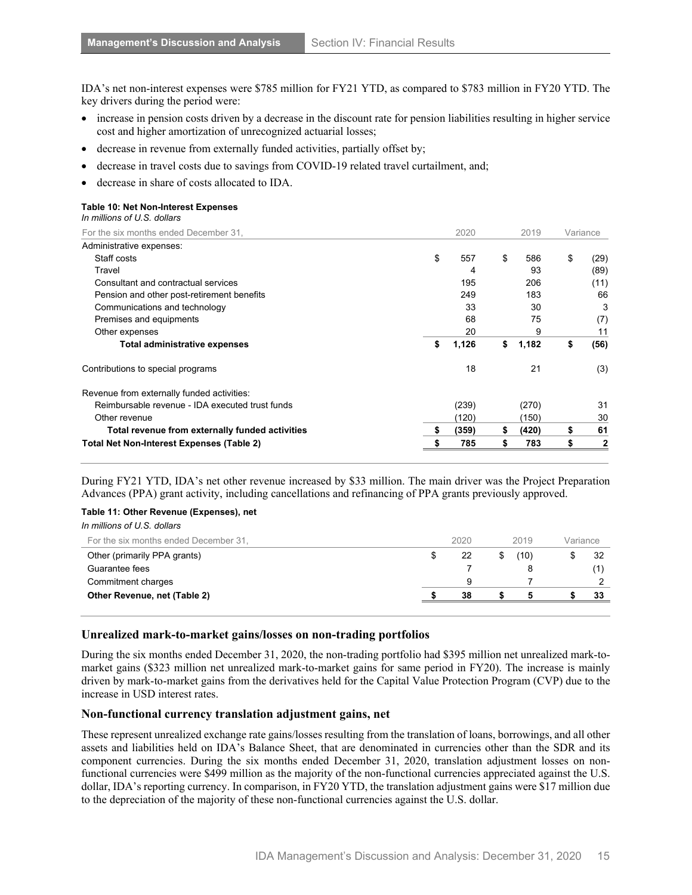IDA's net non-interest expenses were $785 million for FY21 YTD, as compared to $783 million in FY20 YTD. The key drivers during the period were:

- increase in pension costs driven by a decrease in the discount rate for pension liabilities resulting in higher service cost and higher amortization of unrecognized actuarial losses;
- decrease in revenue from externally funded activities, partially offset by;
- decrease in travel costs due to savings from COVID-19 related travel curtailment, and;
- decrease in share of costs allocated to IDA.

**Table 10: Net Non-Interest Expenses**
*In millions of U.S. dollars*

| For the six months ended December 31, | 2020 | 2019 | Variance |
|---|---|---|---|
| Administrative expenses: | | | |
| Staff costs | $ 557 | $ 586 | $ (29) |
| Travel | 4 | 93 | (89) |
| Consultant and contractual services | 195 | 206 | (11) |
| Pension and other post-retirement benefits | 249 | 183 | 66 |
| Communications and technology | 33 | 30 | 3 |
| Premises and equipments | 68 | 75 | (7) |
| Other expenses | 20 | 9 | 11 |
| **Total administrative expenses** | **$ 1,126** | **$ 1,182** | **$ (56)** |
| Contributions to special programs | 18 | 21 | (3) |
| Revenue from externally funded activities: | | | |
| Reimbursable revenue - IDA executed trust funds | (239) | (270) | 31 |
| Other revenue | (120) | (150) | 30 |
| **Total revenue from externally funded activities** | **$ (359)** | **$ (420)** | **$ 61** |
| **Total Net Non-Interest Expenses (Table 2)** | **$ 785** | **$ 783** | **$ 2** |

During FY21 YTD, IDA's net other revenue increased by $33 million. The main driver was the Project Preparation Advances (PPA) grant activity, including cancellations and refinancing of PPA grants previously approved.

**Table 11: Other Revenue (Expenses), net**
*In millions of U.S. dollars*

| For the six months ended December 31, | 2020 | 2019 | Variance |
|---|---|---|---|
| Other (primarily PPA grants) | $ 22 | $ (10) | $ 32 |
| Guarantee fees | 7 | 8 | (1) |
| Commitment charges | 9 | 7 | 2 |
| **Other Revenue, net (Table 2)** | **$ 38** | **$ 5** | **$ 33** |

## Unrealized mark-to-market gains/losses on non-trading portfolios

During the six months ended December 31, 2020, the non-trading portfolio had $395 million net unrealized mark-to-market gains ($323 million net unrealized mark-to-market gains for same period in FY20). The increase is mainly driven by mark-to-market gains from the derivatives held for the Capital Value Protection Program (CVP) due to the increase in USD interest rates.

## Non-functional currency translation adjustment gains, net

These represent unrealized exchange rate gains/losses resulting from the translation of loans, borrowings, and all other assets and liabilities held on IDA's Balance Sheet, that are denominated in currencies other than the SDR and its component currencies. During the six months ended December 31, 2020, translation adjustment losses on non-functional currencies were $499 million as the majority of the non-functional currencies appreciated against the U.S. dollar, IDA's reporting currency. In comparison, in FY20 YTD, the translation adjustment gains were $17 million due to the depreciation of the majority of these non-functional currencies against the U.S. dollar.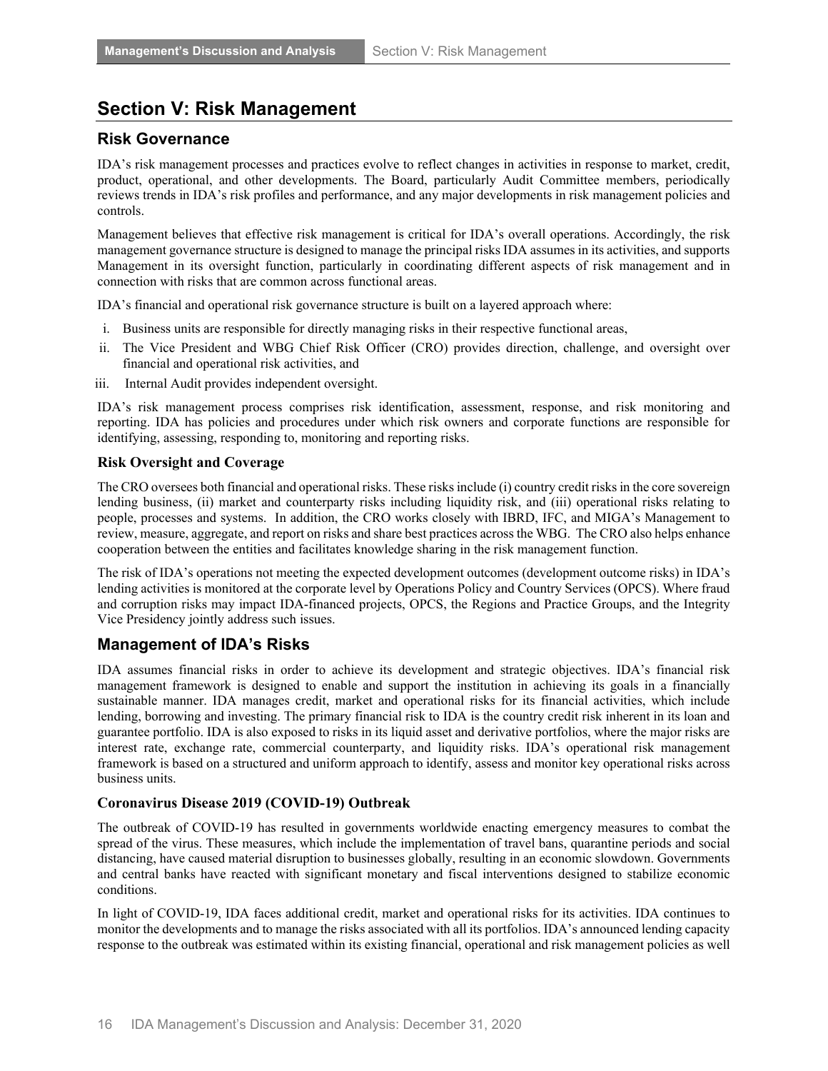# Section V: Risk Management

## Risk Governance

IDA's risk management processes and practices evolve to reflect changes in activities in response to market, credit, product, operational, and other developments. The Board, particularly Audit Committee members, periodically reviews trends in IDA's risk profiles and performance, and any major developments in risk management policies and controls.

Management believes that effective risk management is critical for IDA's overall operations. Accordingly, the risk management governance structure is designed to manage the principal risks IDA assumes in its activities, and supports Management in its oversight function, particularly in coordinating different aspects of risk management and in connection with risks that are common across functional areas.

IDA's financial and operational risk governance structure is built on a layered approach where:

i. Business units are responsible for directly managing risks in their respective functional areas,
ii. The Vice President and WBG Chief Risk Officer (CRO) provides direction, challenge, and oversight over financial and operational risk activities, and
iii. Internal Audit provides independent oversight.

IDA's risk management process comprises risk identification, assessment, response, and risk monitoring and reporting. IDA has policies and procedures under which risk owners and corporate functions are responsible for identifying, assessing, responding to, monitoring and reporting risks.

### Risk Oversight and Coverage

The CRO oversees both financial and operational risks. These risks include (i) country credit risks in the core sovereign lending business, (ii) market and counterparty risks including liquidity risk, and (iii) operational risks relating to people, processes and systems. In addition, the CRO works closely with IBRD, IFC, and MIGA's Management to review, measure, aggregate, and report on risks and share best practices across the WBG. The CRO also helps enhance cooperation between the entities and facilitates knowledge sharing in the risk management function.

The risk of IDA's operations not meeting the expected development outcomes (development outcome risks) in IDA's lending activities is monitored at the corporate level by Operations Policy and Country Services (OPCS). Where fraud and corruption risks may impact IDA-financed projects, OPCS, the Regions and Practice Groups, and the Integrity Vice Presidency jointly address such issues.

## Management of IDA's Risks

IDA assumes financial risks in order to achieve its development and strategic objectives. IDA's financial risk management framework is designed to enable and support the institution in achieving its goals in a financially sustainable manner. IDA manages credit, market and operational risks for its financial activities, which include lending, borrowing and investing. The primary financial risk to IDA is the country credit risk inherent in its loan and guarantee portfolio. IDA is also exposed to risks in its liquid asset and derivative portfolios, where the major risks are interest rate, exchange rate, commercial counterparty, and liquidity risks. IDA's operational risk management framework is based on a structured and uniform approach to identify, assess and monitor key operational risks across business units.

### Coronavirus Disease 2019 (COVID-19) Outbreak

The outbreak of COVID-19 has resulted in governments worldwide enacting emergency measures to combat the spread of the virus. These measures, which include the implementation of travel bans, quarantine periods and social distancing, have caused material disruption to businesses globally, resulting in an economic slowdown. Governments and central banks have reacted with significant monetary and fiscal interventions designed to stabilize economic conditions.

In light of COVID-19, IDA faces additional credit, market and operational risks for its activities. IDA continues to monitor the developments and to manage the risks associated with all its portfolios. IDA's announced lending capacity response to the outbreak was estimated within its existing financial, operational and risk management policies as well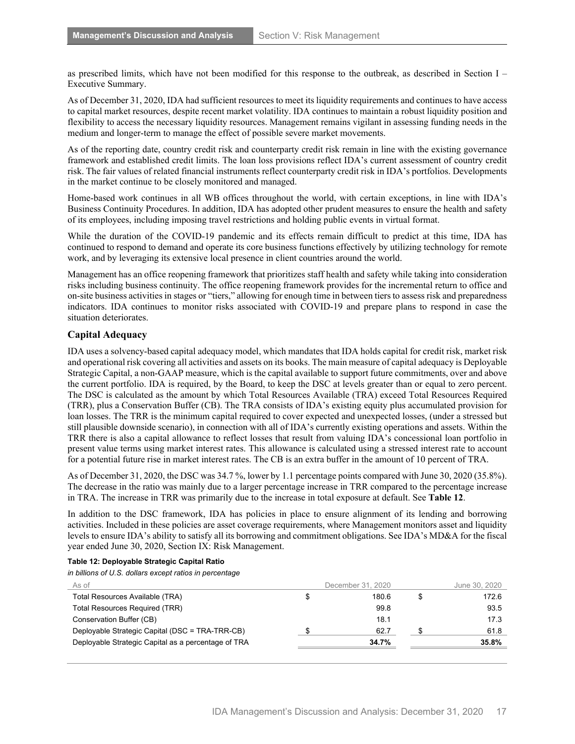as prescribed limits, which have not been modified for this response to the outbreak, as described in Section I – Executive Summary.

As of December 31, 2020, IDA had sufficient resources to meet its liquidity requirements and continues to have access to capital market resources, despite recent market volatility. IDA continues to maintain a robust liquidity position and flexibility to access the necessary liquidity resources. Management remains vigilant in assessing funding needs in the medium and longer-term to manage the effect of possible severe market movements.

As of the reporting date, country credit risk and counterparty credit risk remain in line with the existing governance framework and established credit limits. The loan loss provisions reflect IDA's current assessment of country credit risk. The fair values of related financial instruments reflect counterparty credit risk in IDA's portfolios. Developments in the market continue to be closely monitored and managed.

Home-based work continues in all WB offices throughout the world, with certain exceptions, in line with IDA's Business Continuity Procedures. In addition, IDA has adopted other prudent measures to ensure the health and safety of its employees, including imposing travel restrictions and holding public events in virtual format.

While the duration of the COVID-19 pandemic and its effects remain difficult to predict at this time, IDA has continued to respond to demand and operate its core business functions effectively by utilizing technology for remote work, and by leveraging its extensive local presence in client countries around the world.

Management has an office reopening framework that prioritizes staff health and safety while taking into consideration risks including business continuity. The office reopening framework provides for the incremental return to office and on-site business activities in stages or "tiers," allowing for enough time in between tiers to assess risk and preparedness indicators. IDA continues to monitor risks associated with COVID-19 and prepare plans to respond in case the situation deteriorates.

## Capital Adequacy

IDA uses a solvency-based capital adequacy model, which mandates that IDA holds capital for credit risk, market risk and operational risk covering all activities and assets on its books. The main measure of capital adequacy is Deployable Strategic Capital, a non-GAAP measure, which is the capital available to support future commitments, over and above the current portfolio. IDA is required, by the Board, to keep the DSC at levels greater than or equal to zero percent. The DSC is calculated as the amount by which Total Resources Available (TRA) exceed Total Resources Required (TRR), plus a Conservation Buffer (CB). The TRA consists of IDA's existing equity plus accumulated provision for loan losses. The TRR is the minimum capital required to cover expected and unexpected losses, (under a stressed but still plausible downside scenario), in connection with all of IDA's currently existing operations and assets. Within the TRR there is also a capital allowance to reflect losses that result from valuing IDA's concessional loan portfolio in present value terms using market interest rates. This allowance is calculated using a stressed interest rate to account for a potential future rise in market interest rates. The CB is an extra buffer in the amount of 10 percent of TRA.

As of December 31, 2020, the DSC was 34.7 %, lower by 1.1 percentage points compared with June 30, 2020 (35.8%). The decrease in the ratio was mainly due to a larger percentage increase in TRR compared to the percentage increase in TRA. The increase in TRR was primarily due to the increase in total exposure at default. See **Table 12**.

In addition to the DSC framework, IDA has policies in place to ensure alignment of its lending and borrowing activities. Included in these policies are asset coverage requirements, where Management monitors asset and liquidity levels to ensure IDA's ability to satisfy all its borrowing and commitment obligations. See IDA's MD&A for the fiscal year ended June 30, 2020, Section IX: Risk Management.

**Table 12: Deployable Strategic Capital Ratio**

*in billions of U.S. dollars except ratios in percentage*

| As of | December 31, 2020 | June 30, 2020 |
|---|---|---|
| Total Resources Available (TRA) | $ 180.6 | $ 172.6 |
| Total Resources Required (TRR) | 99.8 | 93.5 |
| Conservation Buffer (CB) | 18.1 | 17.3 |
| Deployable Strategic Capital (DSC = TRA-TRR-CB) | $ 62.7 | $ 61.8 |
| Deployable Strategic Capital as a percentage of TRA | **34.7%** | **35.8%** |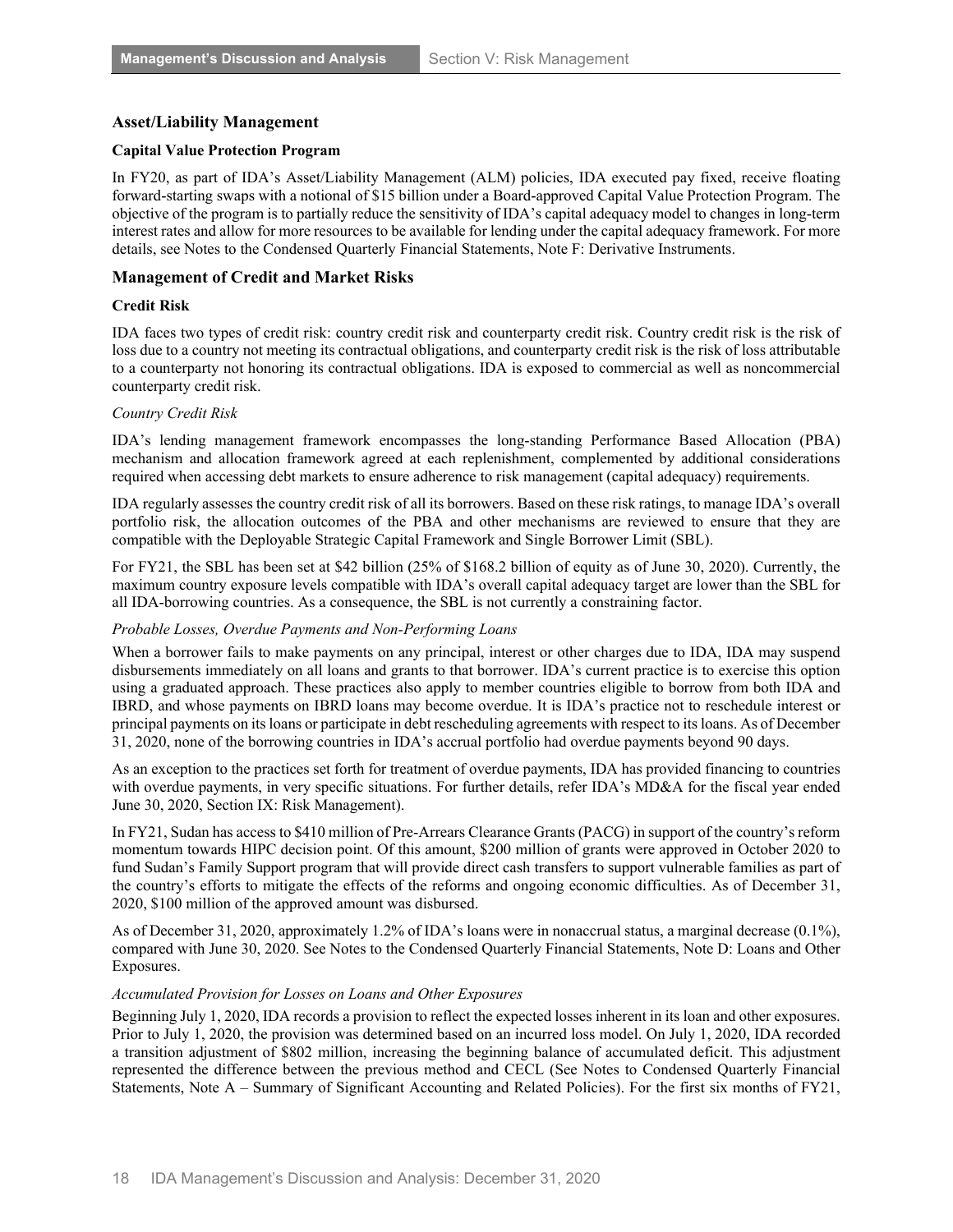## Asset/Liability Management

### Capital Value Protection Program

In FY20, as part of IDA's Asset/Liability Management (ALM) policies, IDA executed pay fixed, receive floating forward-starting swaps with a notional of $15 billion under a Board-approved Capital Value Protection Program. The objective of the program is to partially reduce the sensitivity of IDA's capital adequacy model to changes in long-term interest rates and allow for more resources to be available for lending under the capital adequacy framework. For more details, see Notes to the Condensed Quarterly Financial Statements, Note F: Derivative Instruments.

## Management of Credit and Market Risks

### Credit Risk

IDA faces two types of credit risk: country credit risk and counterparty credit risk. Country credit risk is the risk of loss due to a country not meeting its contractual obligations, and counterparty credit risk is the risk of loss attributable to a counterparty not honoring its contractual obligations. IDA is exposed to commercial as well as noncommercial counterparty credit risk.

*Country Credit Risk*

IDA's lending management framework encompasses the long-standing Performance Based Allocation (PBA) mechanism and allocation framework agreed at each replenishment, complemented by additional considerations required when accessing debt markets to ensure adherence to risk management (capital adequacy) requirements.

IDA regularly assesses the country credit risk of all its borrowers. Based on these risk ratings, to manage IDA's overall portfolio risk, the allocation outcomes of the PBA and other mechanisms are reviewed to ensure that they are compatible with the Deployable Strategic Capital Framework and Single Borrower Limit (SBL).

For FY21, the SBL has been set at $42 billion (25% of $168.2 billion of equity as of June 30, 2020). Currently, the maximum country exposure levels compatible with IDA's overall capital adequacy target are lower than the SBL for all IDA-borrowing countries. As a consequence, the SBL is not currently a constraining factor.

*Probable Losses, Overdue Payments and Non-Performing Loans*

When a borrower fails to make payments on any principal, interest or other charges due to IDA, IDA may suspend disbursements immediately on all loans and grants to that borrower. IDA's current practice is to exercise this option using a graduated approach. These practices also apply to member countries eligible to borrow from both IDA and IBRD, and whose payments on IBRD loans may become overdue. It is IDA's practice not to reschedule interest or principal payments on its loans or participate in debt rescheduling agreements with respect to its loans. As of December 31, 2020, none of the borrowing countries in IDA's accrual portfolio had overdue payments beyond 90 days.

As an exception to the practices set forth for treatment of overdue payments, IDA has provided financing to countries with overdue payments, in very specific situations. For further details, refer IDA's MD&A for the fiscal year ended June 30, 2020, Section IX: Risk Management).

In FY21, Sudan has access to $410 million of Pre-Arrears Clearance Grants (PACG) in support of the country's reform momentum towards HIPC decision point. Of this amount, $200 million of grants were approved in October 2020 to fund Sudan's Family Support program that will provide direct cash transfers to support vulnerable families as part of the country's efforts to mitigate the effects of the reforms and ongoing economic difficulties. As of December 31, 2020, $100 million of the approved amount was disbursed.

As of December 31, 2020, approximately 1.2% of IDA's loans were in nonaccrual status, a marginal decrease (0.1%), compared with June 30, 2020. See Notes to the Condensed Quarterly Financial Statements, Note D: Loans and Other Exposures.

*Accumulated Provision for Losses on Loans and Other Exposures*

Beginning July 1, 2020, IDA records a provision to reflect the expected losses inherent in its loan and other exposures. Prior to July 1, 2020, the provision was determined based on an incurred loss model. On July 1, 2020, IDA recorded a transition adjustment of $802 million, increasing the beginning balance of accumulated deficit. This adjustment represented the difference between the previous method and CECL (See Notes to Condensed Quarterly Financial Statements, Note A – Summary of Significant Accounting and Related Policies). For the first six months of FY21,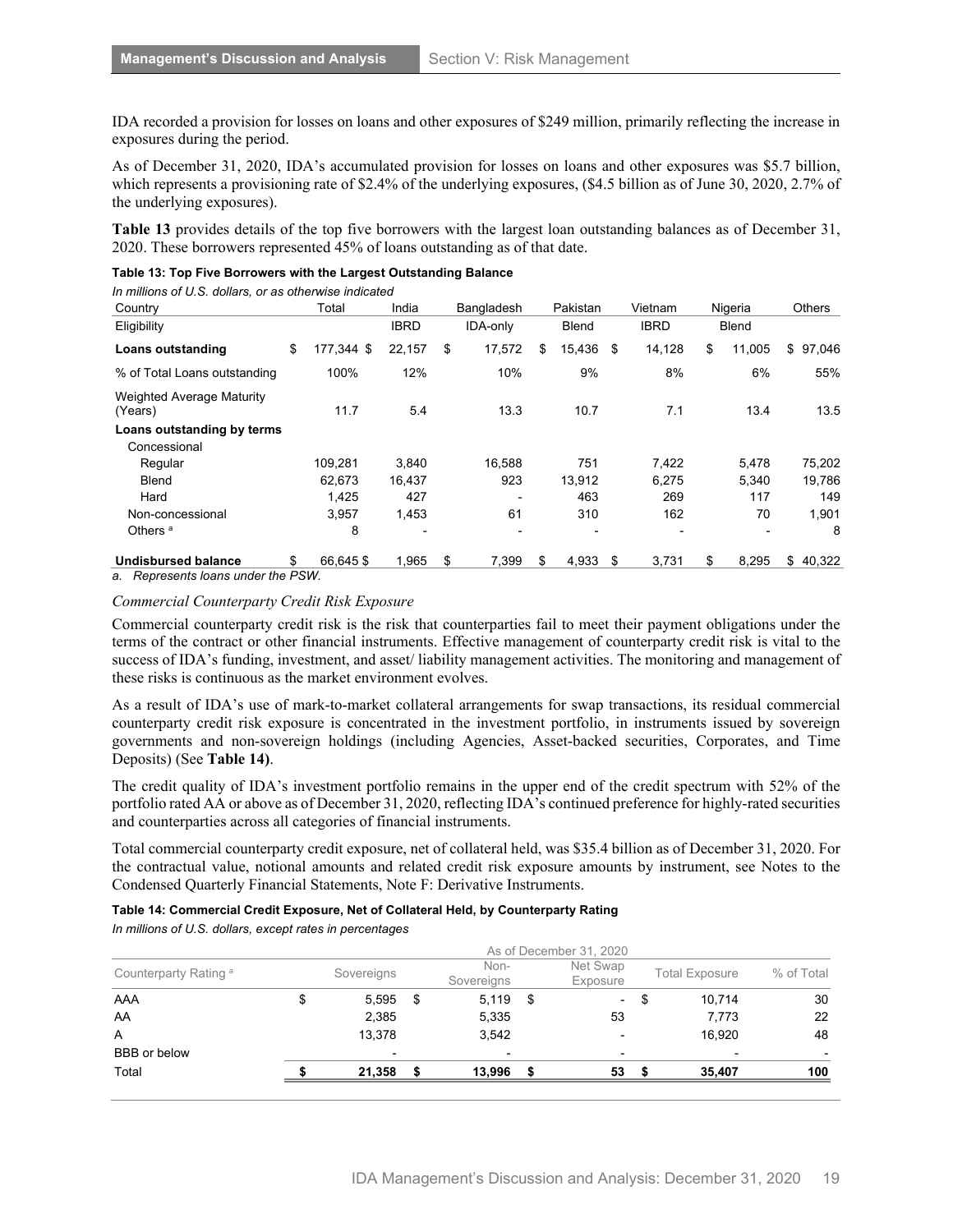IDA recorded a provision for losses on loans and other exposures of $249 million, primarily reflecting the increase in exposures during the period.

As of December 31, 2020, IDA's accumulated provision for losses on loans and other exposures was $5.7 billion, which represents a provisioning rate of $2.4% of the underlying exposures, ($4.5 billion as of June 30, 2020, 2.7% of the underlying exposures).

**Table 13** provides details of the top five borrowers with the largest loan outstanding balances as of December 31, 2020. These borrowers represented 45% of loans outstanding as of that date.

**Table 13: Top Five Borrowers with the Largest Outstanding Balance**

*In millions of U.S. dollars, or as otherwise indicated*

| Country | Total | India | Bangladesh | Pakistan | Vietnam | Nigeria | Others |
|---|---|---|---|---|---|---|---|
| Eligibility | | IBRD | IDA-only | Blend | IBRD | Blend | |
| **Loans outstanding** | $ 177,344 | $ 22,157 | $ 17,572 | $ 15,436 | $ 14,128 | $ 11,005 | $ 97,046 |
| % of Total Loans outstanding | 100% | 12% | 10% | 9% | 8% | 6% | 55% |
| Weighted Average Maturity (Years) | 11.7 | 5.4 | 13.3 | 10.7 | 7.1 | 13.4 | 13.5 |
| **Loans outstanding by terms** | | | | | | | |
| Concessional | | | | | | | |
| Regular | 109,281 | 3,840 | 16,588 | 751 | 7,422 | 5,478 | 75,202 |
| Blend | 62,673 | 16,437 | 923 | 13,912 | 6,275 | 5,340 | 19,786 |
| Hard | 1,425 | 427 | - | 463 | 269 | 117 | 149 |
| Non-concessional | 3,957 | 1,453 | 61 | 310 | 162 | 70 | 1,901 |
| Others [a] | 8 | - | - | - | - | - | 8 |
| **Undisbursed balance** | $ 66,645 | $ 1,965 | $ 7,399 | $ 4,933 | $ 3,731 | $ 8,295 | $ 40,322 |

*a. Represents loans under the PSW.*

*Commercial Counterparty Credit Risk Exposure*

Commercial counterparty credit risk is the risk that counterparties fail to meet their payment obligations under the terms of the contract or other financial instruments. Effective management of counterparty credit risk is vital to the success of IDA's funding, investment, and asset/ liability management activities. The monitoring and management of these risks is continuous as the market environment evolves.

As a result of IDA's use of mark-to-market collateral arrangements for swap transactions, its residual commercial counterparty credit risk exposure is concentrated in the investment portfolio, in instruments issued by sovereign governments and non-sovereign holdings (including Agencies, Asset-backed securities, Corporates, and Time Deposits) (See **Table 14)**.

The credit quality of IDA's investment portfolio remains in the upper end of the credit spectrum with 52% of the portfolio rated AA or above as of December 31, 2020, reflecting IDA's continued preference for highly-rated securities and counterparties across all categories of financial instruments.

Total commercial counterparty credit exposure, net of collateral held, was $35.4 billion as of December 31, 2020. For the contractual value, notional amounts and related credit risk exposure amounts by instrument, see Notes to the Condensed Quarterly Financial Statements, Note F: Derivative Instruments.

**Table 14: Commercial Credit Exposure, Net of Collateral Held, by Counterparty Rating**

*In millions of U.S. dollars, except rates in percentages*

| | As of December 31, 2020 | | | | |
|---|---|---|---|---|---|
| Counterparty Rating [a] | Sovereigns | Non-Sovereigns | Net Swap Exposure | Total Exposure | % of Total |
| AAA | $ 5,595 | $ 5,119 | $ - | $ 10,714 | 30 |
| AA | 2,385 | 5,335 | 53 | 7,773 | 22 |
| A | 13,378 | 3,542 | - | 16,920 | 48 |
| BBB or below | - | - | - | - | - |
| Total | **$ 21,358** | **$ 13,996** | **$ 53** | **$ 35,407** | **100** |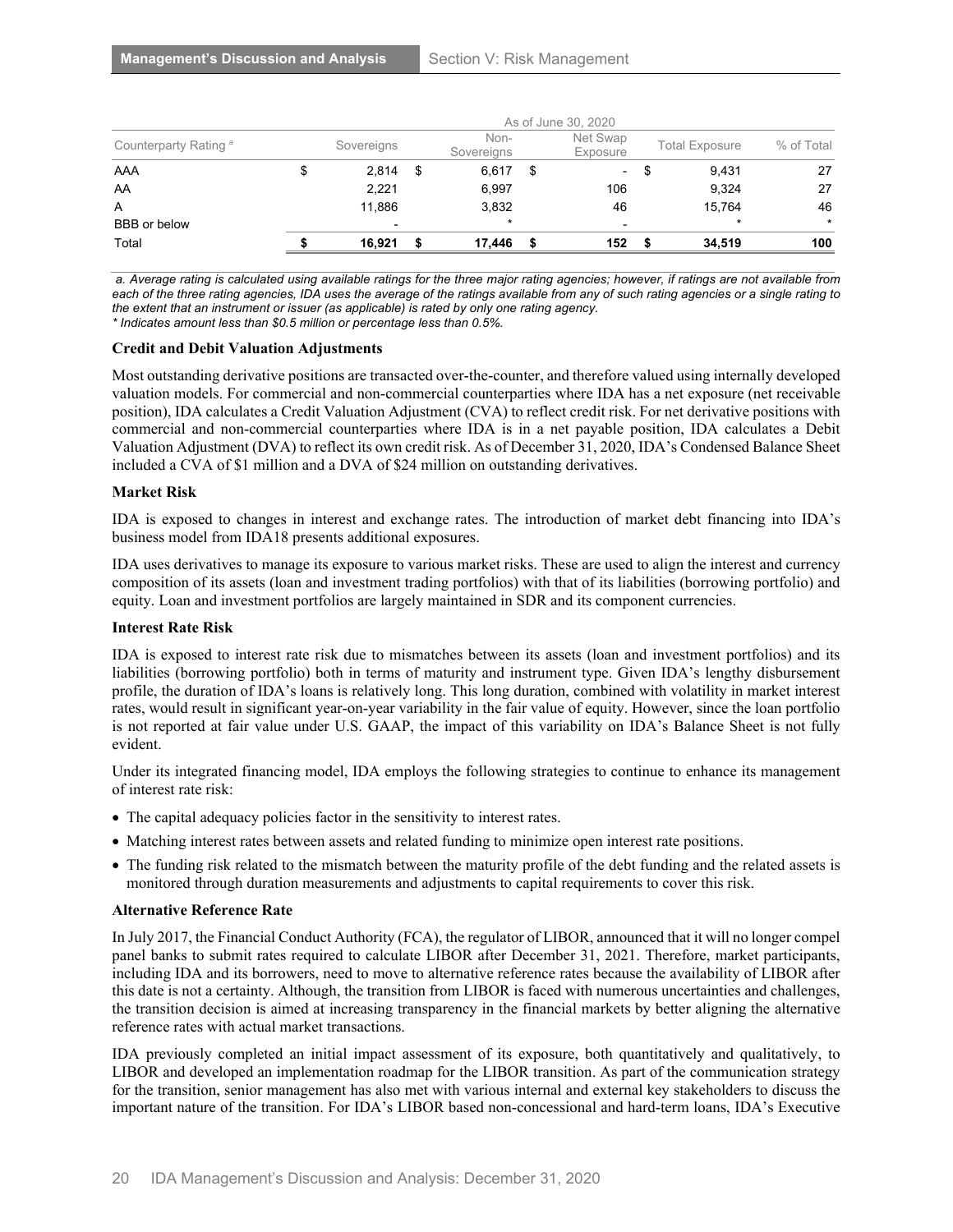| Counterparty Rating [a] | As of June 30, 2020 | | | | |
|---|---|---|---|---|---|
| | Sovereigns | Non-Sovereigns | Net Swap Exposure | Total Exposure | % of Total |
| AAA | $ 2,814 | $ 6,617 | $ - | $ 9,431 | 27 |
| AA | 2,221 | 6,997 | 106 | 9,324 | 27 |
| A | 11,886 | 3,832 | 46 | 15,764 | 46 |
| BBB or below | - | * | - | * | * |
| **Total** | **$ 16,921** | **$ 17,446** | **$ 152** | **$ 34,519** | **100** |

*a. Average rating is calculated using available ratings for the three major rating agencies; however, if ratings are not available from each of the three rating agencies, IDA uses the average of the ratings available from any of such rating agencies or a single rating to the extent that an instrument or issuer (as applicable) is rated by only one rating agency.*
*\* Indicates amount less than $0.5 million or percentage less than 0.5%.*

**Credit and Debit Valuation Adjustments**

Most outstanding derivative positions are transacted over-the-counter, and therefore valued using internally developed valuation models. For commercial and non-commercial counterparties where IDA has a net exposure (net receivable position), IDA calculates a Credit Valuation Adjustment (CVA) to reflect credit risk. For net derivative positions with commercial and non-commercial counterparties where IDA is in a net payable position, IDA calculates a Debit Valuation Adjustment (DVA) to reflect its own credit risk. As of December 31, 2020, IDA's Condensed Balance Sheet included a CVA of $1 million and a DVA of $24 million on outstanding derivatives.

**Market Risk**

IDA is exposed to changes in interest and exchange rates. The introduction of market debt financing into IDA's business model from IDA18 presents additional exposures.

IDA uses derivatives to manage its exposure to various market risks. These are used to align the interest and currency composition of its assets (loan and investment trading portfolios) with that of its liabilities (borrowing portfolio) and equity. Loan and investment portfolios are largely maintained in SDR and its component currencies.

**Interest Rate Risk**

IDA is exposed to interest rate risk due to mismatches between its assets (loan and investment portfolios) and its liabilities (borrowing portfolio) both in terms of maturity and instrument type. Given IDA's lengthy disbursement profile, the duration of IDA's loans is relatively long. This long duration, combined with volatility in market interest rates, would result in significant year-on-year variability in the fair value of equity. However, since the loan portfolio is not reported at fair value under U.S. GAAP, the impact of this variability on IDA's Balance Sheet is not fully evident.

Under its integrated financing model, IDA employs the following strategies to continue to enhance its management of interest rate risk:

- The capital adequacy policies factor in the sensitivity to interest rates.
- Matching interest rates between assets and related funding to minimize open interest rate positions.
- The funding risk related to the mismatch between the maturity profile of the debt funding and the related assets is monitored through duration measurements and adjustments to capital requirements to cover this risk.

**Alternative Reference Rate**

In July 2017, the Financial Conduct Authority (FCA), the regulator of LIBOR, announced that it will no longer compel panel banks to submit rates required to calculate LIBOR after December 31, 2021. Therefore, market participants, including IDA and its borrowers, need to move to alternative reference rates because the availability of LIBOR after this date is not a certainty. Although, the transition from LIBOR is faced with numerous uncertainties and challenges, the transition decision is aimed at increasing transparency in the financial markets by better aligning the alternative reference rates with actual market transactions.

IDA previously completed an initial impact assessment of its exposure, both quantitatively and qualitatively, to LIBOR and developed an implementation roadmap for the LIBOR transition. As part of the communication strategy for the transition, senior management has also met with various internal and external key stakeholders to discuss the important nature of the transition. For IDA's LIBOR based non-concessional and hard-term loans, IDA's Executive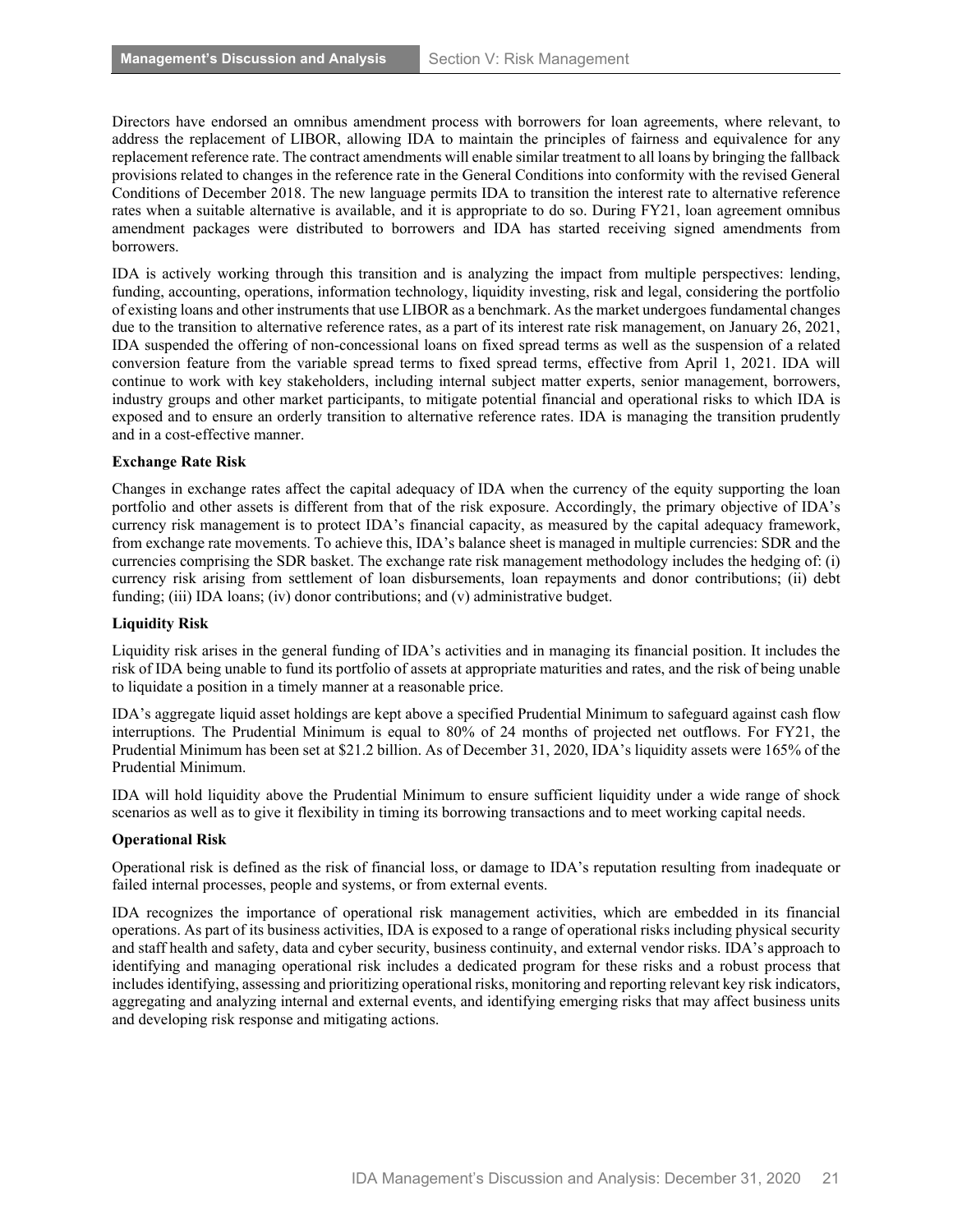Directors have endorsed an omnibus amendment process with borrowers for loan agreements, where relevant, to address the replacement of LIBOR, allowing IDA to maintain the principles of fairness and equivalence for any replacement reference rate. The contract amendments will enable similar treatment to all loans by bringing the fallback provisions related to changes in the reference rate in the General Conditions into conformity with the revised General Conditions of December 2018. The new language permits IDA to transition the interest rate to alternative reference rates when a suitable alternative is available, and it is appropriate to do so. During FY21, loan agreement omnibus amendment packages were distributed to borrowers and IDA has started receiving signed amendments from borrowers.

IDA is actively working through this transition and is analyzing the impact from multiple perspectives: lending, funding, accounting, operations, information technology, liquidity investing, risk and legal, considering the portfolio of existing loans and other instruments that use LIBOR as a benchmark. As the market undergoes fundamental changes due to the transition to alternative reference rates, as a part of its interest rate risk management, on January 26, 2021, IDA suspended the offering of non-concessional loans on fixed spread terms as well as the suspension of a related conversion feature from the variable spread terms to fixed spread terms, effective from April 1, 2021. IDA will continue to work with key stakeholders, including internal subject matter experts, senior management, borrowers, industry groups and other market participants, to mitigate potential financial and operational risks to which IDA is exposed and to ensure an orderly transition to alternative reference rates. IDA is managing the transition prudently and in a cost-effective manner.

**Exchange Rate Risk**

Changes in exchange rates affect the capital adequacy of IDA when the currency of the equity supporting the loan portfolio and other assets is different from that of the risk exposure. Accordingly, the primary objective of IDA's currency risk management is to protect IDA's financial capacity, as measured by the capital adequacy framework, from exchange rate movements. To achieve this, IDA's balance sheet is managed in multiple currencies: SDR and the currencies comprising the SDR basket. The exchange rate risk management methodology includes the hedging of: (i) currency risk arising from settlement of loan disbursements, loan repayments and donor contributions; (ii) debt funding; (iii) IDA loans; (iv) donor contributions; and (v) administrative budget.

**Liquidity Risk**

Liquidity risk arises in the general funding of IDA's activities and in managing its financial position. It includes the risk of IDA being unable to fund its portfolio of assets at appropriate maturities and rates, and the risk of being unable to liquidate a position in a timely manner at a reasonable price.

IDA's aggregate liquid asset holdings are kept above a specified Prudential Minimum to safeguard against cash flow interruptions. The Prudential Minimum is equal to 80% of 24 months of projected net outflows. For FY21, the Prudential Minimum has been set at $21.2 billion. As of December 31, 2020, IDA's liquidity assets were 165% of the Prudential Minimum.

IDA will hold liquidity above the Prudential Minimum to ensure sufficient liquidity under a wide range of shock scenarios as well as to give it flexibility in timing its borrowing transactions and to meet working capital needs.

**Operational Risk**

Operational risk is defined as the risk of financial loss, or damage to IDA's reputation resulting from inadequate or failed internal processes, people and systems, or from external events.

IDA recognizes the importance of operational risk management activities, which are embedded in its financial operations. As part of its business activities, IDA is exposed to a range of operational risks including physical security and staff health and safety, data and cyber security, business continuity, and external vendor risks. IDA's approach to identifying and managing operational risk includes a dedicated program for these risks and a robust process that includes identifying, assessing and prioritizing operational risks, monitoring and reporting relevant key risk indicators, aggregating and analyzing internal and external events, and identifying emerging risks that may affect business units and developing risk response and mitigating actions.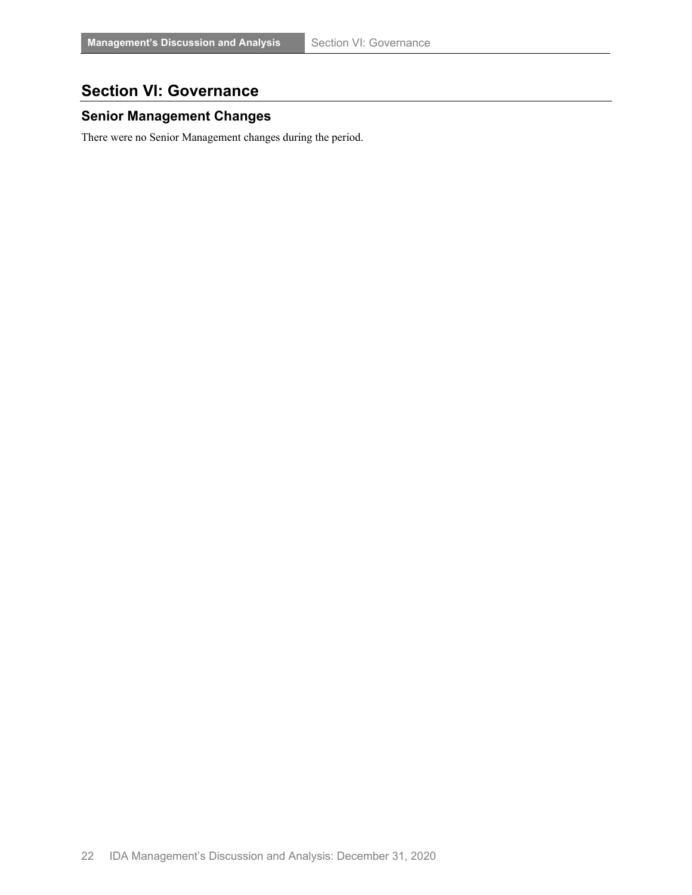# Section VI: Governance

## Senior Management Changes

There were no Senior Management changes during the period.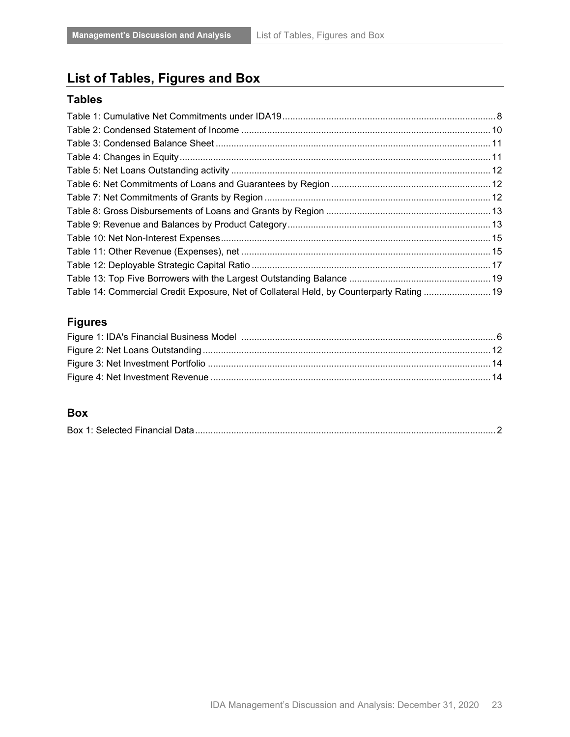# List of Tables, Figures and Box

## Tables

Table 1: Cumulative Net Commitments under IDA19 .......... 8
Table 2: Condensed Statement of Income .......... 10
Table 3: Condensed Balance Sheet .......... 11
Table 4: Changes in Equity .......... 11
Table 5: Net Loans Outstanding activity .......... 12
Table 6: Net Commitments of Loans and Guarantees by Region .......... 12
Table 7: Net Commitments of Grants by Region .......... 12
Table 8: Gross Disbursements of Loans and Grants by Region .......... 13
Table 9: Revenue and Balances by Product Category .......... 13
Table 10: Net Non-Interest Expenses .......... 15
Table 11: Other Revenue (Expenses), net .......... 15
Table 12: Deployable Strategic Capital Ratio .......... 17
Table 13: Top Five Borrowers with the Largest Outstanding Balance .......... 19
Table 14: Commercial Credit Exposure, Net of Collateral Held, by Counterparty Rating .......... 19

## Figures

Figure 1: IDA's Financial Business Model .......... 6
Figure 2: Net Loans Outstanding .......... 12
Figure 3: Net Investment Portfolio .......... 14
Figure 4: Net Investment Revenue .......... 14

## Box

Box 1: Selected Financial Data .......... 2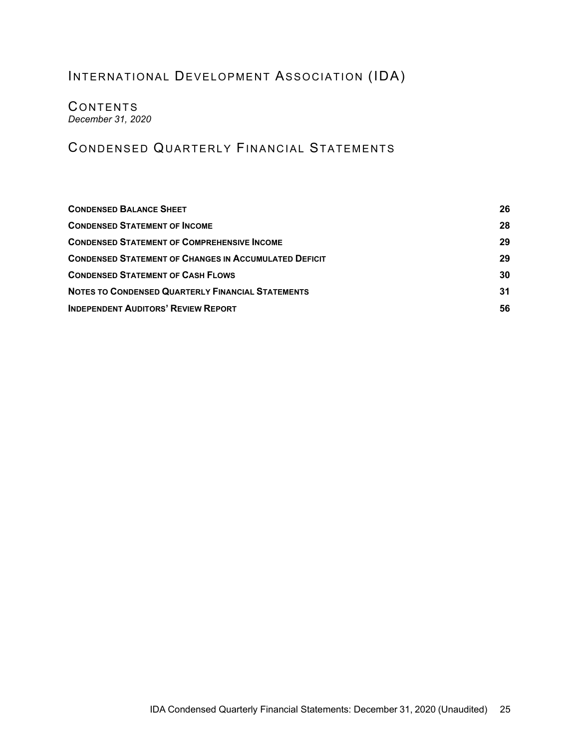# INTERNATIONAL DEVELOPMENT ASSOCIATION (IDA)

## CONTENTS

*December 31, 2020*

## CONDENSED QUARTERLY FINANCIAL STATEMENTS

| | |
|---|---|
| **CONDENSED BALANCE SHEET** | **26** |
| **CONDENSED STATEMENT OF INCOME** | **28** |
| **CONDENSED STATEMENT OF COMPREHENSIVE INCOME** | **29** |
| **CONDENSED STATEMENT OF CHANGES IN ACCUMULATED DEFICIT** | **29** |
| **CONDENSED STATEMENT OF CASH FLOWS** | **30** |
| **NOTES TO CONDENSED QUARTERLY FINANCIAL STATEMENTS** | **31** |
| **INDEPENDENT AUDITORS' REVIEW REPORT** | **56** |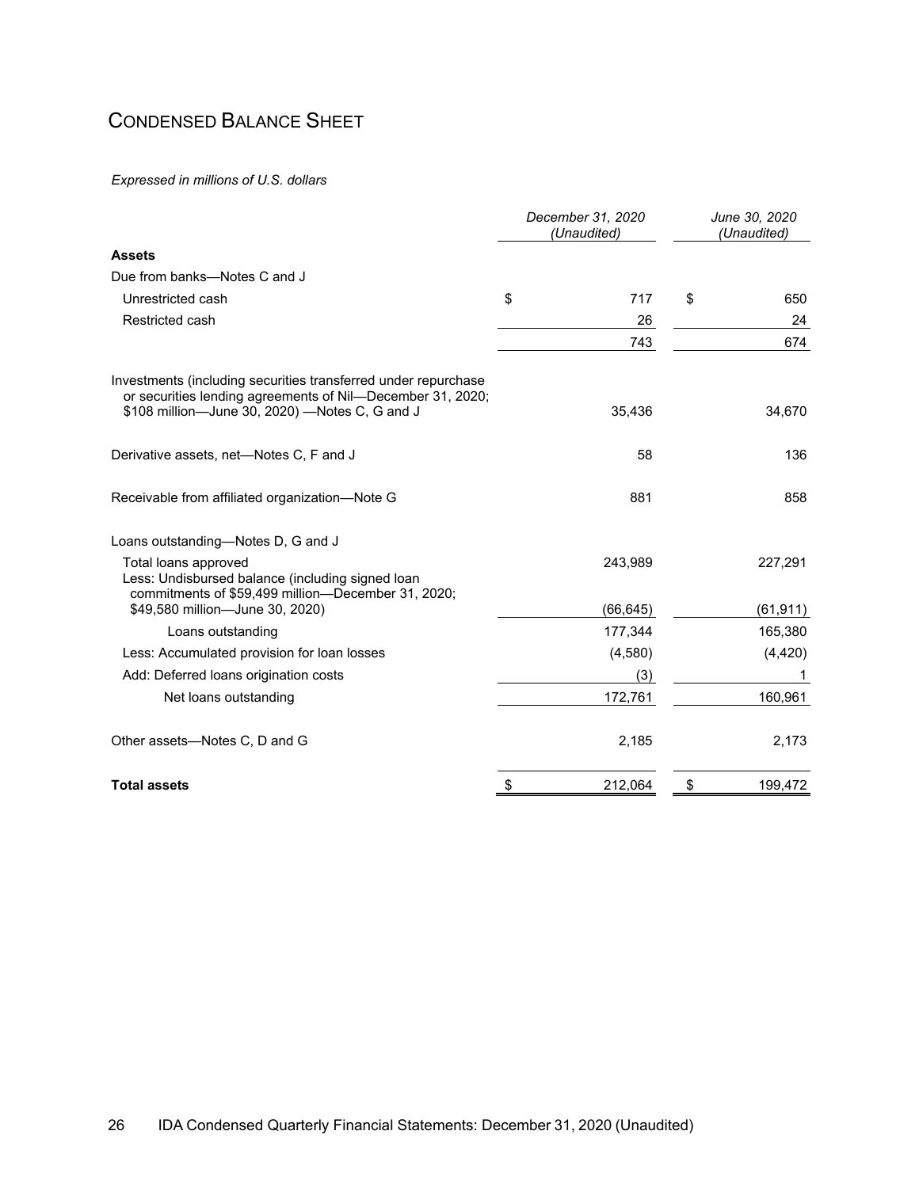# CONDENSED BALANCE SHEET

*Expressed in millions of U.S. dollars*

| | *December 31, 2020 (Unaudited)* | *June 30, 2020 (Unaudited)* |
|---|---|---|
| **Assets** | | |
| Due from banks—Notes C and J | | |
| Unrestricted cash | $ 717 | $ 650 |
| Restricted cash | 26 | 24 |
| | 743 | 674 |
| Investments (including securities transferred under repurchase or securities lending agreements of Nil—December 31, 2020; $108 million—June 30, 2020) —Notes C, G and J | 35,436 | 34,670 |
| Derivative assets, net—Notes C, F and J | 58 | 136 |
| Receivable from affiliated organization—Note G | 881 | 858 |
| Loans outstanding—Notes D, G and J | | |
| Total loans approved | 243,989 | 227,291 |
| Less: Undisbursed balance (including signed loan commitments of $59,499 million—December 31, 2020; $49,580 million—June 30, 2020) | (66,645) | (61,911) |
| Loans outstanding | 177,344 | 165,380 |
| Less: Accumulated provision for loan losses | (4,580) | (4,420) |
| Add: Deferred loans origination costs | (3) | 1 |
| Net loans outstanding | 172,761 | 160,961 |
| Other assets—Notes C, D and G | 2,185 | 2,173 |
| **Total assets** | $ 212,064 | $ 199,472 |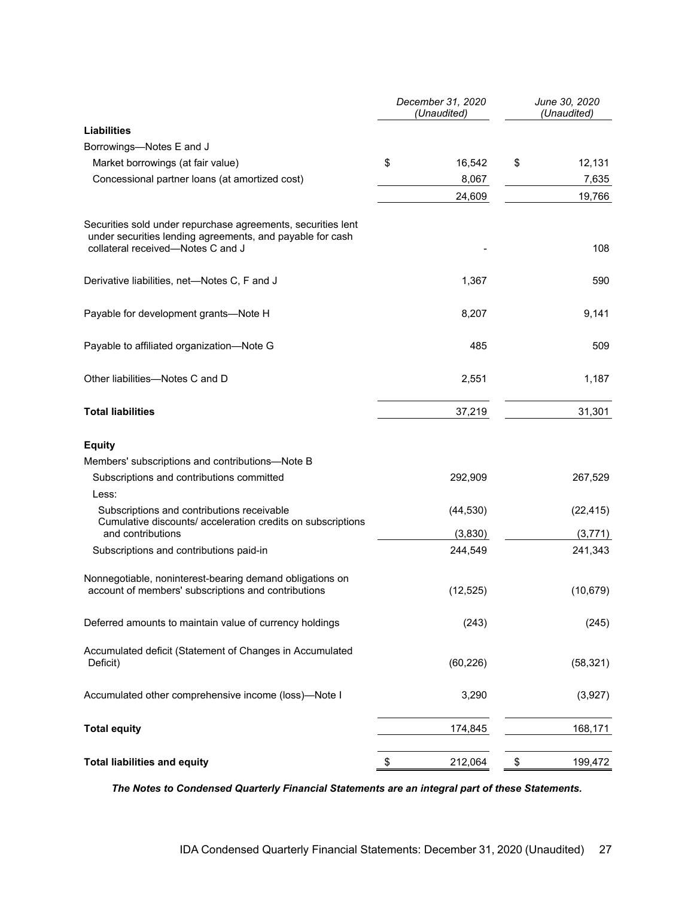| | December 31, 2020 (Unaudited) | June 30, 2020 (Unaudited) |
|---|---|---|
| **Liabilities** | | |
| Borrowings—Notes E and J | | |
| Market borrowings (at fair value) | $ 16,542 | $ 12,131 |
| Concessional partner loans (at amortized cost) | 8,067 | 7,635 |
| | 24,609 | 19,766 |
| Securities sold under repurchase agreements, securities lent under securities lending agreements, and payable for cash collateral received—Notes C and J | - | 108 |
| Derivative liabilities, net—Notes C, F and J | 1,367 | 590 |
| Payable for development grants—Note H | 8,207 | 9,141 |
| Payable to affiliated organization—Note G | 485 | 509 |
| Other liabilities—Notes C and D | 2,551 | 1,187 |
| **Total liabilities** | 37,219 | 31,301 |
| **Equity** | | |
| Members' subscriptions and contributions—Note B | | |
| Subscriptions and contributions committed | 292,909 | 267,529 |
| Less: | | |
| Subscriptions and contributions receivable | (44,530) | (22,415) |
| Cumulative discounts/ acceleration credits on subscriptions and contributions | (3,830) | (3,771) |
| Subscriptions and contributions paid-in | 244,549 | 241,343 |
| Nonnegotiable, noninterest-bearing demand obligations on account of members' subscriptions and contributions | (12,525) | (10,679) |
| Deferred amounts to maintain value of currency holdings | (243) | (245) |
| Accumulated deficit (Statement of Changes in Accumulated Deficit) | (60,226) | (58,321) |
| Accumulated other comprehensive income (loss)—Note I | 3,290 | (3,927) |
| **Total equity** | 174,845 | 168,171 |
| **Total liabilities and equity** | $ 212,064 | $ 199,472 |

***The Notes to Condensed Quarterly Financial Statements are an integral part of these Statements.***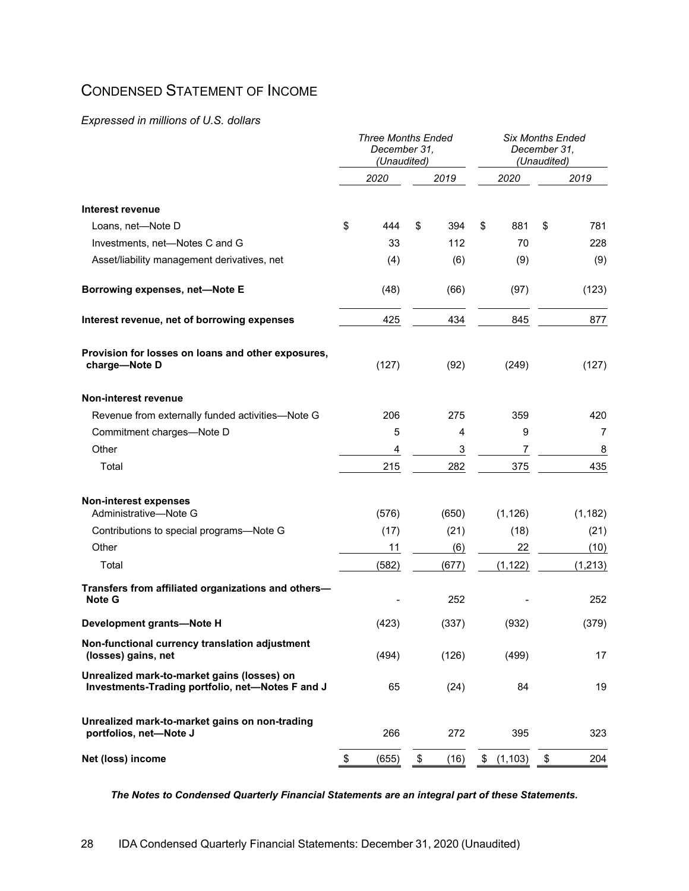# CONDENSED STATEMENT OF INCOME

*Expressed in millions of U.S. dollars*

| | *Three Months Ended December 31, (Unaudited)* | | *Six Months Ended December 31, (Unaudited)* | |
|---|---|---|---|---|
| | *2020* | *2019* | *2020* | *2019* |
| **Interest revenue** | | | | |
| Loans, net—Note D | $ 444 | $ 394 | $ 881 | $ 781 |
| Investments, net—Notes C and G | 33 | 112 | 70 | 228 |
| Asset/liability management derivatives, net | (4) | (6) | (9) | (9) |
| **Borrowing expenses, net—Note E** | (48) | (66) | (97) | (123) |
| **Interest revenue, net of borrowing expenses** | 425 | 434 | 845 | 877 |
| **Provision for losses on loans and other exposures, charge—Note D** | (127) | (92) | (249) | (127) |
| **Non-interest revenue** | | | | |
| Revenue from externally funded activities—Note G | 206 | 275 | 359 | 420 |
| Commitment charges—Note D | 5 | 4 | 9 | 7 |
| Other | 4 | 3 | 7 | 8 |
| Total | 215 | 282 | 375 | 435 |
| **Non-interest expenses** | | | | |
| Administrative—Note G | (576) | (650) | (1,126) | (1,182) |
| Contributions to special programs—Note G | (17) | (21) | (18) | (21) |
| Other | 11 | (6) | 22 | (10) |
| Total | (582) | (677) | (1,122) | (1,213) |
| **Transfers from affiliated organizations and others—Note G** | - | 252 | - | 252 |
| **Development grants—Note H** | (423) | (337) | (932) | (379) |
| **Non-functional currency translation adjustment (losses) gains, net** | (494) | (126) | (499) | 17 |
| **Unrealized mark-to-market gains (losses) on Investments-Trading portfolio, net—Notes F and J** | 65 | (24) | 84 | 19 |
| **Unrealized mark-to-market gains on non-trading portfolios, net—Note J** | 266 | 272 | 395 | 323 |
| **Net (loss) income** | $ (655) | $ (16) | $ (1,103) | $ 204 |

***The Notes to Condensed Quarterly Financial Statements are an integral part of these Statements.***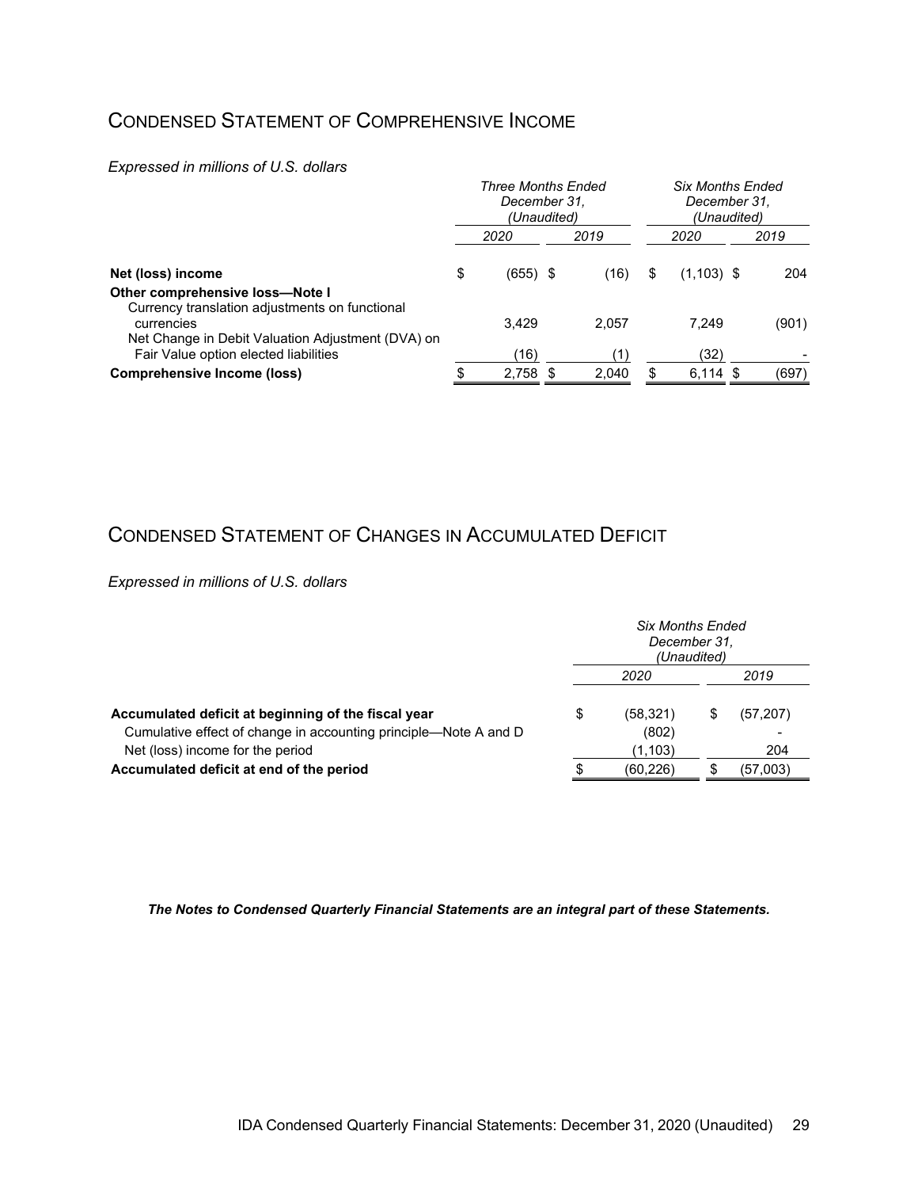## Condensed Statement of Comprehensive Income

*Expressed in millions of U.S. dollars*

| | *Three Months Ended December 31, (Unaudited)* | | *Six Months Ended December 31, (Unaudited)* | |
|---|---|---|---|---|
| | *2020* | *2019* | *2020* | *2019* |
| **Net (loss) income** | $ (655) | $ (16) | $ (1,103) | $ 204 |
| **Other comprehensive loss—Note I** | | | | |
| Currency translation adjustments on functional currencies | 3,429 | 2,057 | 7,249 | (901) |
| Net Change in Debit Valuation Adjustment (DVA) on Fair Value option elected liabilities | (16) | (1) | (32) | - |
| **Comprehensive Income (loss)** | $ 2,758 | $ 2,040 | $ 6,114 | $ (697) |

## Condensed Statement of Changes in Accumulated Deficit

*Expressed in millions of U.S. dollars*

| | *Six Months Ended December 31, (Unaudited)* | |
|---|---|---|
| | *2020* | *2019* |
| **Accumulated deficit at beginning of the fiscal year** | $ (58,321) | $ (57,207) |
| Cumulative effect of change in accounting principle—Note A and D | (802) | - |
| Net (loss) income for the period | (1,103) | 204 |
| **Accumulated deficit at end of the period** | $ (60,226) | $ (57,003) |

***The Notes to Condensed Quarterly Financial Statements are an integral part of these Statements.***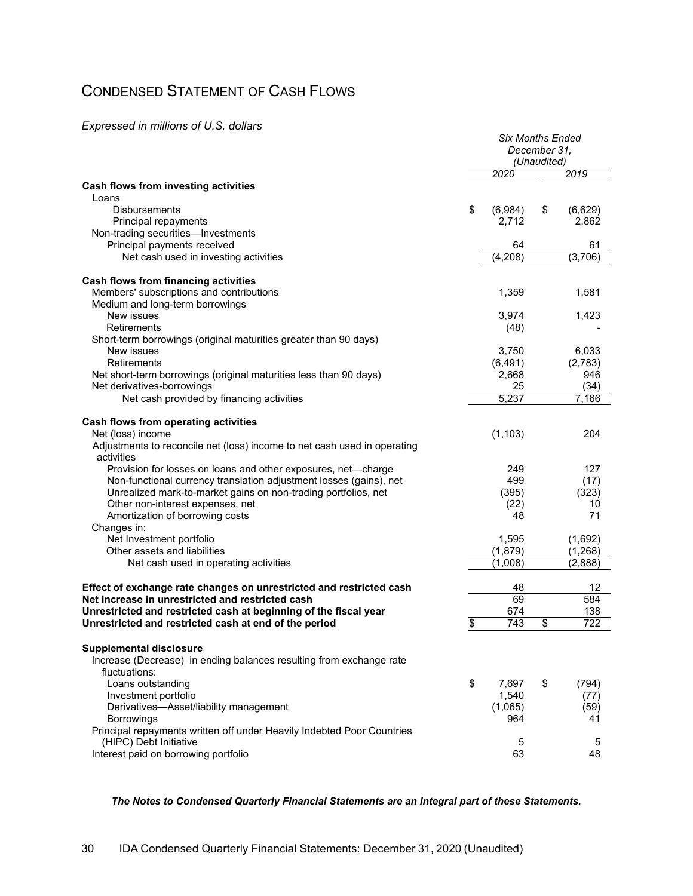# CONDENSED STATEMENT OF CASH FLOWS

*Expressed in millions of U.S. dollars*

| | *Six Months Ended December 31, (Unaudited)* | |
|---|---|---|
| | *2020* | *2019* |
| **Cash flows from investing activities** | | |
| Loans | | |
| Disbursements | $ (6,984) | $ (6,629) |
| Principal repayments | 2,712 | 2,862 |
| Non-trading securities—Investments | | |
| Principal payments received | 64 | 61 |
| Net cash used in investing activities | (4,208) | (3,706) |
| **Cash flows from financing activities** | | |
| Members' subscriptions and contributions | 1,359 | 1,581 |
| Medium and long-term borrowings | | |
| New issues | 3,974 | 1,423 |
| Retirements | (48) | - |
| Short-term borrowings (original maturities greater than 90 days) | | |
| New issues | 3,750 | 6,033 |
| Retirements | (6,491) | (2,783) |
| Net short-term borrowings (original maturities less than 90 days) | 2,668 | 946 |
| Net derivatives-borrowings | 25 | (34) |
| Net cash provided by financing activities | 5,237 | 7,166 |
| **Cash flows from operating activities** | | |
| Net (loss) income | (1,103) | 204 |
| Adjustments to reconcile net (loss) income to net cash used in operating activities | | |
| Provision for losses on loans and other exposures, net—charge | 249 | 127 |
| Non-functional currency translation adjustment losses (gains), net | 499 | (17) |
| Unrealized mark-to-market gains on non-trading portfolios, net | (395) | (323) |
| Other non-interest expenses, net | (22) | 10 |
| Amortization of borrowing costs | 48 | 71 |
| Changes in: | | |
| Net Investment portfolio | 1,595 | (1,692) |
| Other assets and liabilities | (1,879) | (1,268) |
| Net cash used in operating activities | (1,008) | (2,888) |
| **Effect of exchange rate changes on unrestricted and restricted cash** | 48 | 12 |
| **Net increase in unrestricted and restricted cash** | 69 | 584 |
| **Unrestricted and restricted cash at beginning of the fiscal year** | 674 | 138 |
| **Unrestricted and restricted cash at end of the period** | $ 743 | $ 722 |
| **Supplemental disclosure** | | |
| Increase (Decrease) in ending balances resulting from exchange rate fluctuations: | | |
| Loans outstanding | $ 7,697 | $ (794) |
| Investment portfolio | 1,540 | (77) |
| Derivatives—Asset/liability management | (1,065) | (59) |
| Borrowings | 964 | 41 |
| Principal repayments written off under Heavily Indebted Poor Countries (HIPC) Debt Initiative | 5 | 5 |
| Interest paid on borrowing portfolio | 63 | 48 |

***The Notes to Condensed Quarterly Financial Statements are an integral part of these Statements.***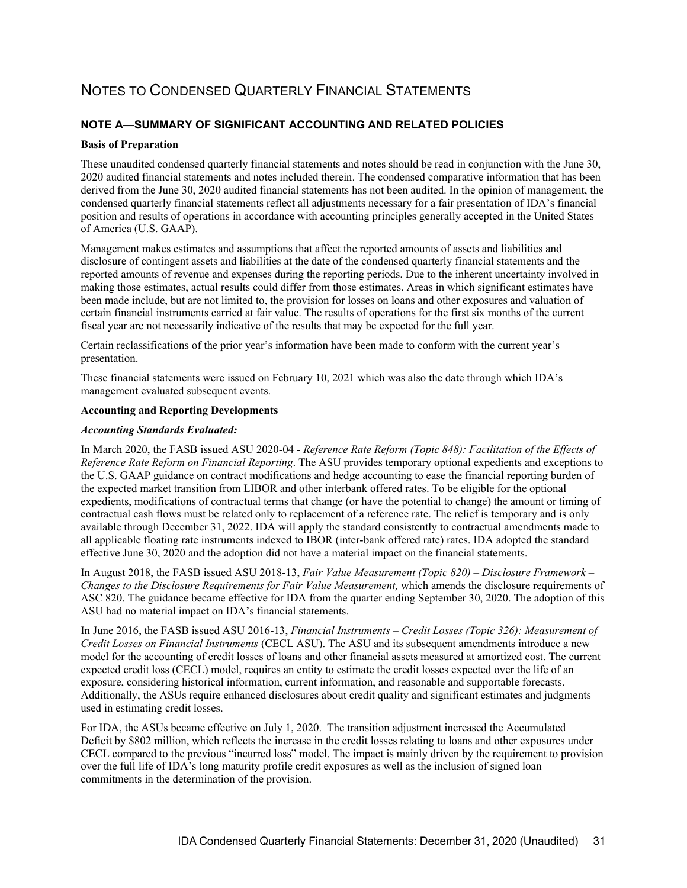# NOTES TO CONDENSED QUARTERLY FINANCIAL STATEMENTS

## NOTE A—SUMMARY OF SIGNIFICANT ACCOUNTING AND RELATED POLICIES

**Basis of Preparation**

These unaudited condensed quarterly financial statements and notes should be read in conjunction with the June 30, 2020 audited financial statements and notes included therein. The condensed comparative information that has been derived from the June 30, 2020 audited financial statements has not been audited. In the opinion of management, the condensed quarterly financial statements reflect all adjustments necessary for a fair presentation of IDA's financial position and results of operations in accordance with accounting principles generally accepted in the United States of America (U.S. GAAP).

Management makes estimates and assumptions that affect the reported amounts of assets and liabilities and disclosure of contingent assets and liabilities at the date of the condensed quarterly financial statements and the reported amounts of revenue and expenses during the reporting periods. Due to the inherent uncertainty involved in making those estimates, actual results could differ from those estimates. Areas in which significant estimates have been made include, but are not limited to, the provision for losses on loans and other exposures and valuation of certain financial instruments carried at fair value. The results of operations for the first six months of the current fiscal year are not necessarily indicative of the results that may be expected for the full year.

Certain reclassifications of the prior year's information have been made to conform with the current year's presentation.

These financial statements were issued on February 10, 2021 which was also the date through which IDA's management evaluated subsequent events.

**Accounting and Reporting Developments**

***Accounting Standards Evaluated:***

In March 2020, the FASB issued ASU 2020-04 - *Reference Rate Reform (Topic 848): Facilitation of the Effects of Reference Rate Reform on Financial Reporting*. The ASU provides temporary optional expedients and exceptions to the U.S. GAAP guidance on contract modifications and hedge accounting to ease the financial reporting burden of the expected market transition from LIBOR and other interbank offered rates. To be eligible for the optional expedients, modifications of contractual terms that change (or have the potential to change) the amount or timing of contractual cash flows must be related only to replacement of a reference rate. The relief is temporary and is only available through December 31, 2022. IDA will apply the standard consistently to contractual amendments made to all applicable floating rate instruments indexed to IBOR (inter-bank offered rate) rates. IDA adopted the standard effective June 30, 2020 and the adoption did not have a material impact on the financial statements.

In August 2018, the FASB issued ASU 2018-13, *Fair Value Measurement (Topic 820) – Disclosure Framework – Changes to the Disclosure Requirements for Fair Value Measurement,* which amends the disclosure requirements of ASC 820. The guidance became effective for IDA from the quarter ending September 30, 2020. The adoption of this ASU had no material impact on IDA's financial statements.

In June 2016, the FASB issued ASU 2016-13, *Financial Instruments – Credit Losses (Topic 326): Measurement of Credit Losses on Financial Instruments* (CECL ASU). The ASU and its subsequent amendments introduce a new model for the accounting of credit losses of loans and other financial assets measured at amortized cost. The current expected credit loss (CECL) model, requires an entity to estimate the credit losses expected over the life of an exposure, considering historical information, current information, and reasonable and supportable forecasts. Additionally, the ASUs require enhanced disclosures about credit quality and significant estimates and judgments used in estimating credit losses.

For IDA, the ASUs became effective on July 1, 2020. The transition adjustment increased the Accumulated Deficit by $802 million, which reflects the increase in the credit losses relating to loans and other exposures under CECL compared to the previous "incurred loss" model. The impact is mainly driven by the requirement to provision over the full life of IDA's long maturity profile credit exposures as well as the inclusion of signed loan commitments in the determination of the provision.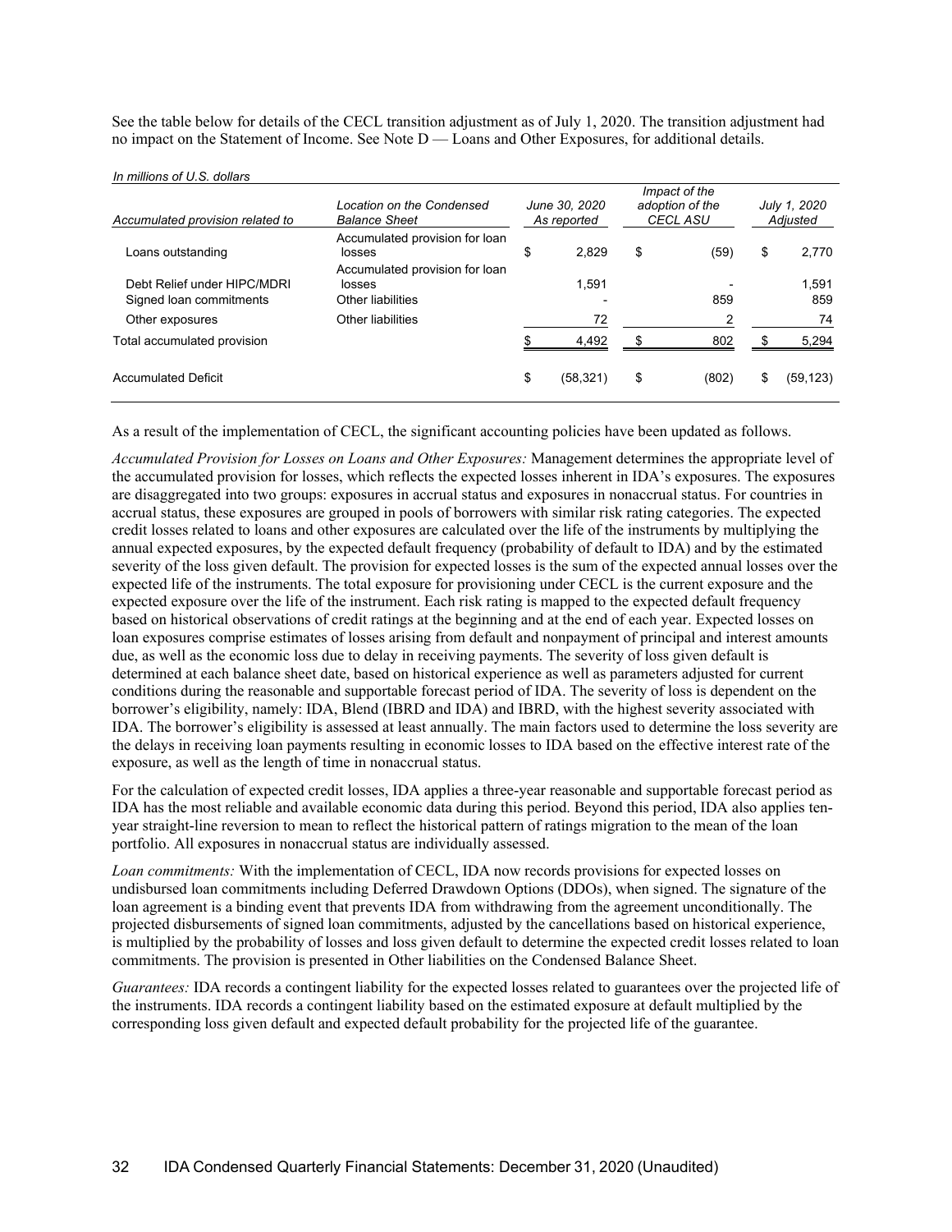See the table below for details of the CECL transition adjustment as of July 1, 2020. The transition adjustment had no impact on the Statement of Income. See Note D — Loans and Other Exposures, for additional details.

*In millions of U.S. dollars*

| *Accumulated provision related to* | *Location on the Condensed Balance Sheet* | *June 30, 2020 As reported* | *Impact of the adoption of the CECL ASU* | *July 1, 2020 Adjusted* |
|---|---|---|---|---|
| Loans outstanding | Accumulated provision for loan losses | $ 2,829 | $ (59) | $ 2,770 |
| Debt Relief under HIPC/MDRI | Accumulated provision for loan losses | 1,591 | - | 1,591 |
| Signed loan commitments | Other liabilities | - | 859 | 859 |
| Other exposures | Other liabilities | 72 | 2 | 74 |
| Total accumulated provision | | $ 4,492 | $ 802 | $ 5,294 |
| Accumulated Deficit | | $ (58,321) | $ (802) | $ (59,123) |

As a result of the implementation of CECL, the significant accounting policies have been updated as follows.

*Accumulated Provision for Losses on Loans and Other Exposures:* Management determines the appropriate level of the accumulated provision for losses, which reflects the expected losses inherent in IDA's exposures. The exposures are disaggregated into two groups: exposures in accrual status and exposures in nonaccrual status. For countries in accrual status, these exposures are grouped in pools of borrowers with similar risk rating categories. The expected credit losses related to loans and other exposures are calculated over the life of the instruments by multiplying the annual expected exposures, by the expected default frequency (probability of default to IDA) and by the estimated severity of the loss given default. The provision for expected losses is the sum of the expected annual losses over the expected life of the instruments. The total exposure for provisioning under CECL is the current exposure and the expected exposure over the life of the instrument. Each risk rating is mapped to the expected default frequency based on historical observations of credit ratings at the beginning and at the end of each year. Expected losses on loan exposures comprise estimates of losses arising from default and nonpayment of principal and interest amounts due, as well as the economic loss due to delay in receiving payments. The severity of loss given default is determined at each balance sheet date, based on historical experience as well as parameters adjusted for current conditions during the reasonable and supportable forecast period of IDA. The severity of loss is dependent on the borrower's eligibility, namely: IDA, Blend (IBRD and IDA) and IBRD, with the highest severity associated with IDA. The borrower's eligibility is assessed at least annually. The main factors used to determine the loss severity are the delays in receiving loan payments resulting in economic losses to IDA based on the effective interest rate of the exposure, as well as the length of time in nonaccrual status.

For the calculation of expected credit losses, IDA applies a three-year reasonable and supportable forecast period as IDA has the most reliable and available economic data during this period. Beyond this period, IDA also applies ten-year straight-line reversion to mean to reflect the historical pattern of ratings migration to the mean of the loan portfolio. All exposures in nonaccrual status are individually assessed.

*Loan commitments:* With the implementation of CECL, IDA now records provisions for expected losses on undisbursed loan commitments including Deferred Drawdown Options (DDOs), when signed. The signature of the loan agreement is a binding event that prevents IDA from withdrawing from the agreement unconditionally. The projected disbursements of signed loan commitments, adjusted by the cancellations based on historical experience, is multiplied by the probability of losses and loss given default to determine the expected credit losses related to loan commitments. The provision is presented in Other liabilities on the Condensed Balance Sheet.

*Guarantees:* IDA records a contingent liability for the expected losses related to guarantees over the projected life of the instruments. IDA records a contingent liability based on the estimated exposure at default multiplied by the corresponding loss given default and expected default probability for the projected life of the guarantee.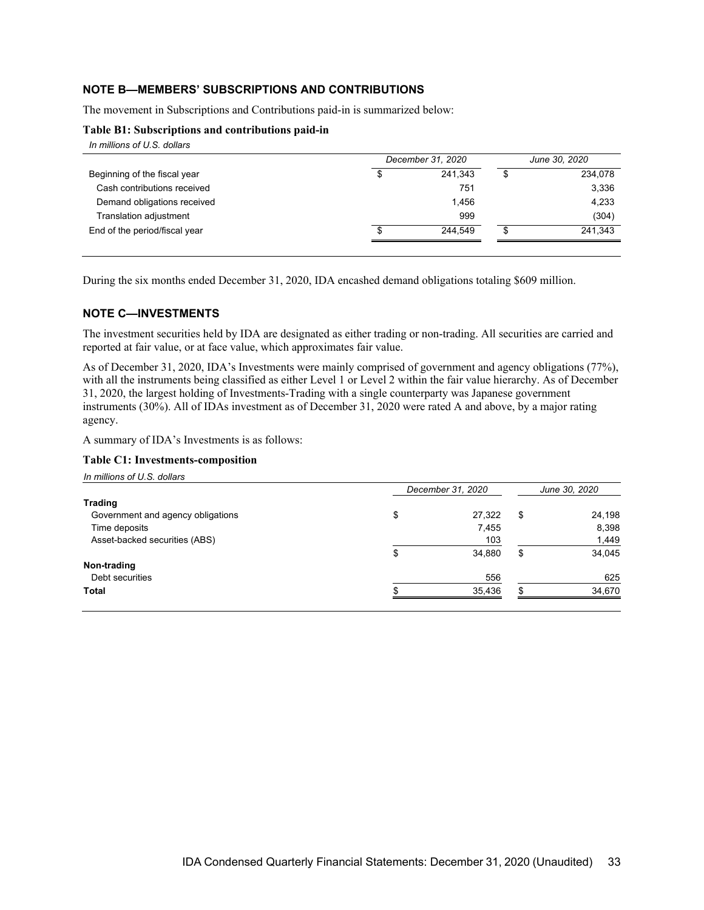## NOTE B—MEMBERS' SUBSCRIPTIONS AND CONTRIBUTIONS

The movement in Subscriptions and Contributions paid-in is summarized below:

**Table B1: Subscriptions and contributions paid-in**

*In millions of U.S. dollars*

| | December 31, 2020 | June 30, 2020 |
|---|---|---|
| Beginning of the fiscal year | $ 241,343 | $ 234,078 |
| Cash contributions received | 751 | 3,336 |
| Demand obligations received | 1,456 | 4,233 |
| Translation adjustment | 999 | (304) |
| End of the period/fiscal year | $ 244,549 | $ 241,343 |

During the six months ended December 31, 2020, IDA encashed demand obligations totaling $609 million.

## NOTE C—INVESTMENTS

The investment securities held by IDA are designated as either trading or non-trading. All securities are carried and reported at fair value, or at face value, which approximates fair value.

As of December 31, 2020, IDA's Investments were mainly comprised of government and agency obligations (77%), with all the instruments being classified as either Level 1 or Level 2 within the fair value hierarchy. As of December 31, 2020, the largest holding of Investments-Trading with a single counterparty was Japanese government instruments (30%). All of IDAs investment as of December 31, 2020 were rated A and above, by a major rating agency.

A summary of IDA's Investments is as follows:

**Table C1: Investments-composition**

*In millions of U.S. dollars*

| | December 31, 2020 | June 30, 2020 |
|---|---|---|
| **Trading** | | |
| Government and agency obligations | $ 27,322 | $ 24,198 |
| Time deposits | 7,455 | 8,398 |
| Asset-backed securities (ABS) | 103 | 1,449 |
| | $ 34,880 | $ 34,045 |
| **Non-trading** | | |
| Debt securities | 556 | 625 |
| **Total** | $ 35,436 | $ 34,670 |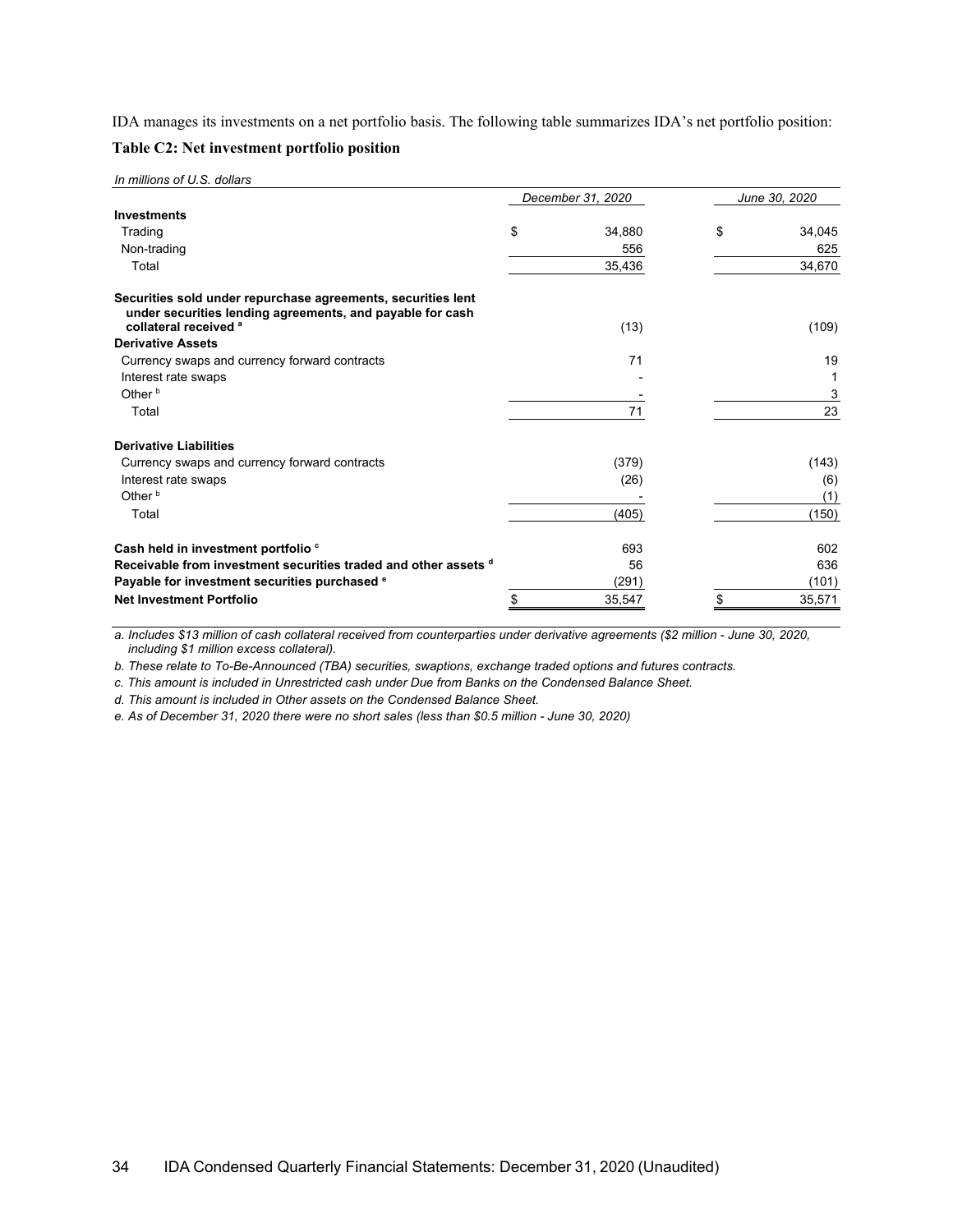IDA manages its investments on a net portfolio basis. The following table summarizes IDA's net portfolio position:

**Table C2: Net investment portfolio position**

*In millions of U.S. dollars*

| | December 31, 2020 | June 30, 2020 |
|---|---|---|
| **Investments** | | |
| Trading | $ 34,880 | $ 34,045 |
| Non-trading | 556 | 625 |
| Total | 35,436 | 34,670 |
| **Securities sold under repurchase agreements, securities lent under securities lending agreements, and payable for cash collateral received** [a] | (13) | (109) |
| **Derivative Assets** | | |
| Currency swaps and currency forward contracts | 71 | 19 |
| Interest rate swaps | - | 1 |
| Other [b] | - | 3 |
| Total | 71 | 23 |
| **Derivative Liabilities** | | |
| Currency swaps and currency forward contracts | (379) | (143) |
| Interest rate swaps | (26) | (6) |
| Other [b] | - | (1) |
| Total | (405) | (150) |
| **Cash held in investment portfolio** [c] | 693 | 602 |
| **Receivable from investment securities traded and other assets** [d] | 56 | 636 |
| **Payable for investment securities purchased** [e] | (291) | (101) |
| **Net Investment Portfolio** | $ 35,547 | $ 35,571 |

*a. Includes $13 million of cash collateral received from counterparties under derivative agreements ($2 million - June 30, 2020, including $1 million excess collateral).*

*b. These relate to To-Be-Announced (TBA) securities, swaptions, exchange traded options and futures contracts.*

*c. This amount is included in Unrestricted cash under Due from Banks on the Condensed Balance Sheet.*

*d. This amount is included in Other assets on the Condensed Balance Sheet.*

*e. As of December 31, 2020 there were no short sales (less than $0.5 million - June 30, 2020)*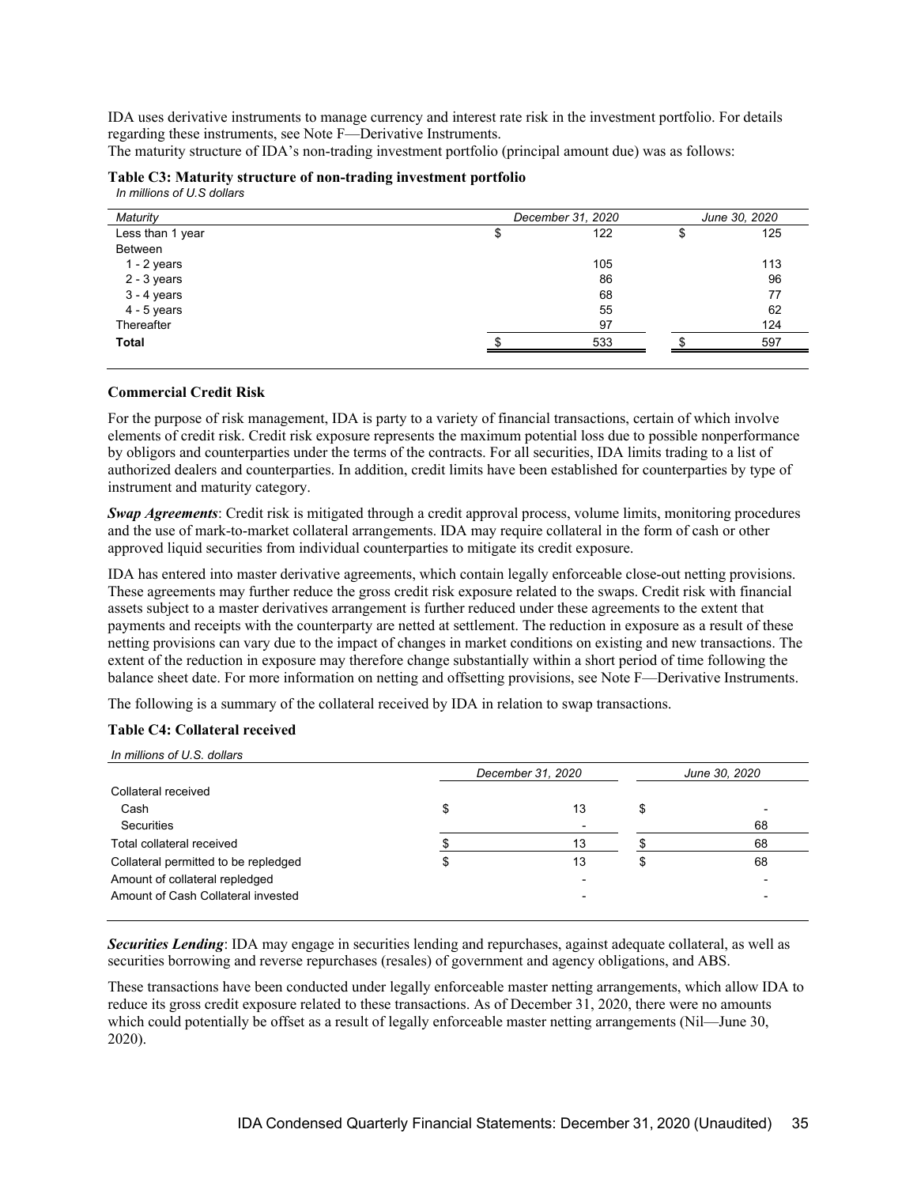IDA uses derivative instruments to manage currency and interest rate risk in the investment portfolio. For details regarding these instruments, see Note F—Derivative Instruments.

The maturity structure of IDA's non-trading investment portfolio (principal amount due) was as follows:

**Table C3: Maturity structure of non-trading investment portfolio**

*In millions of U.S dollars*

| *Maturity* | *December 31, 2020* | *June 30, 2020* |
|---|---|---|
| Less than 1 year | $ 122 | $ 125 |
| Between | | |
| 1 - 2 years | 105 | 113 |
| 2 - 3 years | 86 | 96 |
| 3 - 4 years | 68 | 77 |
| 4 - 5 years | 55 | 62 |
| Thereafter | 97 | 124 |
| **Total** | $ 533 | $ 597 |

### Commercial Credit Risk

For the purpose of risk management, IDA is party to a variety of financial transactions, certain of which involve elements of credit risk. Credit risk exposure represents the maximum potential loss due to possible nonperformance by obligors and counterparties under the terms of the contracts. For all securities, IDA limits trading to a list of authorized dealers and counterparties. In addition, credit limits have been established for counterparties by type of instrument and maturity category.

***Swap Agreements***: Credit risk is mitigated through a credit approval process, volume limits, monitoring procedures and the use of mark-to-market collateral arrangements. IDA may require collateral in the form of cash or other approved liquid securities from individual counterparties to mitigate its credit exposure.

IDA has entered into master derivative agreements, which contain legally enforceable close-out netting provisions. These agreements may further reduce the gross credit risk exposure related to the swaps. Credit risk with financial assets subject to a master derivatives arrangement is further reduced under these agreements to the extent that payments and receipts with the counterparty are netted at settlement. The reduction in exposure as a result of these netting provisions can vary due to the impact of changes in market conditions on existing and new transactions. The extent of the reduction in exposure may therefore change substantially within a short period of time following the balance sheet date. For more information on netting and offsetting provisions, see Note F—Derivative Instruments.

The following is a summary of the collateral received by IDA in relation to swap transactions.

**Table C4: Collateral received**

*In millions of U.S. dollars*

| | *December 31, 2020* | *June 30, 2020* |
|---|---|---|
| Collateral received | | |
| Cash | $ 13 | $ - |
| Securities | - | 68 |
| Total collateral received | $ 13 | $ 68 |
| Collateral permitted to be repledged | $ 13 | $ 68 |
| Amount of collateral repledged | - | - |
| Amount of Cash Collateral invested | - | - |

***Securities Lending***: IDA may engage in securities lending and repurchases, against adequate collateral, as well as securities borrowing and reverse repurchases (resales) of government and agency obligations, and ABS.

These transactions have been conducted under legally enforceable master netting arrangements, which allow IDA to reduce its gross credit exposure related to these transactions. As of December 31, 2020, there were no amounts which could potentially be offset as a result of legally enforceable master netting arrangements (Nil—June 30, 2020).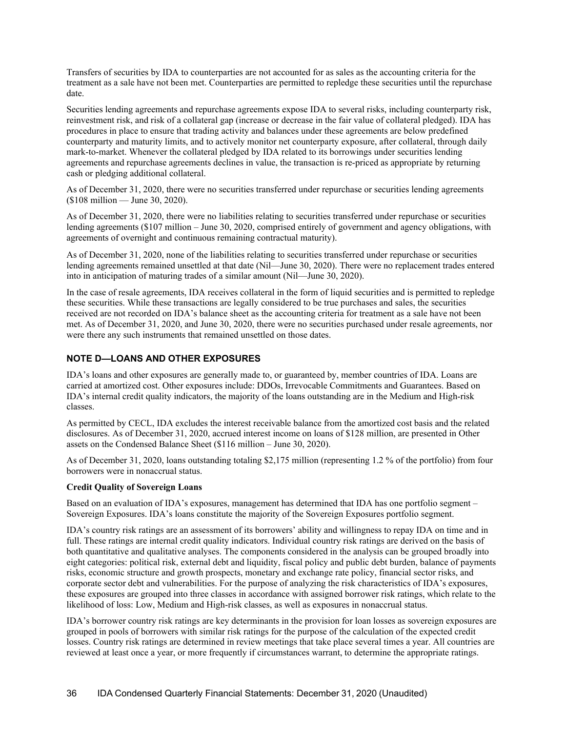Transfers of securities by IDA to counterparties are not accounted for as sales as the accounting criteria for the treatment as a sale have not been met. Counterparties are permitted to repledge these securities until the repurchase date.

Securities lending agreements and repurchase agreements expose IDA to several risks, including counterparty risk, reinvestment risk, and risk of a collateral gap (increase or decrease in the fair value of collateral pledged). IDA has procedures in place to ensure that trading activity and balances under these agreements are below predefined counterparty and maturity limits, and to actively monitor net counterparty exposure, after collateral, through daily mark-to-market. Whenever the collateral pledged by IDA related to its borrowings under securities lending agreements and repurchase agreements declines in value, the transaction is re-priced as appropriate by returning cash or pledging additional collateral.

As of December 31, 2020, there were no securities transferred under repurchase or securities lending agreements ($108 million — June 30, 2020).

As of December 31, 2020, there were no liabilities relating to securities transferred under repurchase or securities lending agreements ($107 million – June 30, 2020, comprised entirely of government and agency obligations, with agreements of overnight and continuous remaining contractual maturity).

As of December 31, 2020, none of the liabilities relating to securities transferred under repurchase or securities lending agreements remained unsettled at that date (Nil—June 30, 2020). There were no replacement trades entered into in anticipation of maturing trades of a similar amount (Nil—June 30, 2020).

In the case of resale agreements, IDA receives collateral in the form of liquid securities and is permitted to repledge these securities. While these transactions are legally considered to be true purchases and sales, the securities received are not recorded on IDA's balance sheet as the accounting criteria for treatment as a sale have not been met. As of December 31, 2020, and June 30, 2020, there were no securities purchased under resale agreements, nor were there any such instruments that remained unsettled on those dates.

## NOTE D—LOANS AND OTHER EXPOSURES

IDA's loans and other exposures are generally made to, or guaranteed by, member countries of IDA. Loans are carried at amortized cost. Other exposures include: DDOs, Irrevocable Commitments and Guarantees. Based on IDA's internal credit quality indicators, the majority of the loans outstanding are in the Medium and High-risk classes.

As permitted by CECL, IDA excludes the interest receivable balance from the amortized cost basis and the related disclosures. As of December 31, 2020, accrued interest income on loans of $128 million, are presented in Other assets on the Condensed Balance Sheet ($116 million – June 30, 2020).

As of December 31, 2020, loans outstanding totaling $2,175 million (representing 1.2 % of the portfolio) from four borrowers were in nonaccrual status.

**Credit Quality of Sovereign Loans**

Based on an evaluation of IDA's exposures, management has determined that IDA has one portfolio segment – Sovereign Exposures. IDA's loans constitute the majority of the Sovereign Exposures portfolio segment.

IDA's country risk ratings are an assessment of its borrowers' ability and willingness to repay IDA on time and in full. These ratings are internal credit quality indicators. Individual country risk ratings are derived on the basis of both quantitative and qualitative analyses. The components considered in the analysis can be grouped broadly into eight categories: political risk, external debt and liquidity, fiscal policy and public debt burden, balance of payments risks, economic structure and growth prospects, monetary and exchange rate policy, financial sector risks, and corporate sector debt and vulnerabilities. For the purpose of analyzing the risk characteristics of IDA's exposures, these exposures are grouped into three classes in accordance with assigned borrower risk ratings, which relate to the likelihood of loss: Low, Medium and High-risk classes, as well as exposures in nonaccrual status.

IDA's borrower country risk ratings are key determinants in the provision for loan losses as sovereign exposures are grouped in pools of borrowers with similar risk ratings for the purpose of the calculation of the expected credit losses. Country risk ratings are determined in review meetings that take place several times a year. All countries are reviewed at least once a year, or more frequently if circumstances warrant, to determine the appropriate ratings.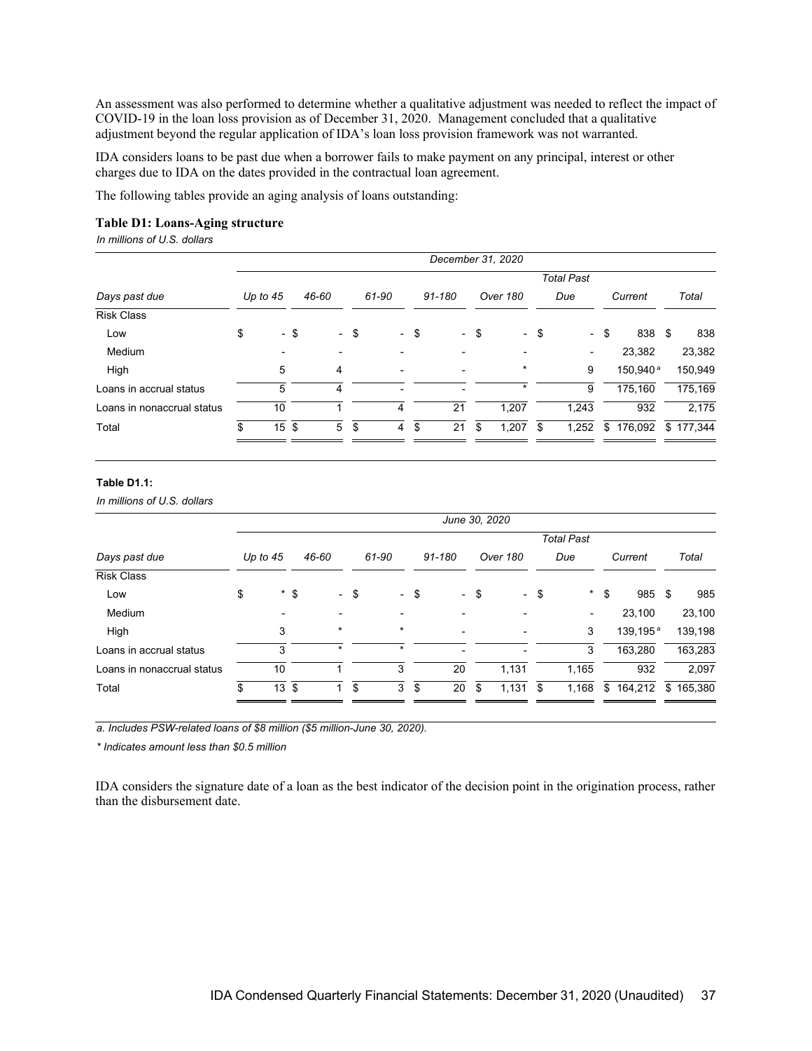An assessment was also performed to determine whether a qualitative adjustment was needed to reflect the impact of COVID-19 in the loan loss provision as of December 31, 2020. Management concluded that a qualitative adjustment beyond the regular application of IDA's loan loss provision framework was not warranted.

IDA considers loans to be past due when a borrower fails to make payment on any principal, interest or other charges due to IDA on the dates provided in the contractual loan agreement.

The following tables provide an aging analysis of loans outstanding:

**Table D1: Loans-Aging structure**

*In millions of U.S. dollars*

| | *December 31, 2020* | | | | | | | |
|---|---|---|---|---|---|---|---|---|
| *Days past due* | *Up to 45* | *46-60* | *61-90* | *91-180* | *Over 180* | *Total Past Due* | *Current* | *Total* |
| Risk Class | | | | | | | | |
| Low | $ - | $ - | $ - | $ - | $ - | $ - | $ 838 | $ 838 |
| Medium | - | - | - | - | - | - | 23,382 | 23,382 |
| High | 5 | 4 | - | - | * | 9 | 150,940 [a] | 150,949 |
| Loans in accrual status | 5 | 4 | - | - | * | 9 | 175,160 | 175,169 |
| Loans in nonaccrual status | 10 | 1 | 4 | 21 | 1,207 | 1,243 | 932 | 2,175 |
| Total | $ 15 | $ 5 | $ 4 | $ 21 | $ 1,207 | $ 1,252 | $ 176,092 | $ 177,344 |

**Table D1.1:**

*In millions of U.S. dollars*

| | *June 30, 2020* | | | | | | | |
|---|---|---|---|---|---|---|---|---|
| *Days past due* | *Up to 45* | *46-60* | *61-90* | *91-180* | *Over 180* | *Total Past Due* | *Current* | *Total* |
| Risk Class | | | | | | | | |
| Low | $ * | $ - | $ - | $ - | $ - | $ * | $ 985 | $ 985 |
| Medium | - | - | - | - | - | - | 23,100 | 23,100 |
| High | 3 | * | * | - | - | 3 | 139,195 [a] | 139,198 |
| Loans in accrual status | 3 | * | * | - | - | 3 | 163,280 | 163,283 |
| Loans in nonaccrual status | 10 | 1 | 3 | 20 | 1,131 | 1,165 | 932 | 2,097 |
| Total | $ 13 | $ 1 | $ 3 | $ 20 | $ 1,131 | $ 1,168 | $ 164,212 | $ 165,380 |

*a. Includes PSW-related loans of $8 million ($5 million-June 30, 2020).*

*\* Indicates amount less than $0.5 million*

IDA considers the signature date of a loan as the best indicator of the decision point in the origination process, rather than the disbursement date.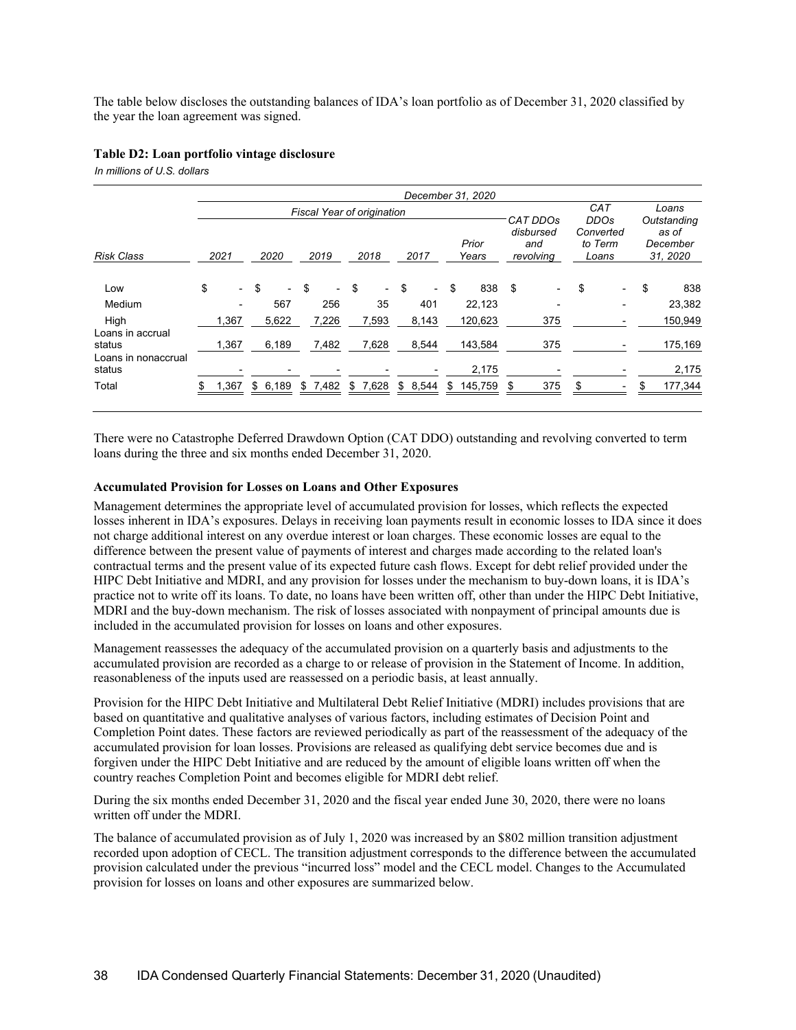The table below discloses the outstanding balances of IDA's loan portfolio as of December 31, 2020 classified by the year the loan agreement was signed.

**Table D2: Loan portfolio vintage disclosure**

*In millions of U.S. dollars*

| | *December 31, 2020* | | | | | | | | |
|---|---|---|---|---|---|---|---|---|---|
| | *Fiscal Year of origination* | | | | | | | | |
| *Risk Class* | *2021* | *2020* | *2019* | *2018* | *2017* | *Prior Years* | *CAT DDOs disbursed and revolving* | *CAT DDOs Converted to Term Loans* | *Loans Outstanding as of December 31, 2020* |
| Low | $ - | $ - | $ - | $ - | $ - | $ 838 | $ - | $ - | $ 838 |
| Medium | - | 567 | 256 | 35 | 401 | 22,123 | - | - | 23,382 |
| High | 1,367 | 5,622 | 7,226 | 7,593 | 8,143 | 120,623 | 375 | - | 150,949 |
| Loans in accrual status | 1,367 | 6,189 | 7,482 | 7,628 | 8,544 | 143,584 | 375 | - | 175,169 |
| Loans in nonaccrual status | - | - | - | - | - | 2,175 | - | - | 2,175 |
| Total | $ 1,367 | $ 6,189 | $ 7,482 | $ 7,628 | $ 8,544 | $ 145,759 | $ 375 | $ - | $ 177,344 |

There were no Catastrophe Deferred Drawdown Option (CAT DDO) outstanding and revolving converted to term loans during the three and six months ended December 31, 2020.

**Accumulated Provision for Losses on Loans and Other Exposures**

Management determines the appropriate level of accumulated provision for losses, which reflects the expected losses inherent in IDA's exposures. Delays in receiving loan payments result in economic losses to IDA since it does not charge additional interest on any overdue interest or loan charges. These economic losses are equal to the difference between the present value of payments of interest and charges made according to the related loan's contractual terms and the present value of its expected future cash flows. Except for debt relief provided under the HIPC Debt Initiative and MDRI, and any provision for losses under the mechanism to buy-down loans, it is IDA's practice not to write off its loans. To date, no loans have been written off, other than under the HIPC Debt Initiative, MDRI and the buy-down mechanism. The risk of losses associated with nonpayment of principal amounts due is included in the accumulated provision for losses on loans and other exposures.

Management reassesses the adequacy of the accumulated provision on a quarterly basis and adjustments to the accumulated provision are recorded as a charge to or release of provision in the Statement of Income. In addition, reasonableness of the inputs used are reassessed on a periodic basis, at least annually.

Provision for the HIPC Debt Initiative and Multilateral Debt Relief Initiative (MDRI) includes provisions that are based on quantitative and qualitative analyses of various factors, including estimates of Decision Point and Completion Point dates. These factors are reviewed periodically as part of the reassessment of the adequacy of the accumulated provision for loan losses. Provisions are released as qualifying debt service becomes due and is forgiven under the HIPC Debt Initiative and are reduced by the amount of eligible loans written off when the country reaches Completion Point and becomes eligible for MDRI debt relief.

During the six months ended December 31, 2020 and the fiscal year ended June 30, 2020, there were no loans written off under the MDRI.

The balance of accumulated provision as of July 1, 2020 was increased by an $802 million transition adjustment recorded upon adoption of CECL. The transition adjustment corresponds to the difference between the accumulated provision calculated under the previous "incurred loss" model and the CECL model. Changes to the Accumulated provision for losses on loans and other exposures are summarized below.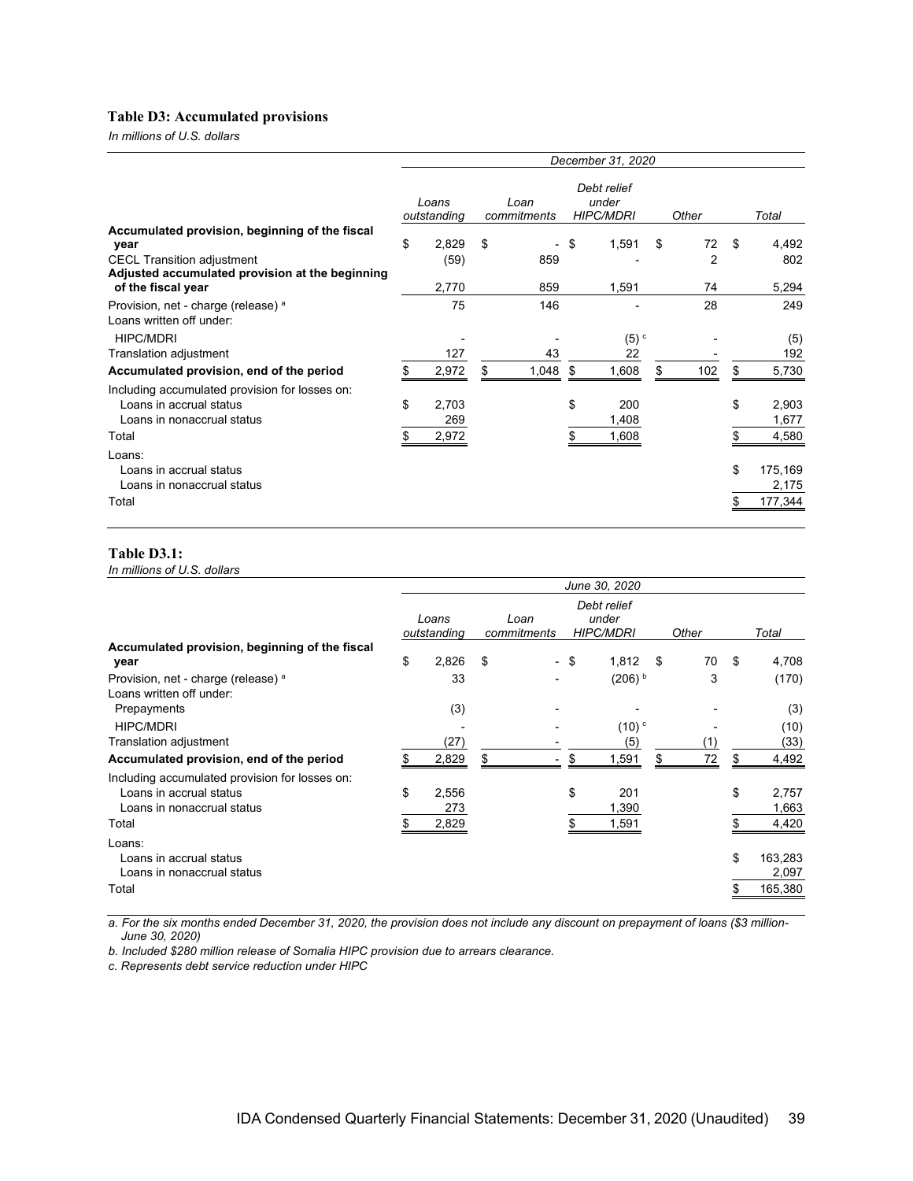### Table D3: Accumulated provisions

*In millions of U.S. dollars*

| | December 31, 2020 | | | | |
|---|---|---|---|---|---|
| | *Loans outstanding* | *Loan commitments* | *Debt relief under HIPC/MDRI* | *Other* | *Total* |
| **Accumulated provision, beginning of the fiscal year** | $ 2,829 | $ - | $ 1,591 | $ 72 | $ 4,492 |
| CECL Transition adjustment | (59) | 859 | - | 2 | 802 |
| **Adjusted accumulated provision at the beginning of the fiscal year** | 2,770 | 859 | 1,591 | 74 | 5,294 |
| Provision, net - charge (release) [a] | 75 | 146 | - | 28 | 249 |
| Loans written off under: | | | | | |
| HIPC/MDRI | - | - | (5) [c] | - | (5) |
| Translation adjustment | 127 | 43 | 22 | - | 192 |
| **Accumulated provision, end of the period** | $ 2,972 | $ 1,048 | $ 1,608 | $ 102 | $ 5,730 |
| Including accumulated provision for losses on: | | | | | |
| Loans in accrual status | $ 2,703 | | $ 200 | | $ 2,903 |
| Loans in nonaccrual status | 269 | | 1,408 | | 1,677 |
| Total | $ 2,972 | | $ 1,608 | | $ 4,580 |
| Loans: | | | | | |
| Loans in accrual status | | | | | $ 175,169 |
| Loans in nonaccrual status | | | | | 2,175 |
| Total | | | | | $ 177,344 |

### Table D3.1:

*In millions of U.S. dollars*

| | June 30, 2020 | | | | |
|---|---|---|---|---|---|
| | *Loans outstanding* | *Loan commitments* | *Debt relief under HIPC/MDRI* | *Other* | *Total* |
| **Accumulated provision, beginning of the fiscal year** | $ 2,826 | $ - | $ 1,812 | $ 70 | $ 4,708 |
| Provision, net - charge (release) [a] | 33 | - | (206) [b] | 3 | (170) |
| Loans written off under: | | | | | |
| Prepayments | (3) | - | - | - | (3) |
| HIPC/MDRI | - | - | (10) [c] | - | (10) |
| Translation adjustment | (27) | - | (5) | (1) | (33) |
| **Accumulated provision, end of the period** | $ 2,829 | $ - | $ 1,591 | $ 72 | $ 4,492 |
| Including accumulated provision for losses on: | | | | | |
| Loans in accrual status | $ 2,556 | | $ 201 | | $ 2,757 |
| Loans in nonaccrual status | 273 | | 1,390 | | 1,663 |
| Total | $ 2,829 | | $ 1,591 | | $ 4,420 |
| Loans: | | | | | |
| Loans in accrual status | | | | | $ 163,283 |
| Loans in nonaccrual status | | | | | 2,097 |
| Total | | | | | $ 165,380 |

*a. For the six months ended December 31, 2020, the provision does not include any discount on prepayment of loans ($3 million-June 30, 2020)*

*b. Included $280 million release of Somalia HIPC provision due to arrears clearance.*

*c. Represents debt service reduction under HIPC*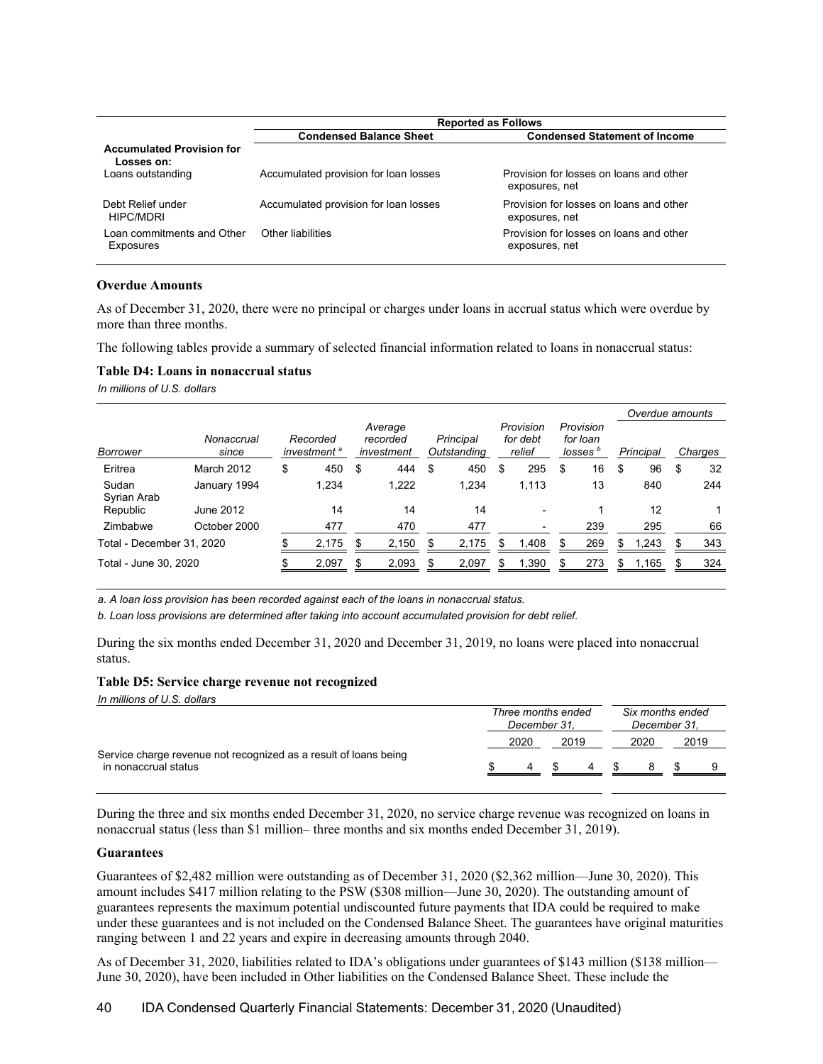| | Reported as Follows | |
|---|---|---|
| | Condensed Balance Sheet | Condensed Statement of Income |
| **Accumulated Provision for Losses on:** | | |
| Loans outstanding | Accumulated provision for loan losses | Provision for losses on loans and other exposures, net |
| Debt Relief under HIPC/MDRI | Accumulated provision for loan losses | Provision for losses on loans and other exposures, net |
| Loan commitments and Other Exposures | Other liabilities | Provision for losses on loans and other exposures, net |

**Overdue Amounts**

As of December 31, 2020, there were no principal or charges under loans in accrual status which were overdue by more than three months.

The following tables provide a summary of selected financial information related to loans in nonaccrual status:

**Table D4: Loans in nonaccrual status**

*In millions of U.S. dollars*

| *Borrower* | *Nonaccrual since* | *Recorded investment* [a] | *Average recorded investment* | *Principal Outstanding* | *Provision for debt relief* | *Provision for loan losses* [b] | *Overdue amounts* *Principal* | *Charges* |
|---|---|---|---|---|---|---|---|---|
| Eritrea | March 2012 | $ 450 | $ 444 | $ 450 | $ 295 | $ 16 | $ 96 | $ 32 |
| Sudan | January 1994 | 1,234 | 1,222 | 1,234 | 1,113 | 13 | 840 | 244 |
| Syrian Arab Republic | June 2012 | 14 | 14 | 14 | - | 1 | 12 | 1 |
| Zimbabwe | October 2000 | 477 | 470 | 477 | - | 239 | 295 | 66 |
| Total - December 31, 2020 | | $ 2,175 | $ 2,150 | $ 2,175 | $ 1,408 | $ 269 | $ 1,243 | $ 343 |
| Total - June 30, 2020 | | $ 2,097 | $ 2,093 | $ 2,097 | $ 1,390 | $ 273 | $ 1,165 | $ 324 |

*a. A loan loss provision has been recorded against each of the loans in nonaccrual status.*

*b. Loan loss provisions are determined after taking into account accumulated provision for debt relief.*

During the six months ended December 31, 2020 and December 31, 2019, no loans were placed into nonaccrual status.

**Table D5: Service charge revenue not recognized**

*In millions of U.S. dollars*

| | *Three months ended December 31,* 2020 | 2019 | *Six months ended December 31,* 2020 | 2019 |
|---|---|---|---|---|
| Service charge revenue not recognized as a result of loans being in nonaccrual status | $ 4 | $ 4 | $ 8 | $ 9 |

During the three and six months ended December 31, 2020, no service charge revenue was recognized on loans in nonaccrual status (less than $1 million– three months and six months ended December 31, 2019).

**Guarantees**

Guarantees of $2,482 million were outstanding as of December 31, 2020 ($2,362 million—June 30, 2020). This amount includes $417 million relating to the PSW ($308 million—June 30, 2020). The outstanding amount of guarantees represents the maximum potential undiscounted future payments that IDA could be required to make under these guarantees and is not included on the Condensed Balance Sheet. The guarantees have original maturities ranging between 1 and 22 years and expire in decreasing amounts through 2040.

As of December 31, 2020, liabilities related to IDA's obligations under guarantees of $143 million ($138 million—June 30, 2020), have been included in Other liabilities on the Condensed Balance Sheet. These include the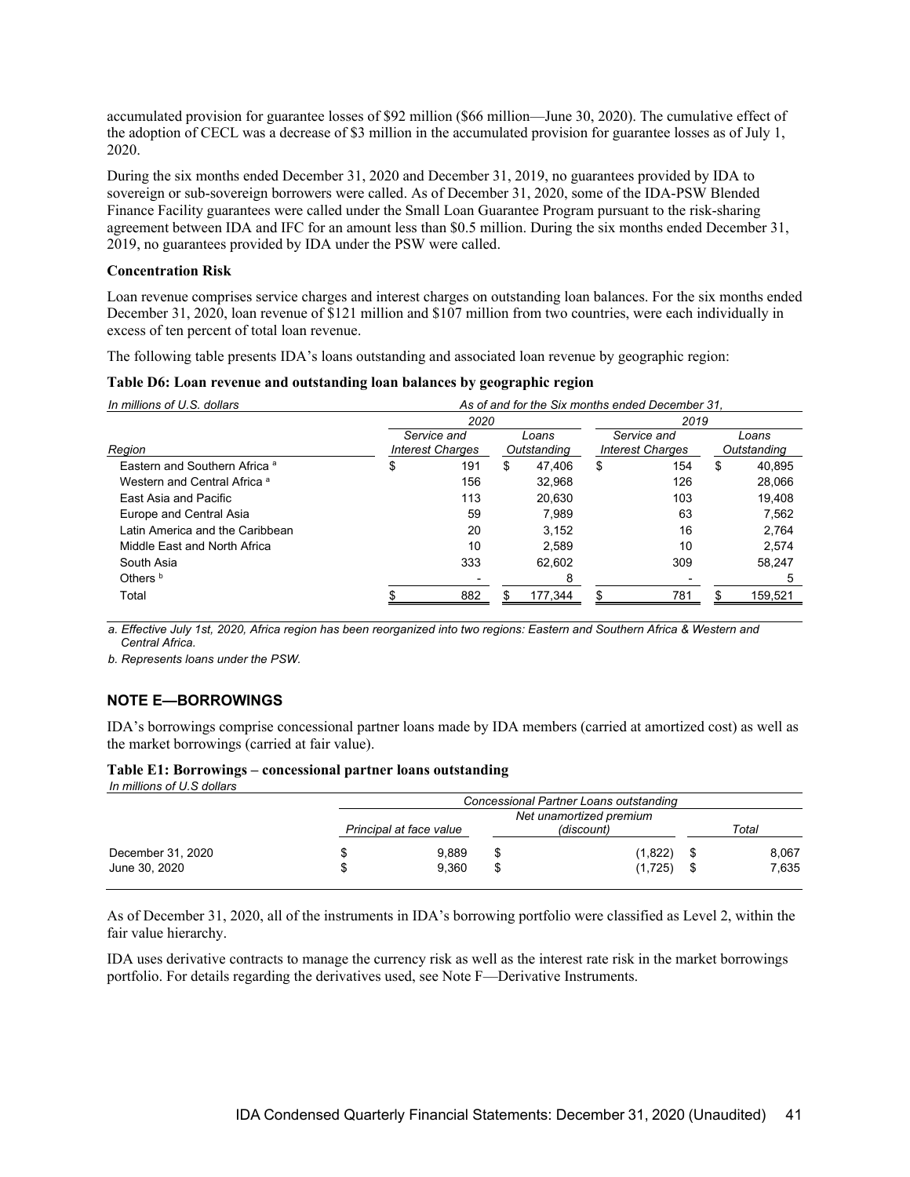accumulated provision for guarantee losses of $92 million ($66 million—June 30, 2020). The cumulative effect of the adoption of CECL was a decrease of $3 million in the accumulated provision for guarantee losses as of July 1, 2020.

During the six months ended December 31, 2020 and December 31, 2019, no guarantees provided by IDA to sovereign or sub-sovereign borrowers were called. As of December 31, 2020, some of the IDA-PSW Blended Finance Facility guarantees were called under the Small Loan Guarantee Program pursuant to the risk-sharing agreement between IDA and IFC for an amount less than $0.5 million. During the six months ended December 31, 2019, no guarantees provided by IDA under the PSW were called.

**Concentration Risk**

Loan revenue comprises service charges and interest charges on outstanding loan balances. For the six months ended December 31, 2020, loan revenue of $121 million and $107 million from two countries, were each individually in excess of ten percent of total loan revenue.

The following table presents IDA's loans outstanding and associated loan revenue by geographic region:

**Table D6: Loan revenue and outstanding loan balances by geographic region**

*In millions of U.S. dollars*

| | As of and for the Six months ended December 31, | | | |
|---|---|---|---|---|
| | 2020 | | 2019 | |
| Region | Service and Interest Charges | Loans Outstanding | Service and Interest Charges | Loans Outstanding |
| Eastern and Southern Africa [a] | $ 191 | $ 47,406 | $ 154 | $ 40,895 |
| Western and Central Africa [a] | 156 | 32,968 | 126 | 28,066 |
| East Asia and Pacific | 113 | 20,630 | 103 | 19,408 |
| Europe and Central Asia | 59 | 7,989 | 63 | 7,562 |
| Latin America and the Caribbean | 20 | 3,152 | 16 | 2,764 |
| Middle East and North Africa | 10 | 2,589 | 10 | 2,574 |
| South Asia | 333 | 62,602 | 309 | 58,247 |
| Others [b] | - | 8 | - | 5 |
| Total | $ 882 | $ 177,344 | $ 781 | $ 159,521 |

*a. Effective July 1st, 2020, Africa region has been reorganized into two regions: Eastern and Southern Africa & Western and Central Africa.*

*b. Represents loans under the PSW.*

## NOTE E—BORROWINGS

IDA's borrowings comprise concessional partner loans made by IDA members (carried at amortized cost) as well as the market borrowings (carried at fair value).

**Table E1: Borrowings – concessional partner loans outstanding**

*In millions of U.S dollars*

| | Concessional Partner Loans outstanding | | |
|---|---|---|---|
| | Principal at face value | Net unamortized premium (discount) | Total |
| December 31, 2020 | $ 9,889 | $ (1,822) | $ 8,067 |
| June 30, 2020 | $ 9,360 | $ (1,725) | $ 7,635 |

As of December 31, 2020, all of the instruments in IDA's borrowing portfolio were classified as Level 2, within the fair value hierarchy.

IDA uses derivative contracts to manage the currency risk as well as the interest rate risk in the market borrowings portfolio. For details regarding the derivatives used, see Note F—Derivative Instruments.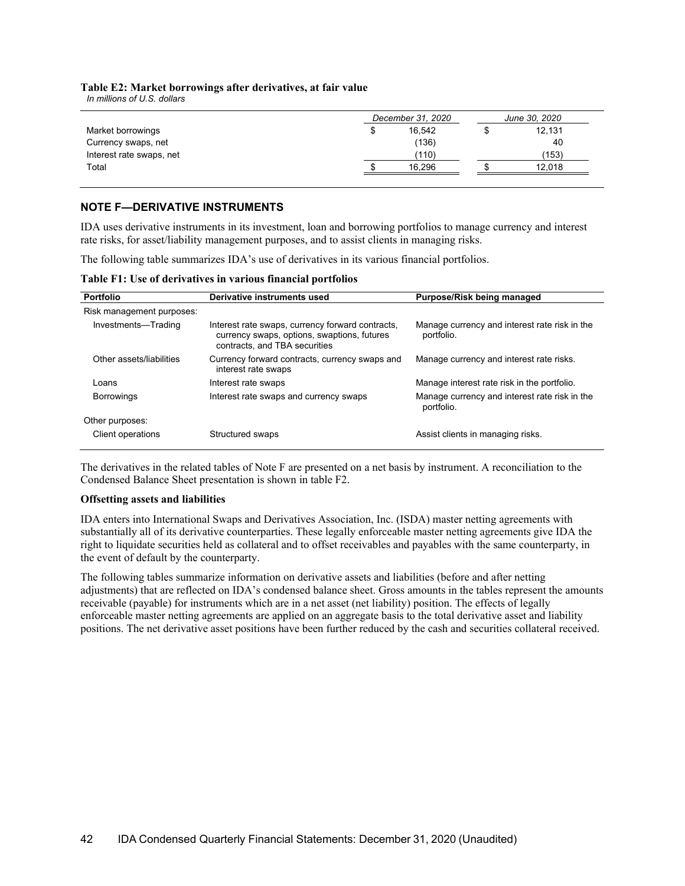**Table E2: Market borrowings after derivatives, at fair value**

*In millions of U.S. dollars*

| | December 31, 2020 | June 30, 2020 |
|---|---|---|
| Market borrowings | $ 16,542 | $ 12,131 |
| Currency swaps, net | (136) | 40 |
| Interest rate swaps, net | (110) | (153) |
| Total | $ 16,296 | $ 12,018 |

## NOTE F—DERIVATIVE INSTRUMENTS

IDA uses derivative instruments in its investment, loan and borrowing portfolios to manage currency and interest rate risks, for asset/liability management purposes, and to assist clients in managing risks.

The following table summarizes IDA's use of derivatives in its various financial portfolios.

**Table F1: Use of derivatives in various financial portfolios**

| Portfolio | Derivative instruments used | Purpose/Risk being managed |
|---|---|---|
| Risk management purposes: | | |
| Investments—Trading | Interest rate swaps, currency forward contracts, currency swaps, options, swaptions, futures contracts, and TBA securities | Manage currency and interest rate risk in the portfolio. |
| Other assets/liabilities | Currency forward contracts, currency swaps and interest rate swaps | Manage currency and interest rate risks. |
| Loans | Interest rate swaps | Manage interest rate risk in the portfolio. |
| Borrowings | Interest rate swaps and currency swaps | Manage currency and interest rate risk in the portfolio. |
| Other purposes: | | |
| Client operations | Structured swaps | Assist clients in managing risks. |

The derivatives in the related tables of Note F are presented on a net basis by instrument. A reconciliation to the Condensed Balance Sheet presentation is shown in table F2.

**Offsetting assets and liabilities**

IDA enters into International Swaps and Derivatives Association, Inc. (ISDA) master netting agreements with substantially all of its derivative counterparties. These legally enforceable master netting agreements give IDA the right to liquidate securities held as collateral and to offset receivables and payables with the same counterparty, in the event of default by the counterparty.

The following tables summarize information on derivative assets and liabilities (before and after netting adjustments) that are reflected on IDA's condensed balance sheet. Gross amounts in the tables represent the amounts receivable (payable) for instruments which are in a net asset (net liability) position. The effects of legally enforceable master netting agreements are applied on an aggregate basis to the total derivative asset and liability positions. The net derivative asset positions have been further reduced by the cash and securities collateral received.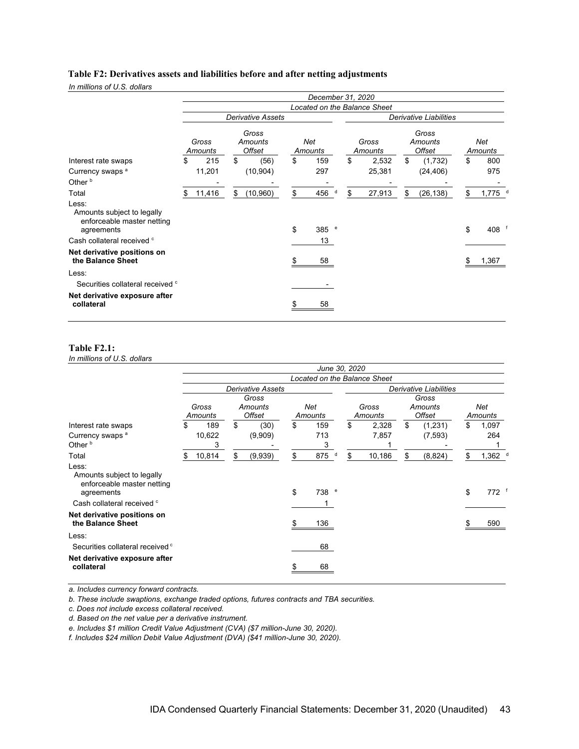**Table F2: Derivatives assets and liabilities before and after netting adjustments**

*In millions of U.S. dollars*

| | December 31, 2020 | | | | | |
|---|---|---|---|---|---|---|
| | Located on the Balance Sheet | | | | | |
| | Derivative Assets | | | Derivative Liabilities | | |
| | Gross Amounts | Gross Amounts Offset | Net Amounts | Gross Amounts | Gross Amounts Offset | Net Amounts |
| Interest rate swaps | $ 215 | $ (56) | $ 159 | $ 2,532 | $ (1,732) | $ 800 |
| Currency swaps [a] | 11,201 | (10,904) | 297 | 25,381 | (24,406) | 975 |
| Other [b] | - | - | - | - | - | - |
| Total | $ 11,416 | $ (10,960) | $ 456 [d] | $ 27,913 | $ (26,138) | $ 1,775 [d] |
| Less: | | | | | | |
| Amounts subject to legally enforceable master netting agreements | | | $ 385 [e] | | | $ 408 [f] |
| Cash collateral received [c] | | | 13 | | | |
| **Net derivative positions on the Balance Sheet** | | | $ 58 | | | $ 1,367 |
| Less: | | | | | | |
| Securities collateral received [c] | | | - | | | |
| **Net derivative exposure after collateral** | | | $ 58 | | | |

**Table F2.1:**

*In millions of U.S. dollars*

| | June 30, 2020 | | | | | |
|---|---|---|---|---|---|---|
| | Located on the Balance Sheet | | | | | |
| | Derivative Assets | | | Derivative Liabilities | | |
| | Gross Amounts | Gross Amounts Offset | Net Amounts | Gross Amounts | Gross Amounts Offset | Net Amounts |
| Interest rate swaps | $ 189 | $ (30) | $ 159 | $ 2,328 | $ (1,231) | $ 1,097 |
| Currency swaps [a] | 10,622 | (9,909) | 713 | 7,857 | (7,593) | 264 |
| Other [b] | 3 | - | 3 | 1 | - | 1 |
| Total | $ 10,814 | $ (9,939) | $ 875 [d] | $ 10,186 | $ (8,824) | $ 1,362 [d] |
| Less: | | | | | | |
| Amounts subject to legally enforceable master netting agreements | | | $ 738 [e] | | | $ 772 [f] |
| Cash collateral received [c] | | | 1 | | | |
| **Net derivative positions on the Balance Sheet** | | | $ 136 | | | $ 590 |
| Less: | | | | | | |
| Securities collateral received [c] | | | 68 | | | |
| **Net derivative exposure after collateral** | | | $ 68 | | | |

*a. Includes currency forward contracts.*

*b. These include swaptions, exchange traded options, futures contracts and TBA securities.*

*c. Does not include excess collateral received.*

*d. Based on the net value per a derivative instrument.*

*e. Includes $1 million Credit Value Adjustment (CVA) ($7 million-June 30, 2020).*

*f. Includes $24 million Debit Value Adjustment (DVA) ($41 million-June 30, 2020).*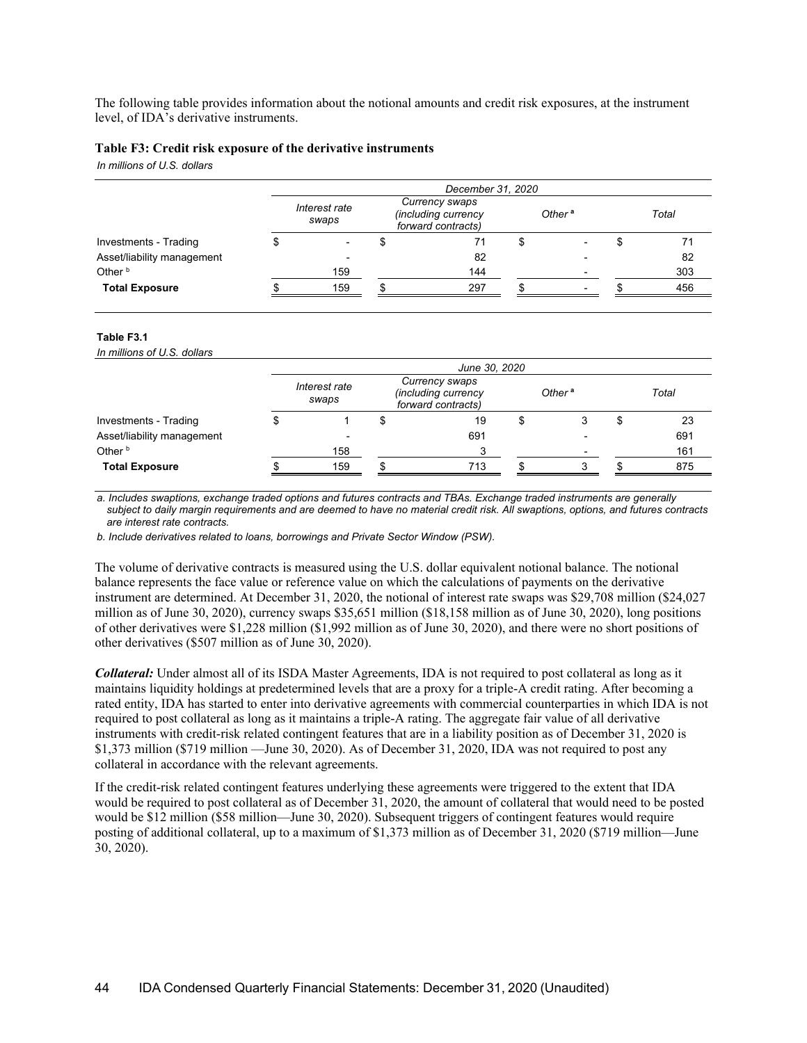The following table provides information about the notional amounts and credit risk exposures, at the instrument level, of IDA's derivative instruments.

**Table F3: Credit risk exposure of the derivative instruments**

*In millions of U.S. dollars*

| | December 31, 2020 | | | |
|---|---|---|---|---|
| | Interest rate swaps | Currency swaps (including currency forward contracts) | Other [a] | Total |
| Investments - Trading | $ - | $ 71 | $ - | $ 71 |
| Asset/liability management | - | 82 | - | 82 |
| Other [b] | 159 | 144 | - | 303 |
| **Total Exposure** | $ 159 | $ 297 | $ - | $ 456 |

**Table F3.1**

*In millions of U.S. dollars*

| | June 30, 2020 | | | |
|---|---|---|---|---|
| | Interest rate swaps | Currency swaps (including currency forward contracts) | Other [a] | Total |
| Investments - Trading | $ 1 | $ 19 | $ 3 | $ 23 |
| Asset/liability management | - | 691 | - | 691 |
| Other [b] | 158 | 3 | - | 161 |
| **Total Exposure** | $ 159 | $ 713 | $ 3 | $ 875 |

*a. Includes swaptions, exchange traded options and futures contracts and TBAs. Exchange traded instruments are generally subject to daily margin requirements and are deemed to have no material credit risk. All swaptions, options, and futures contracts are interest rate contracts.*

*b. Include derivatives related to loans, borrowings and Private Sector Window (PSW).*

The volume of derivative contracts is measured using the U.S. dollar equivalent notional balance. The notional balance represents the face value or reference value on which the calculations of payments on the derivative instrument are determined. At December 31, 2020, the notional of interest rate swaps was $29,708 million ($24,027 million as of June 30, 2020), currency swaps $35,651 million ($18,158 million as of June 30, 2020), long positions of other derivatives were $1,228 million ($1,992 million as of June 30, 2020), and there were no short positions of other derivatives ($507 million as of June 30, 2020).

***Collateral:*** Under almost all of its ISDA Master Agreements, IDA is not required to post collateral as long as it maintains liquidity holdings at predetermined levels that are a proxy for a triple-A credit rating. After becoming a rated entity, IDA has started to enter into derivative agreements with commercial counterparties in which IDA is not required to post collateral as long as it maintains a triple-A rating. The aggregate fair value of all derivative instruments with credit-risk related contingent features that are in a liability position as of December 31, 2020 is $1,373 million ($719 million —June 30, 2020). As of December 31, 2020, IDA was not required to post any collateral in accordance with the relevant agreements.

If the credit-risk related contingent features underlying these agreements were triggered to the extent that IDA would be required to post collateral as of December 31, 2020, the amount of collateral that would need to be posted would be $12 million ($58 million—June 30, 2020). Subsequent triggers of contingent features would require posting of additional collateral, up to a maximum of $1,373 million as of December 31, 2020 ($719 million—June 30, 2020).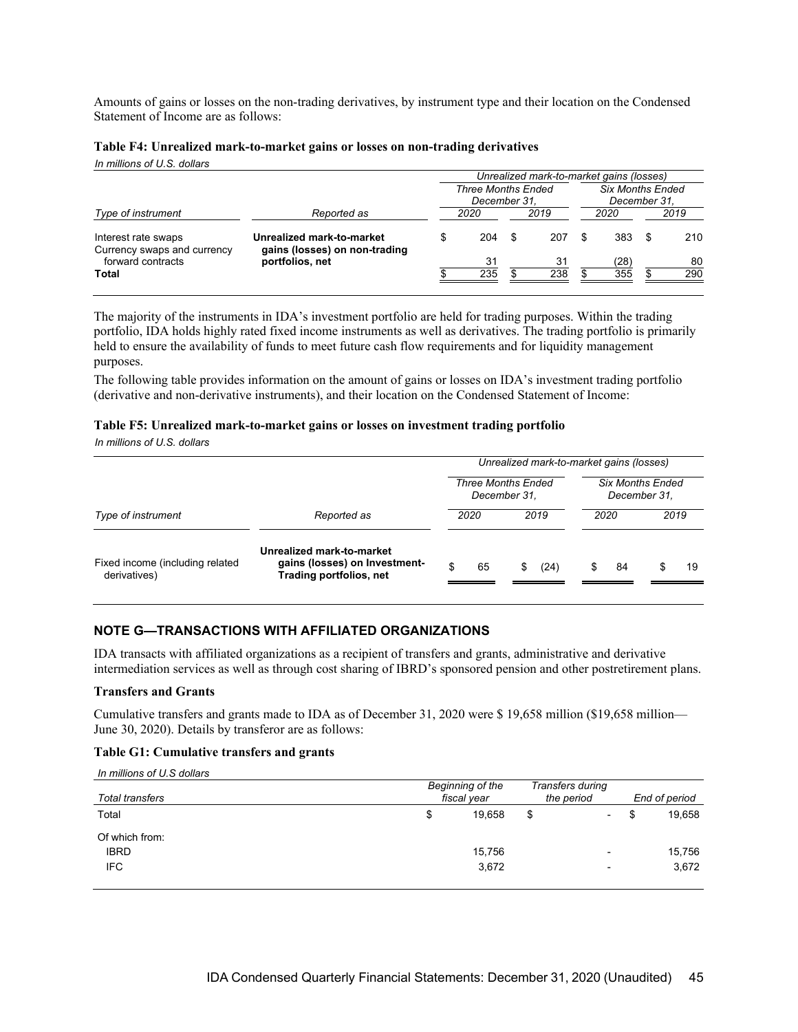Amounts of gains or losses on the non-trading derivatives, by instrument type and their location on the Condensed Statement of Income are as follows:

**Table F4: Unrealized mark-to-market gains or losses on non-trading derivatives**

*In millions of U.S. dollars*

| | | *Unrealized mark-to-market gains (losses)* | | | |
|---|---|---|---|---|---|
| | | *Three Months Ended December 31,* | | *Six Months Ended December 31,* | |
| *Type of instrument* | *Reported as* | *2020* | *2019* | *2020* | *2019* |
| Interest rate swaps | **Unrealized mark-to-market gains (losses) on non-trading portfolios, net** | $ 204 | $ 207 | $ 383 | $ 210 |
| Currency swaps and currency forward contracts | | 31 | 31 | (28) | 80 |
| **Total** | | $ 235 | $ 238 | $ 355 | $ 290 |

The majority of the instruments in IDA's investment portfolio are held for trading purposes. Within the trading portfolio, IDA holds highly rated fixed income instruments as well as derivatives. The trading portfolio is primarily held to ensure the availability of funds to meet future cash flow requirements and for liquidity management purposes.

The following table provides information on the amount of gains or losses on IDA's investment trading portfolio (derivative and non-derivative instruments), and their location on the Condensed Statement of Income:

**Table F5: Unrealized mark-to-market gains or losses on investment trading portfolio**

*In millions of U.S. dollars*

| | | *Unrealized mark-to-market gains (losses)* | | | |
|---|---|---|---|---|---|
| | | *Three Months Ended December 31,* | | *Six Months Ended December 31,* | |
| *Type of instrument* | *Reported as* | *2020* | *2019* | *2020* | *2019* |
| Fixed income (including related derivatives) | **Unrealized mark-to-market gains (losses) on Investment-Trading portfolios, net** | $ 65 | $ (24) | $ 84 | $ 19 |

## NOTE G—TRANSACTIONS WITH AFFILIATED ORGANIZATIONS

IDA transacts with affiliated organizations as a recipient of transfers and grants, administrative and derivative intermediation services as well as through cost sharing of IBRD's sponsored pension and other postretirement plans.

### Transfers and Grants

Cumulative transfers and grants made to IDA as of December 31, 2020 were $ 19,658 million ($19,658 million—June 30, 2020). Details by transferor are as follows:

**Table G1: Cumulative transfers and grants**

*In millions of U.S dollars*

| *Total transfers* | *Beginning of the fiscal year* | *Transfers during the period* | *End of period* |
|---|---|---|---|
| Total | $ 19,658 | $ - | $ 19,658 |
| Of which from: | | | |
| IBRD | 15,756 | - | 15,756 |
| IFC | 3,672 | - | 3,672 |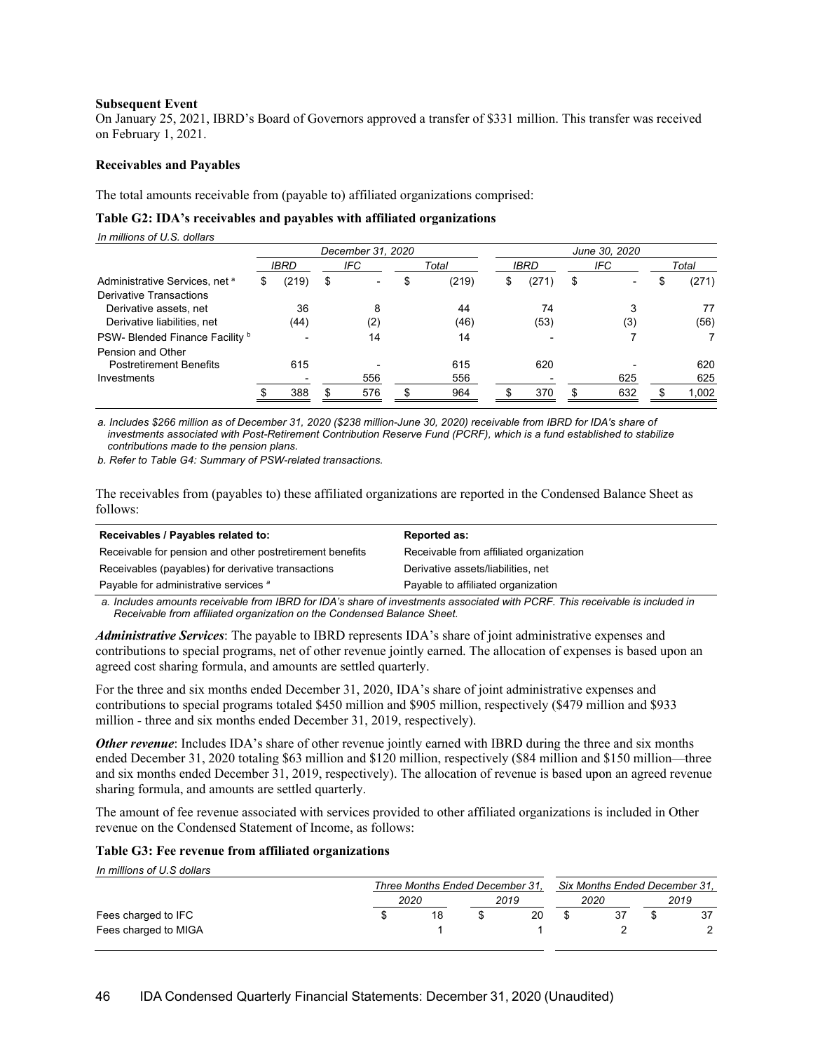**Subsequent Event**

On January 25, 2021, IBRD's Board of Governors approved a transfer of $331 million. This transfer was received on February 1, 2021.

**Receivables and Payables**

The total amounts receivable from (payable to) affiliated organizations comprised:

**Table G2: IDA's receivables and payables with affiliated organizations**

*In millions of U.S. dollars*

| | December 31, 2020 | | | June 30, 2020 | | |
|---|---|---|---|---|---|---|
| | IBRD | IFC | Total | IBRD | IFC | Total |
| Administrative Services, net [a] | $ (219) | $ - | $ (219) | $ (271) | $ - | $ (271) |
| Derivative Transactions | | | | | | |
| Derivative assets, net | 36 | 8 | 44 | 74 | 3 | 77 |
| Derivative liabilities, net | (44) | (2) | (46) | (53) | (3) | (56) |
| PSW- Blended Finance Facility [b] | - | 14 | 14 | - | 7 | 7 |
| Pension and Other Postretirement Benefits | 615 | - | 615 | 620 | - | 620 |
| Investments | - | 556 | 556 | - | 625 | 625 |
| | $ 388 | $ 576 | $ 964 | $ 370 | $ 632 | $ 1,002 |

*a. Includes $266 million as of December 31, 2020 ($238 million-June 30, 2020) receivable from IBRD for IDA's share of investments associated with Post-Retirement Contribution Reserve Fund (PCRF), which is a fund established to stabilize contributions made to the pension plans.*

*b. Refer to Table G4: Summary of PSW-related transactions.*

The receivables from (payables to) these affiliated organizations are reported in the Condensed Balance Sheet as follows:

| Receivables / Payables related to: | Reported as: |
|---|---|
| Receivable for pension and other postretirement benefits | Receivable from affiliated organization |
| Receivables (payables) for derivative transactions | Derivative assets/liabilities, net |
| Payable for administrative services [a] | Payable to affiliated organization |

*a. Includes amounts receivable from IBRD for IDA's share of investments associated with PCRF. This receivable is included in Receivable from affiliated organization on the Condensed Balance Sheet.*

***Administrative Services***: The payable to IBRD represents IDA's share of joint administrative expenses and contributions to special programs, net of other revenue jointly earned. The allocation of expenses is based upon an agreed cost sharing formula, and amounts are settled quarterly.

For the three and six months ended December 31, 2020, IDA's share of joint administrative expenses and contributions to special programs totaled $450 million and $905 million, respectively ($479 million and $933 million - three and six months ended December 31, 2019, respectively).

***Other revenue***: Includes IDA's share of other revenue jointly earned with IBRD during the three and six months ended December 31, 2020 totaling $63 million and $120 million, respectively ($84 million and $150 million—three and six months ended December 31, 2019, respectively). The allocation of revenue is based upon an agreed revenue sharing formula, and amounts are settled quarterly.

The amount of fee revenue associated with services provided to other affiliated organizations is included in Other revenue on the Condensed Statement of Income, as follows:

**Table G3: Fee revenue from affiliated organizations**

*In millions of U.S dollars*

| | Three Months Ended December 31, | | Six Months Ended December 31, | |
|---|---|---|---|---|
| | 2020 | 2019 | 2020 | 2019 |
| Fees charged to IFC | $ 18 | $ 20 | $ 37 | $ 37 |
| Fees charged to MIGA | 1 | 1 | 2 | 2 |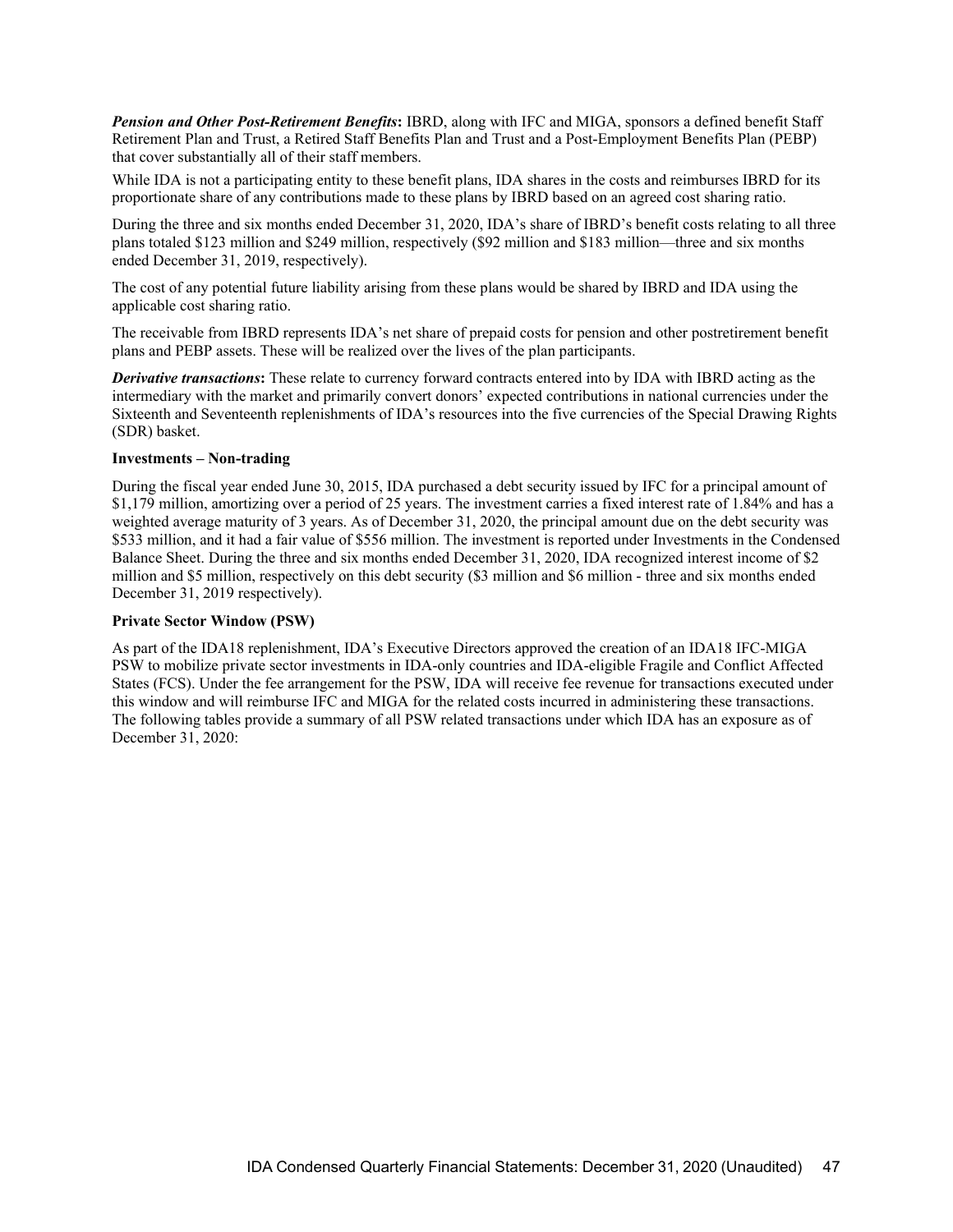***Pension and Other Post-Retirement Benefits*:** IBRD, along with IFC and MIGA, sponsors a defined benefit Staff Retirement Plan and Trust, a Retired Staff Benefits Plan and Trust and a Post-Employment Benefits Plan (PEBP) that cover substantially all of their staff members.

While IDA is not a participating entity to these benefit plans, IDA shares in the costs and reimburses IBRD for its proportionate share of any contributions made to these plans by IBRD based on an agreed cost sharing ratio.

During the three and six months ended December 31, 2020, IDA's share of IBRD's benefit costs relating to all three plans totaled $123 million and $249 million, respectively ($92 million and $183 million—three and six months ended December 31, 2019, respectively).

The cost of any potential future liability arising from these plans would be shared by IBRD and IDA using the applicable cost sharing ratio.

The receivable from IBRD represents IDA's net share of prepaid costs for pension and other postretirement benefit plans and PEBP assets. These will be realized over the lives of the plan participants.

***Derivative transactions*:** These relate to currency forward contracts entered into by IDA with IBRD acting as the intermediary with the market and primarily convert donors' expected contributions in national currencies under the Sixteenth and Seventeenth replenishments of IDA's resources into the five currencies of the Special Drawing Rights (SDR) basket.

**Investments – Non-trading**

During the fiscal year ended June 30, 2015, IDA purchased a debt security issued by IFC for a principal amount of $1,179 million, amortizing over a period of 25 years. The investment carries a fixed interest rate of 1.84% and has a weighted average maturity of 3 years. As of December 31, 2020, the principal amount due on the debt security was $533 million, and it had a fair value of $556 million. The investment is reported under Investments in the Condensed Balance Sheet. During the three and six months ended December 31, 2020, IDA recognized interest income of $2 million and $5 million, respectively on this debt security ($3 million and $6 million - three and six months ended December 31, 2019 respectively).

**Private Sector Window (PSW)**

As part of the IDA18 replenishment, IDA's Executive Directors approved the creation of an IDA18 IFC-MIGA PSW to mobilize private sector investments in IDA-only countries and IDA-eligible Fragile and Conflict Affected States (FCS). Under the fee arrangement for the PSW, IDA will receive fee revenue for transactions executed under this window and will reimburse IFC and MIGA for the related costs incurred in administering these transactions. The following tables provide a summary of all PSW related transactions under which IDA has an exposure as of December 31, 2020: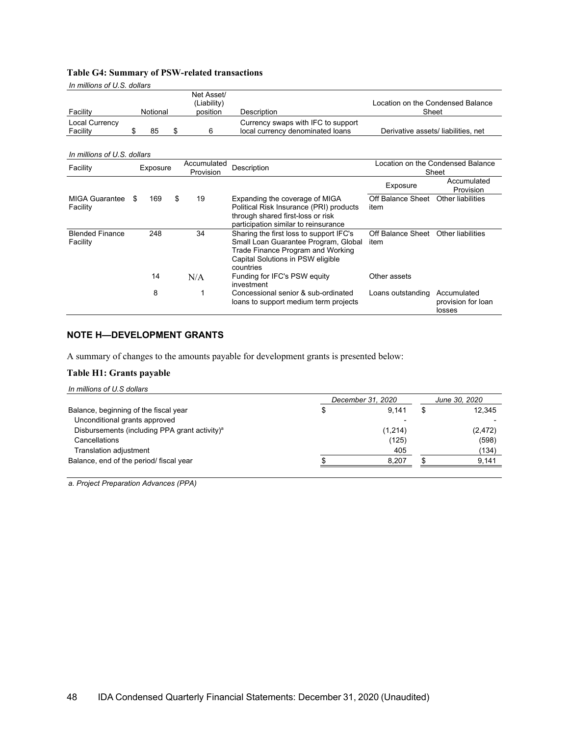**Table G4: Summary of PSW-related transactions**

*In millions of U.S. dollars*

| Facility | Notional | Net Asset/ (Liability) position | Description | Location on the Condensed Balance Sheet |
|---|---|---|---|---|
| Local Currency Facility | $ 85 | $ 6 | Currency swaps with IFC to support local currency denominated loans | Derivative assets/ liabilities, net |

*In millions of U.S. dollars*

| Facility | Exposure | Accumulated Provision | Description | Location on the Condensed Balance Sheet | |
|---|---|---|---|---|---|
| | | | | Exposure | Accumulated Provision |
| MIGA Guarantee Facility | $ 169 | $ 19 | Expanding the coverage of MIGA Political Risk Insurance (PRI) products through shared first-loss or risk participation similar to reinsurance | Off Balance Sheet item | Other liabilities |
| Blended Finance Facility | 248 | 34 | Sharing the first loss to support IFC's Small Loan Guarantee Program, Global Trade Finance Program and Working Capital Solutions in PSW eligible countries | Off Balance Sheet item | Other liabilities |
| | 14 | N/A | Funding for IFC's PSW equity investment | Other assets | |
| | 8 | 1 | Concessional senior & sub-ordinated loans to support medium term projects | Loans outstanding | Accumulated provision for loan losses |

## NOTE H—DEVELOPMENT GRANTS

A summary of changes to the amounts payable for development grants is presented below:

**Table H1: Grants payable**

*In millions of U.S dollars*

| | *December 31, 2020* | *June 30, 2020* |
|---|---|---|
| Balance, beginning of the fiscal year | $ 9,141 | $ 12,345 |
| Unconditional grants approved | - | - |
| Disbursements (including PPA grant activity)[a] | (1,214) | (2,472) |
| Cancellations | (125) | (598) |
| Translation adjustment | 405 | (134) |
| Balance, end of the period/ fiscal year | $ 8,207 | $ 9,141 |

*a. Project Preparation Advances (PPA)*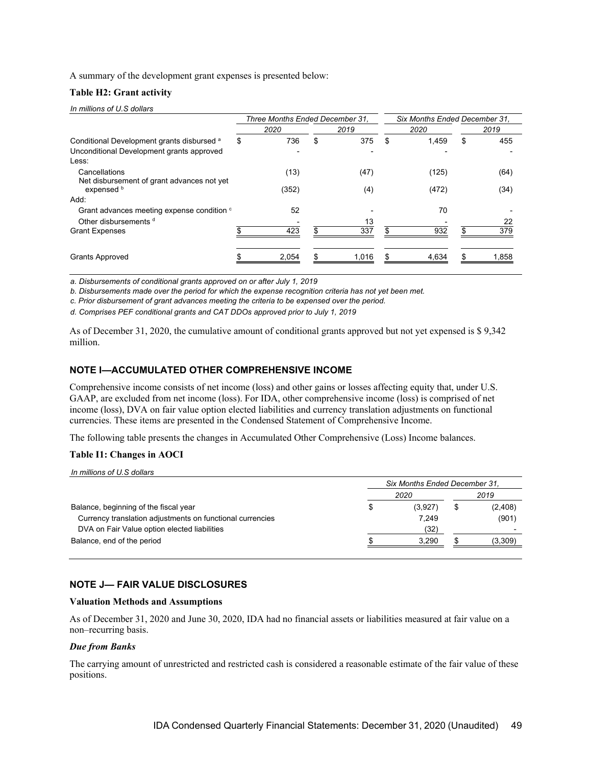A summary of the development grant expenses is presented below:

**Table H2: Grant activity**

*In millions of U.S dollars*

| | *Three Months Ended December 31,* | | *Six Months Ended December 31,* | |
|---|---|---|---|---|
| | *2020* | *2019* | *2020* | *2019* |
| Conditional Development grants disbursed [a] | $ 736 | $ 375 | $ 1,459 | $ 455 |
| Unconditional Development grants approved | - | - | - | - |
| Less: | | | | |
| Cancellations | (13) | (47) | (125) | (64) |
| Net disbursement of grant advances not yet expensed [b] | (352) | (4) | (472) | (34) |
| Add: | | | | |
| Grant advances meeting expense condition [c] | 52 | - | 70 | - |
| Other disbursements [d] | - | 13 | - | 22 |
| Grant Expenses | $ 423 | $ 337 | $ 932 | $ 379 |
| Grants Approved | $ 2,054 | $ 1,016 | $ 4,634 | $ 1,858 |

*a. Disbursements of conditional grants approved on or after July 1, 2019*

*b. Disbursements made over the period for which the expense recognition criteria has not yet been met.*

*c. Prior disbursement of grant advances meeting the criteria to be expensed over the period.*

*d. Comprises PEF conditional grants and CAT DDOs approved prior to July 1, 2019*

As of December 31, 2020, the cumulative amount of conditional grants approved but not yet expensed is $ 9,342 million.

## NOTE I—ACCUMULATED OTHER COMPREHENSIVE INCOME

Comprehensive income consists of net income (loss) and other gains or losses affecting equity that, under U.S. GAAP, are excluded from net income (loss). For IDA, other comprehensive income (loss) is comprised of net income (loss), DVA on fair value option elected liabilities and currency translation adjustments on functional currencies. These items are presented in the Condensed Statement of Comprehensive Income.

The following table presents the changes in Accumulated Other Comprehensive (Loss) Income balances.

**Table I1: Changes in AOCI**

*In millions of U.S dollars*

| | *Six Months Ended December 31,* | |
|---|---|---|
| | *2020* | *2019* |
| Balance, beginning of the fiscal year | $ (3,927) | $ (2,408) |
| Currency translation adjustments on functional currencies | 7,249 | (901) |
| DVA on Fair Value option elected liabilities | (32) | - |
| Balance, end of the period | $ 3,290 | $ (3,309) |

## NOTE J— FAIR VALUE DISCLOSURES

**Valuation Methods and Assumptions**

As of December 31, 2020 and June 30, 2020, IDA had no financial assets or liabilities measured at fair value on a non–recurring basis.

***Due from Banks***

The carrying amount of unrestricted and restricted cash is considered a reasonable estimate of the fair value of these positions.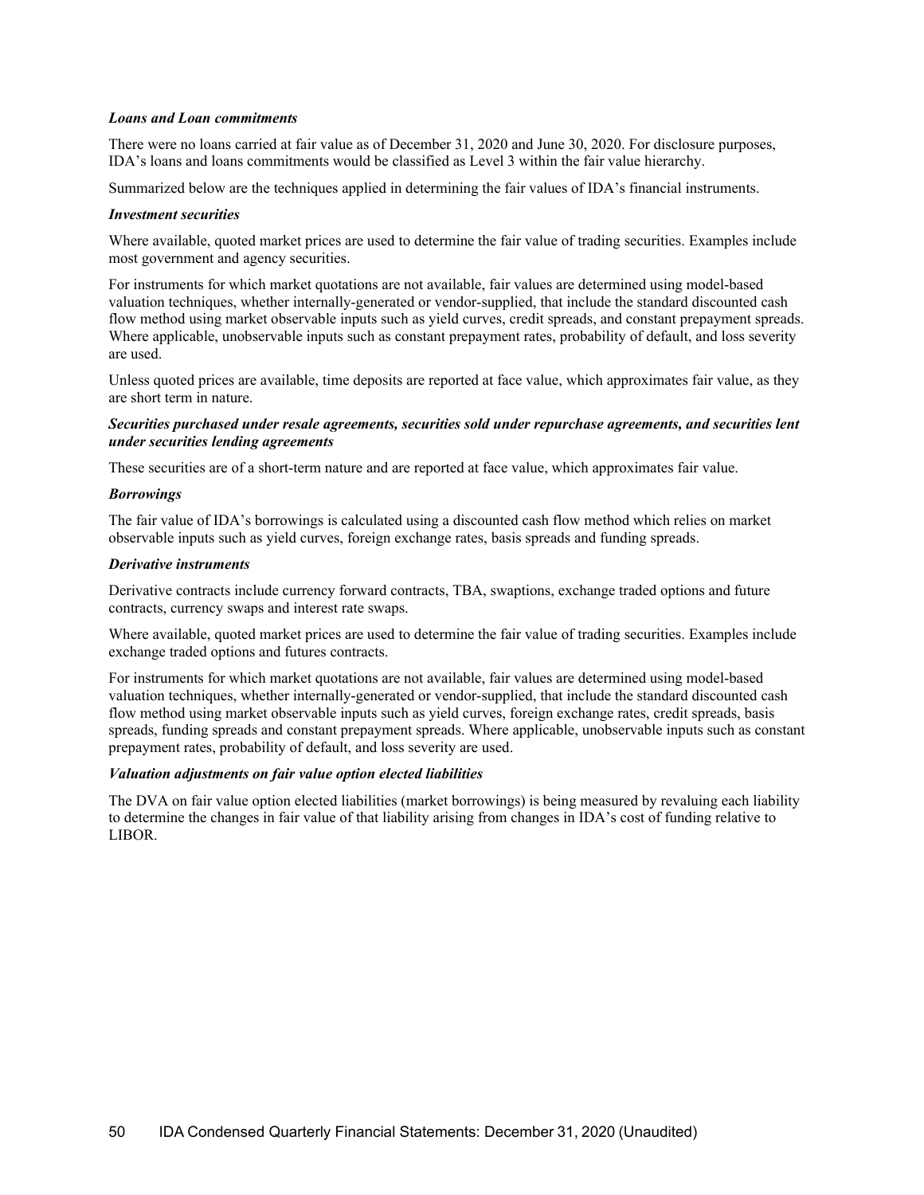***Loans and Loan commitments***

There were no loans carried at fair value as of December 31, 2020 and June 30, 2020. For disclosure purposes, IDA's loans and loans commitments would be classified as Level 3 within the fair value hierarchy.

Summarized below are the techniques applied in determining the fair values of IDA's financial instruments.

***Investment securities***

Where available, quoted market prices are used to determine the fair value of trading securities. Examples include most government and agency securities.

For instruments for which market quotations are not available, fair values are determined using model-based valuation techniques, whether internally-generated or vendor-supplied, that include the standard discounted cash flow method using market observable inputs such as yield curves, credit spreads, and constant prepayment spreads. Where applicable, unobservable inputs such as constant prepayment rates, probability of default, and loss severity are used.

Unless quoted prices are available, time deposits are reported at face value, which approximates fair value, as they are short term in nature.

***Securities purchased under resale agreements, securities sold under repurchase agreements, and securities lent under securities lending agreements***

These securities are of a short-term nature and are reported at face value, which approximates fair value.

***Borrowings***

The fair value of IDA's borrowings is calculated using a discounted cash flow method which relies on market observable inputs such as yield curves, foreign exchange rates, basis spreads and funding spreads.

***Derivative instruments***

Derivative contracts include currency forward contracts, TBA, swaptions, exchange traded options and future contracts, currency swaps and interest rate swaps.

Where available, quoted market prices are used to determine the fair value of trading securities. Examples include exchange traded options and futures contracts.

For instruments for which market quotations are not available, fair values are determined using model-based valuation techniques, whether internally-generated or vendor-supplied, that include the standard discounted cash flow method using market observable inputs such as yield curves, foreign exchange rates, credit spreads, basis spreads, funding spreads and constant prepayment spreads. Where applicable, unobservable inputs such as constant prepayment rates, probability of default, and loss severity are used.

***Valuation adjustments on fair value option elected liabilities***

The DVA on fair value option elected liabilities (market borrowings) is being measured by revaluing each liability to determine the changes in fair value of that liability arising from changes in IDA's cost of funding relative to LIBOR.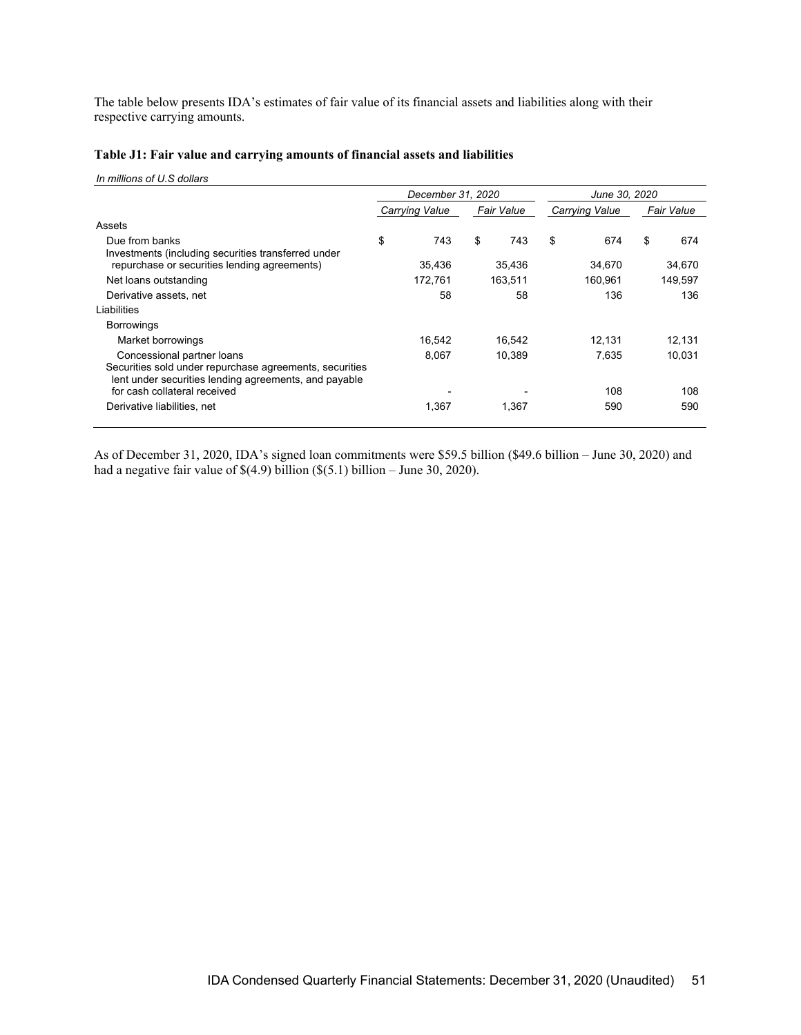The table below presents IDA's estimates of fair value of its financial assets and liabilities along with their respective carrying amounts.

**Table J1: Fair value and carrying amounts of financial assets and liabilities**

*In millions of U.S dollars*

| | *December 31, 2020* | | *June 30, 2020* | |
|---|---|---|---|---|
| | *Carrying Value* | *Fair Value* | *Carrying Value* | *Fair Value* |
| Assets | | | | |
| Due from banks | $ 743 | $ 743 | $ 674 | $ 674 |
| Investments (including securities transferred under repurchase or securities lending agreements) | 35,436 | 35,436 | 34,670 | 34,670 |
| Net loans outstanding | 172,761 | 163,511 | 160,961 | 149,597 |
| Derivative assets, net | 58 | 58 | 136 | 136 |
| Liabilities | | | | |
| Borrowings | | | | |
| Market borrowings | 16,542 | 16,542 | 12,131 | 12,131 |
| Concessional partner loans | 8,067 | 10,389 | 7,635 | 10,031 |
| Securities sold under repurchase agreements, securities lent under securities lending agreements, and payable for cash collateral received | - | - | 108 | 108 |
| Derivative liabilities, net | 1,367 | 1,367 | 590 | 590 |

As of December 31, 2020, IDA's signed loan commitments were $59.5 billion ($49.6 billion – June 30, 2020) and had a negative fair value of $(4.9) billion ($(5.1) billion – June 30, 2020).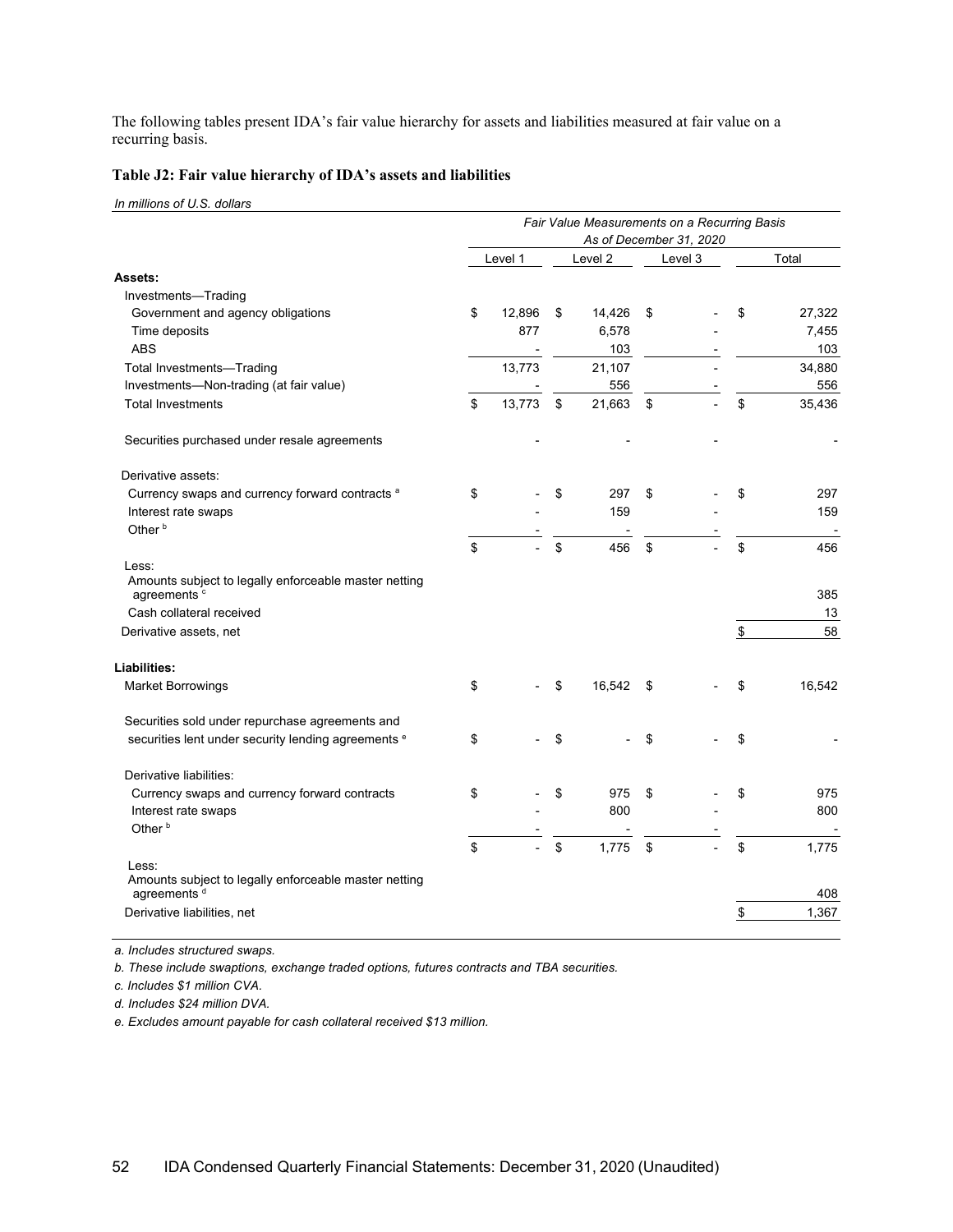The following tables present IDA's fair value hierarchy for assets and liabilities measured at fair value on a recurring basis.

**Table J2: Fair value hierarchy of IDA's assets and liabilities**

*In millions of U.S. dollars*

| | *Fair Value Measurements on a Recurring Basis As of December 31, 2020* | | | |
|---|---|---|---|---|
| | Level 1 | Level 2 | Level 3 | Total |
| **Assets:** | | | | |
| Investments—Trading | | | | |
| Government and agency obligations | $ 12,896 | $ 14,426 | $ - | $ 27,322 |
| Time deposits | 877 | 6,578 | - | 7,455 |
| ABS | - | 103 | - | 103 |
| Total Investments—Trading | 13,773 | 21,107 | - | 34,880 |
| Investments—Non-trading (at fair value) | - | 556 | - | 556 |
| Total Investments | $ 13,773 | $ 21,663 | $ - | $ 35,436 |
| Securities purchased under resale agreements | - | - | - | - |
| Derivative assets: | | | | |
| Currency swaps and currency forward contracts [a] | $ - | $ 297 | $ - | $ 297 |
| Interest rate swaps | - | 159 | - | 159 |
| Other [b] | - | - | - | - |
| | $ - | $ 456 | $ - | $ 456 |
| Less: | | | | |
| Amounts subject to legally enforceable master netting agreements [c] | | | | 385 |
| Cash collateral received | | | | 13 |
| Derivative assets, net | | | | $ 58 |
| **Liabilities:** | | | | |
| Market Borrowings | $ - | $ 16,542 | $ - | $ 16,542 |
| Securities sold under repurchase agreements and securities lent under security lending agreements [e] | $ - | $ - | $ - | $ - |
| Derivative liabilities: | | | | |
| Currency swaps and currency forward contracts | $ - | $ 975 | $ - | $ 975 |
| Interest rate swaps | - | 800 | - | 800 |
| Other [b] | - | - | - | - |
| | $ - | $ 1,775 | $ - | $ 1,775 |
| Less: | | | | |
| Amounts subject to legally enforceable master netting agreements [d] | | | | 408 |
| Derivative liabilities, net | | | | $ 1,367 |

*a. Includes structured swaps.*

*b. These include swaptions, exchange traded options, futures contracts and TBA securities.*

*c. Includes $1 million CVA.*

*d. Includes $24 million DVA.*

*e. Excludes amount payable for cash collateral received $13 million.*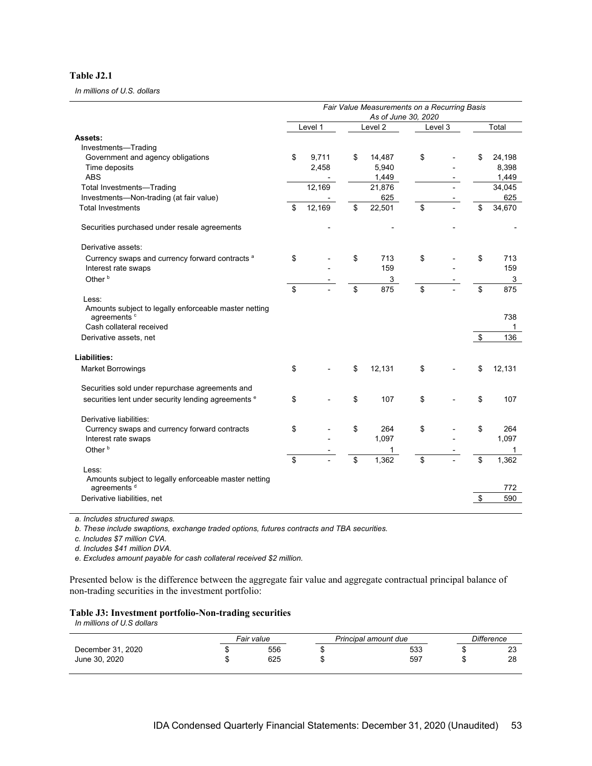**Table J2.1**

*In millions of U.S. dollars*

| | *Fair Value Measurements on a Recurring Basis As of June 30, 2020* | | | |
|---|---|---|---|---|
| | Level 1 | Level 2 | Level 3 | Total |
| **Assets:** | | | | |
| Investments—Trading | | | | |
| Government and agency obligations | $ 9,711 | $ 14,487 | $ - | $ 24,198 |
| Time deposits | 2,458 | 5,940 | - | 8,398 |
| ABS | - | 1,449 | - | 1,449 |
| Total Investments—Trading | 12,169 | 21,876 | - | 34,045 |
| Investments—Non-trading (at fair value) | - | 625 | - | 625 |
| Total Investments | $ 12,169 | $ 22,501 | $ - | $ 34,670 |
| Securities purchased under resale agreements | - | - | - | - |
| Derivative assets: | | | | |
| Currency swaps and currency forward contracts [a] | $ - | $ 713 | $ - | $ 713 |
| Interest rate swaps | - | 159 | - | 159 |
| Other [b] | - | 3 | - | 3 |
| | $ - | $ 875 | $ - | $ 875 |
| Less: | | | | |
| Amounts subject to legally enforceable master netting agreements [c] | | | | 738 |
| Cash collateral received | | | | 1 |
| Derivative assets, net | | | | $ 136 |
| **Liabilities:** | | | | |
| Market Borrowings | $ - | $ 12,131 | $ - | $ 12,131 |
| Securities sold under repurchase agreements and securities lent under security lending agreements [e] | $ - | $ 107 | $ - | $ 107 |
| Derivative liabilities: | | | | |
| Currency swaps and currency forward contracts | $ - | $ 264 | $ - | $ 264 |
| Interest rate swaps | - | 1,097 | - | 1,097 |
| Other [b] | - | 1 | - | 1 |
| | $ - | $ 1,362 | $ - | $ 1,362 |
| Less: | | | | |
| Amounts subject to legally enforceable master netting agreements [d] | | | | 772 |
| Derivative liabilities, net | | | | $ 590 |

*a. Includes structured swaps.*

*b. These include swaptions, exchange traded options, futures contracts and TBA securities.*

*c. Includes $7 million CVA.*

*d. Includes $41 million DVA.*

*e. Excludes amount payable for cash collateral received $2 million.*

Presented below is the difference between the aggregate fair value and aggregate contractual principal balance of non-trading securities in the investment portfolio:

**Table J3: Investment portfolio-Non-trading securities**

*In millions of U.S dollars*

| | *Fair value* | *Principal amount due* | *Difference* |
|---|---|---|---|
| December 31, 2020 | $ 556 | $ 533 | $ 23 |
| June 30, 2020 | $ 625 | $ 597 | $ 28 |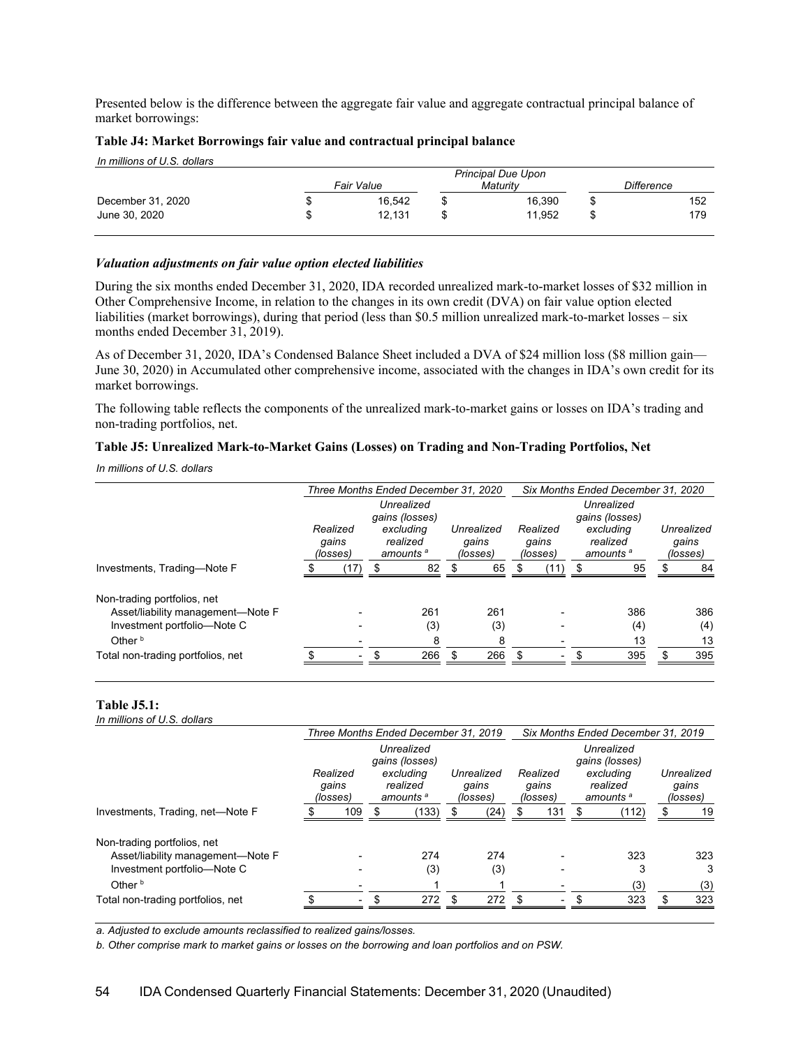Presented below is the difference between the aggregate fair value and aggregate contractual principal balance of market borrowings:

**Table J4: Market Borrowings fair value and contractual principal balance**

*In millions of U.S. dollars*

| | *Fair Value* | *Principal Due Upon Maturity* | *Difference* |
|---|---|---|---|
| December 31, 2020 | $ 16,542 | $ 16,390 | $ 152 |
| June 30, 2020 | $ 12,131 | $ 11,952 | $ 179 |

***Valuation adjustments on fair value option elected liabilities***

During the six months ended December 31, 2020, IDA recorded unrealized mark-to-market losses of $32 million in Other Comprehensive Income, in relation to the changes in its own credit (DVA) on fair value option elected liabilities (market borrowings), during that period (less than $0.5 million unrealized mark-to-market losses – six months ended December 31, 2019).

As of December 31, 2020, IDA's Condensed Balance Sheet included a DVA of $24 million loss ($8 million gain—June 30, 2020) in Accumulated other comprehensive income, associated with the changes in IDA's own credit for its market borrowings.

The following table reflects the components of the unrealized mark-to-market gains or losses on IDA's trading and non-trading portfolios, net.

**Table J5: Unrealized Mark-to-Market Gains (Losses) on Trading and Non-Trading Portfolios, Net**

*In millions of U.S. dollars*

| | *Three Months Ended December 31, 2020* | | | *Six Months Ended December 31, 2020* | | |
|---|---|---|---|---|---|---|
| | *Realized gains (losses)* | *Unrealized gains (losses) excluding realized amounts* [a] | *Unrealized gains (losses)* | *Realized gains (losses)* | *Unrealized gains (losses) excluding realized amounts* [a] | *Unrealized gains (losses)* |
| Investments, Trading—Note F | $ (17) | $ 82 | $ 65 | $ (11) | $ 95 | $ 84 |
| Non-trading portfolios, net | | | | | | |
| Asset/liability management—Note F | - | 261 | 261 | - | 386 | 386 |
| Investment portfolio—Note C | - | (3) | (3) | - | (4) | (4) |
| Other [b] | - | 8 | 8 | - | 13 | 13 |
| Total non-trading portfolios, net | $ - | $ 266 | $ 266 | $ - | $ 395 | $ 395 |

**Table J5.1:**

*In millions of U.S. dollars*

| | *Three Months Ended December 31, 2019* | | | *Six Months Ended December 31, 2019* | | |
|---|---|---|---|---|---|---|
| | *Realized gains (losses)* | *Unrealized gains (losses) excluding realized amounts* [a] | *Unrealized gains (losses)* | *Realized gains (losses)* | *Unrealized gains (losses) excluding realized amounts* [a] | *Unrealized gains (losses)* |
| Investments, Trading, net—Note F | $ 109 | $ (133) | $ (24) | $ 131 | $ (112) | $ 19 |
| Non-trading portfolios, net | | | | | | |
| Asset/liability management—Note F | - | 274 | 274 | - | 323 | 323 |
| Investment portfolio—Note C | - | (3) | (3) | - | 3 | 3 |
| Other [b] | - | 1 | 1 | - | (3) | (3) |
| Total non-trading portfolios, net | $ - | $ 272 | $ 272 | $ - | $ 323 | $ 323 |

*a. Adjusted to exclude amounts reclassified to realized gains/losses.*

*b. Other comprise mark to market gains or losses on the borrowing and loan portfolios and on PSW.*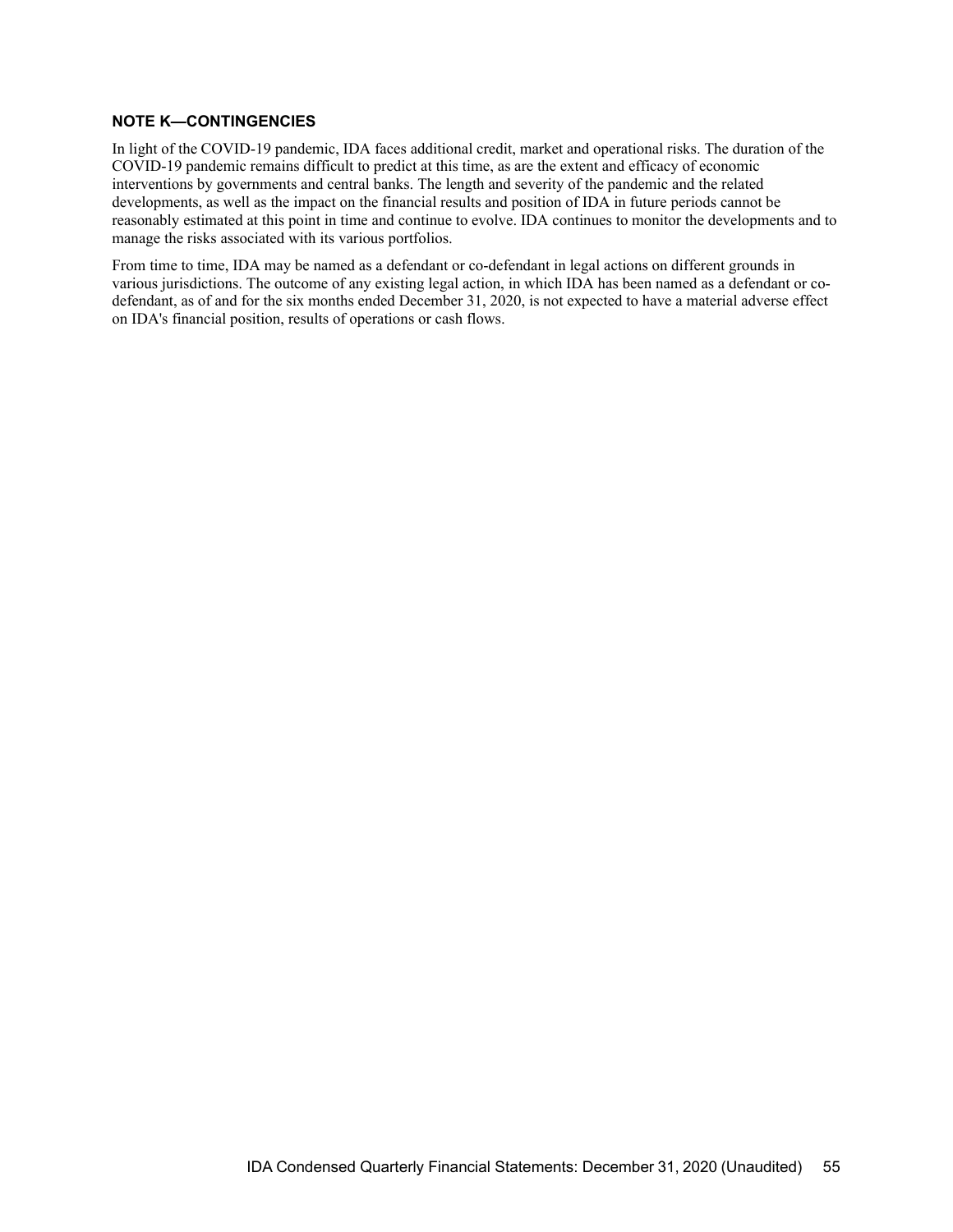## NOTE K—CONTINGENCIES

In light of the COVID-19 pandemic, IDA faces additional credit, market and operational risks. The duration of the COVID-19 pandemic remains difficult to predict at this time, as are the extent and efficacy of economic interventions by governments and central banks. The length and severity of the pandemic and the related developments, as well as the impact on the financial results and position of IDA in future periods cannot be reasonably estimated at this point in time and continue to evolve. IDA continues to monitor the developments and to manage the risks associated with its various portfolios.

From time to time, IDA may be named as a defendant or co-defendant in legal actions on different grounds in various jurisdictions. The outcome of any existing legal action, in which IDA has been named as a defendant or co-defendant, as of and for the six months ended December 31, 2020, is not expected to have a material adverse effect on IDA's financial position, results of operations or cash flows.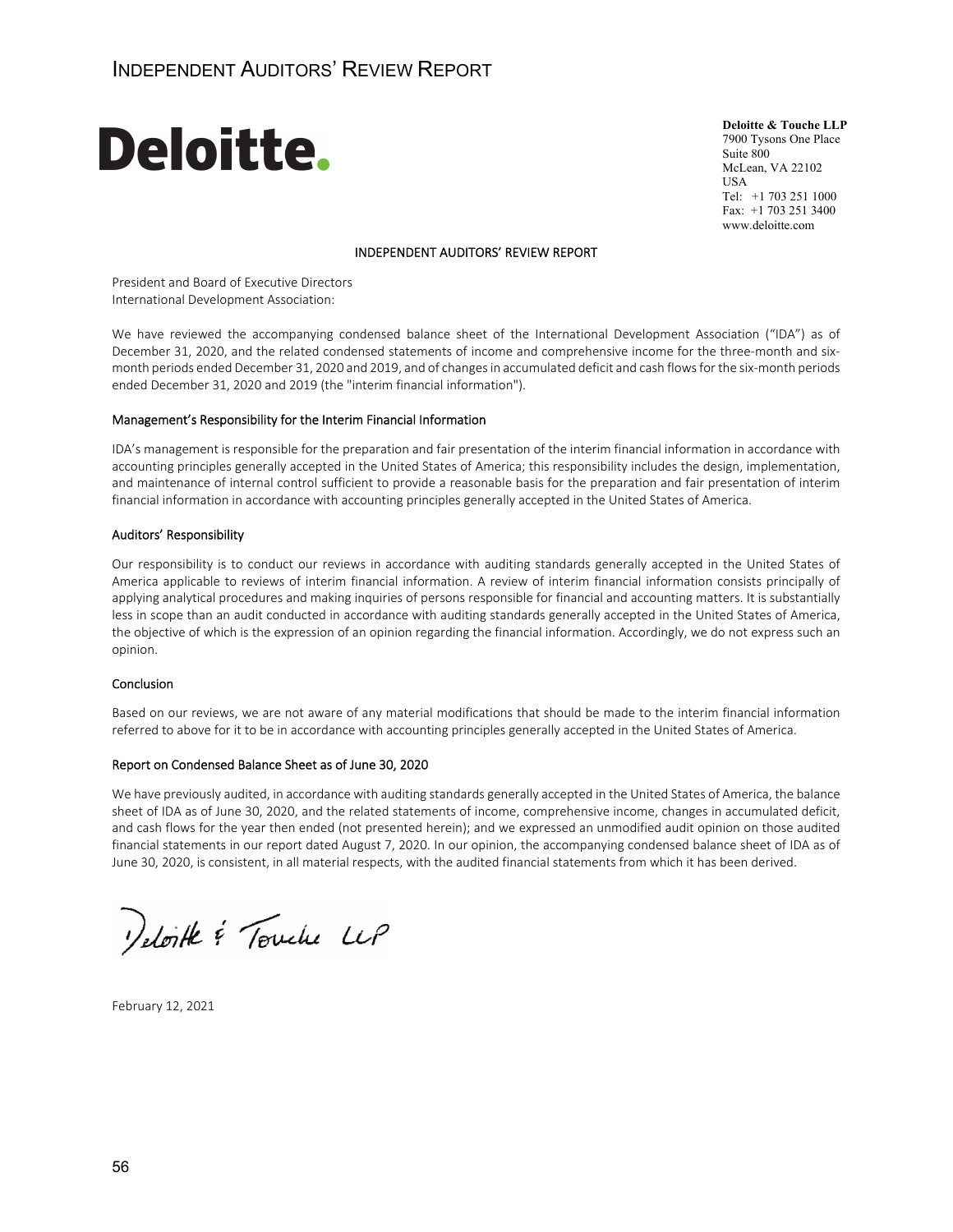# INDEPENDENT AUDITORS' REVIEW REPORT

**Deloitte.**

**Deloitte & Touche LLP**
7900 Tysons One Place
Suite 800
McLean, VA 22102
USA
Tel: +1 703 251 1000
Fax: +1 703 251 3400
www.deloitte.com

## INDEPENDENT AUDITORS' REVIEW REPORT

President and Board of Executive Directors
International Development Association:

We have reviewed the accompanying condensed balance sheet of the International Development Association ("IDA") as of December 31, 2020, and the related condensed statements of income and comprehensive income for the three-month and six-month periods ended December 31, 2020 and 2019, and of changes in accumulated deficit and cash flows for the six-month periods ended December 31, 2020 and 2019 (the "interim financial information").

### Management's Responsibility for the Interim Financial Information

IDA's management is responsible for the preparation and fair presentation of the interim financial information in accordance with accounting principles generally accepted in the United States of America; this responsibility includes the design, implementation, and maintenance of internal control sufficient to provide a reasonable basis for the preparation and fair presentation of interim financial information in accordance with accounting principles generally accepted in the United States of America.

### Auditors' Responsibility

Our responsibility is to conduct our reviews in accordance with auditing standards generally accepted in the United States of America applicable to reviews of interim financial information. A review of interim financial information consists principally of applying analytical procedures and making inquiries of persons responsible for financial and accounting matters. It is substantially less in scope than an audit conducted in accordance with auditing standards generally accepted in the United States of America, the objective of which is the expression of an opinion regarding the financial information. Accordingly, we do not express such an opinion.

### Conclusion

Based on our reviews, we are not aware of any material modifications that should be made to the interim financial information referred to above for it to be in accordance with accounting principles generally accepted in the United States of America.

### Report on Condensed Balance Sheet as of June 30, 2020

We have previously audited, in accordance with auditing standards generally accepted in the United States of America, the balance sheet of IDA as of June 30, 2020, and the related statements of income, comprehensive income, changes in accumulated deficit, and cash flows for the year then ended (not presented herein); and we expressed an unmodified audit opinion on those audited financial statements in our report dated August 7, 2020. In our opinion, the accompanying condensed balance sheet of IDA as of June 30, 2020, is consistent, in all material respects, with the audited financial statements from which it has been derived.

Deloitte & Touche LLP

February 12, 2021